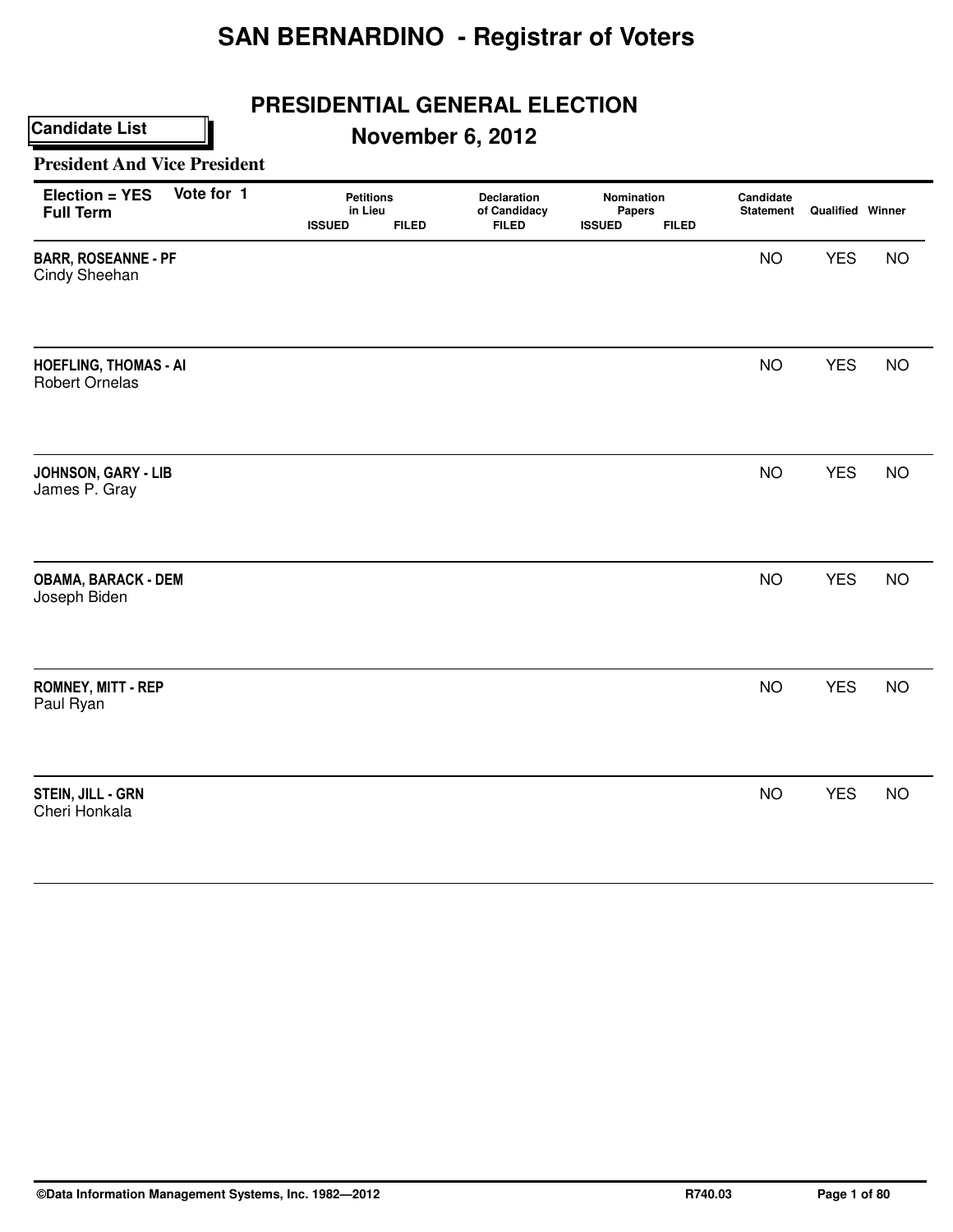# SAN BERNARDINO - Registrar of Voters

## PRESIDENTIAL GENERAL ELECTION

**Candidate List**

## November 6, 2012

### President And Vice President

| Election = YES Full Term | Vote for 1 | Petitions in Lieu ISSUED | Petitions in Lieu FILED | Declaration of Candidacy FILED | Nomination Papers ISSUED | Nomination Papers FILED | Candidate Statement | Qualified | Winner |
|---|---|---|---|---|---|---|---|---|---|
| **BARR, ROSEANNE - PF**<br>Cindy Sheehan | | | | | | | NO | YES | NO |
| **HOEFLING, THOMAS - AI**<br>Robert Ornelas | | | | | | | NO | YES | NO |
| **JOHNSON, GARY - LIB**<br>James P. Gray | | | | | | | NO | YES | NO |
| **OBAMA, BARACK - DEM**<br>Joseph Biden | | | | | | | NO | YES | NO |
| **ROMNEY, MITT - REP**<br>Paul Ryan | | | | | | | NO | YES | NO |
| **STEIN, JILL - GRN**<br>Cheri Honkala | | | | | | | NO | YES | NO |

©Data Information Management Systems, Inc. 1982—2012 R740.03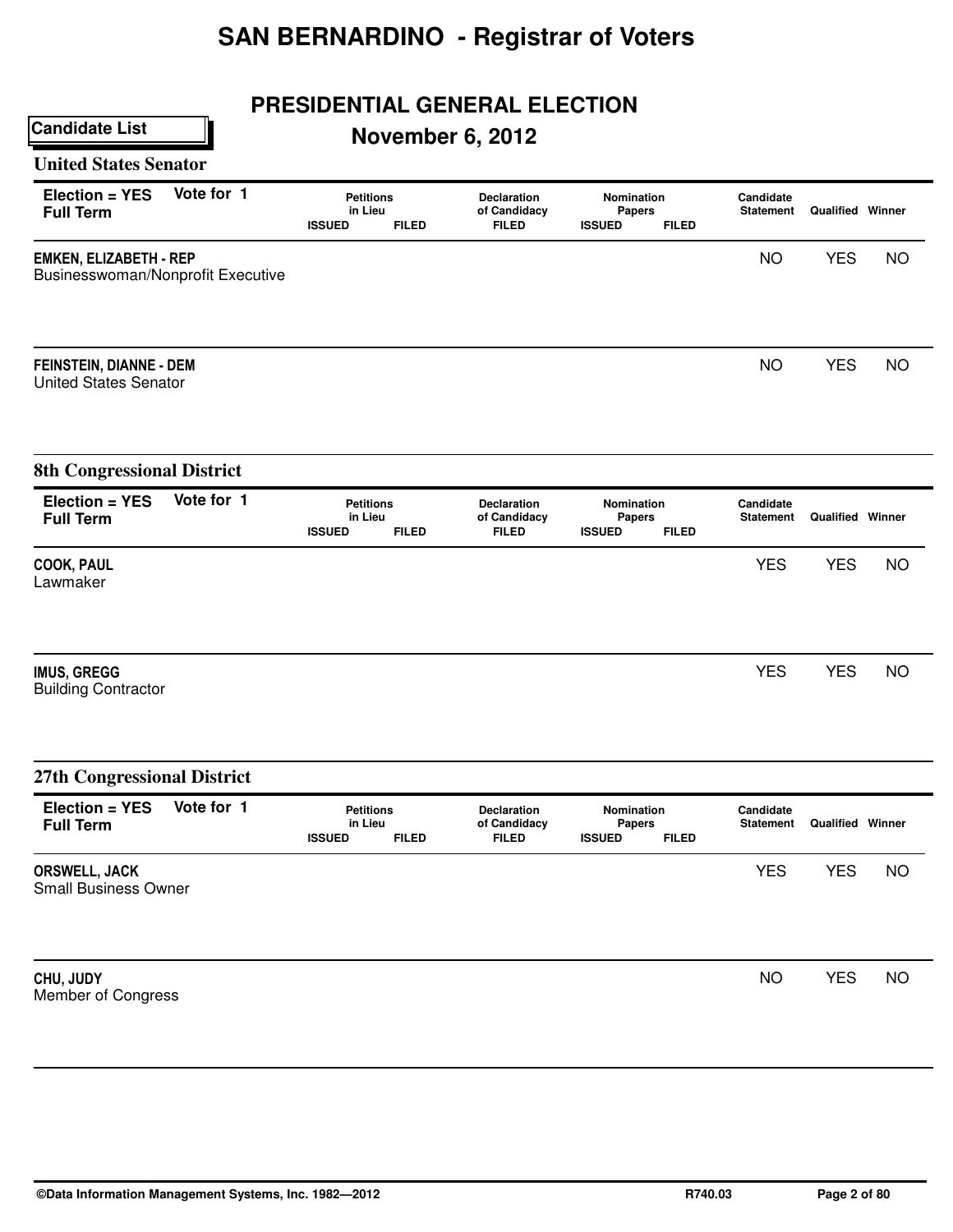# SAN BERNARDINO - Registrar of Voters

## PRESIDENTIAL GENERAL ELECTION

## November 6, 2012

**Candidate List**

### United States Senator

| Election = YES Full Term | Vote for 1 | Petitions in Lieu ISSUED | Petitions in Lieu FILED | Declaration of Candidacy FILED | Nomination Papers ISSUED | Nomination Papers FILED | Candidate Statement | Qualified | Winner |
|---|---|---|---|---|---|---|---|---|---|
| **EMKEN, ELIZABETH - REP** Businesswoman/Nonprofit Executive | | | | | | | NO | YES | NO |
| **FEINSTEIN, DIANNE - DEM** United States Senator | | | | | | | NO | YES | NO |

### 8th Congressional District

| Election = YES Full Term | Vote for 1 | Petitions in Lieu ISSUED | Petitions in Lieu FILED | Declaration of Candidacy FILED | Nomination Papers ISSUED | Nomination Papers FILED | Candidate Statement | Qualified | Winner |
|---|---|---|---|---|---|---|---|---|---|
| **COOK, PAUL** Lawmaker | | | | | | | YES | YES | NO |
| **IMUS, GREGG** Building Contractor | | | | | | | YES | YES | NO |

### 27th Congressional District

| Election = YES Full Term | Vote for 1 | Petitions in Lieu ISSUED | Petitions in Lieu FILED | Declaration of Candidacy FILED | Nomination Papers ISSUED | Nomination Papers FILED | Candidate Statement | Qualified | Winner |
|---|---|---|---|---|---|---|---|---|---|
| **ORSWELL, JACK** Small Business Owner | | | | | | | YES | YES | NO |
| **CHU, JUDY** Member of Congress | | | | | | | NO | YES | NO |

©Data Information Management Systems, Inc. 1982—2012 R740.03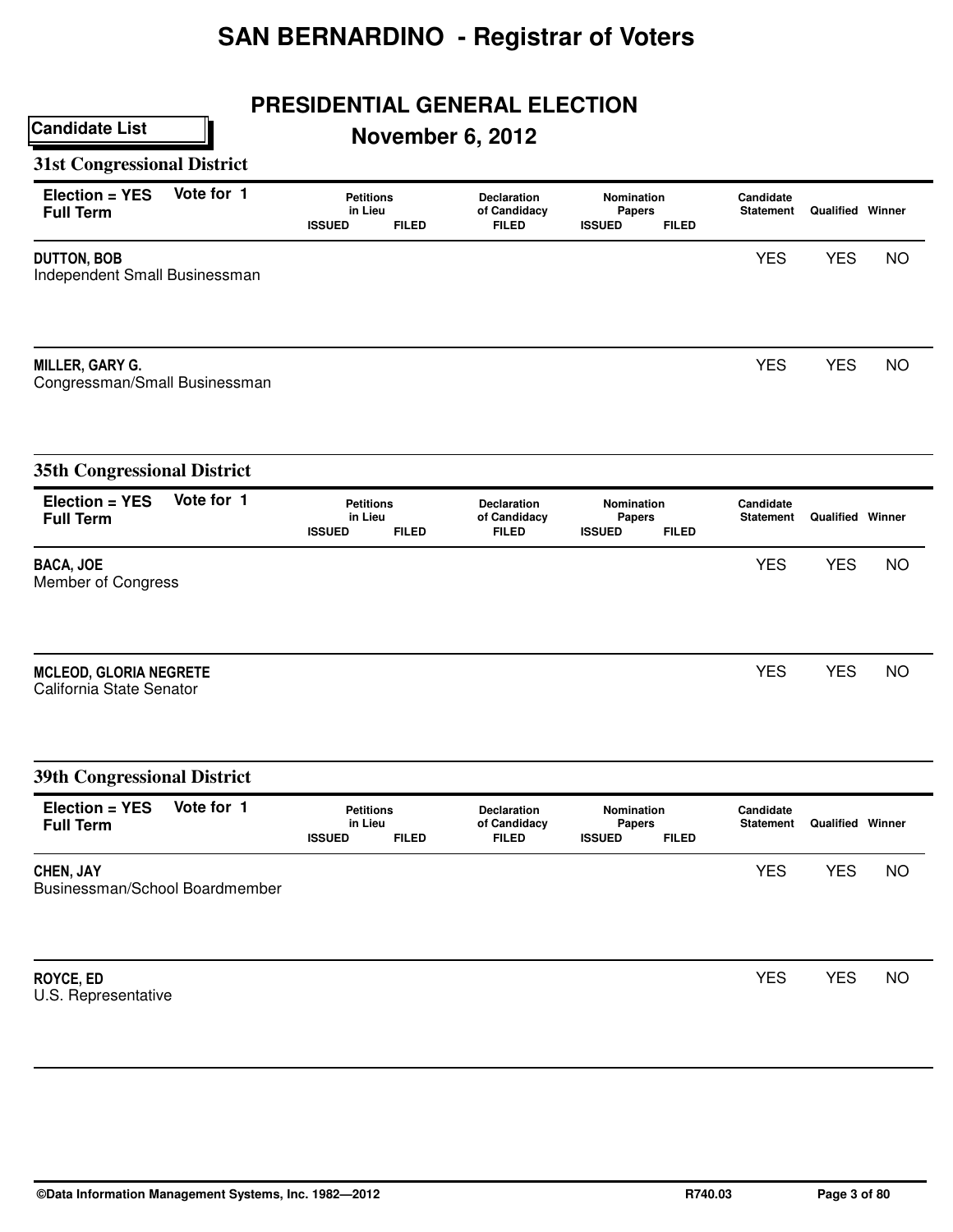# SAN BERNARDINO - Registrar of Voters

## PRESIDENTIAL GENERAL ELECTION

**Candidate List**

## November 6, 2012

### 31st Congressional District

| Election = YES Full Term | Vote for 1 | Petitions in Lieu ISSUED | Petitions in Lieu FILED | Declaration of Candidacy FILED | Nomination Papers ISSUED | Nomination Papers FILED | Candidate Statement | Qualified | Winner |
|---|---|---|---|---|---|---|---|---|---|
| **DUTTON, BOB** Independent Small Businessman | | | | | | | YES | YES | NO |
| **MILLER, GARY G.** Congressman/Small Businessman | | | | | | | YES | YES | NO |

### 35th Congressional District

| Election = YES Full Term | Vote for 1 | Petitions in Lieu ISSUED | Petitions in Lieu FILED | Declaration of Candidacy FILED | Nomination Papers ISSUED | Nomination Papers FILED | Candidate Statement | Qualified | Winner |
|---|---|---|---|---|---|---|---|---|---|
| **BACA, JOE** Member of Congress | | | | | | | YES | YES | NO |
| **MCLEOD, GLORIA NEGRETE** California State Senator | | | | | | | YES | YES | NO |

### 39th Congressional District

| Election = YES Full Term | Vote for 1 | Petitions in Lieu ISSUED | Petitions in Lieu FILED | Declaration of Candidacy FILED | Nomination Papers ISSUED | Nomination Papers FILED | Candidate Statement | Qualified | Winner |
|---|---|---|---|---|---|---|---|---|---|
| **CHEN, JAY** Businessman/School Boardmember | | | | | | | YES | YES | NO |
| **ROYCE, ED** U.S. Representative | | | | | | | YES | YES | NO |

©Data Information Management Systems, Inc. 1982—2012 R740.03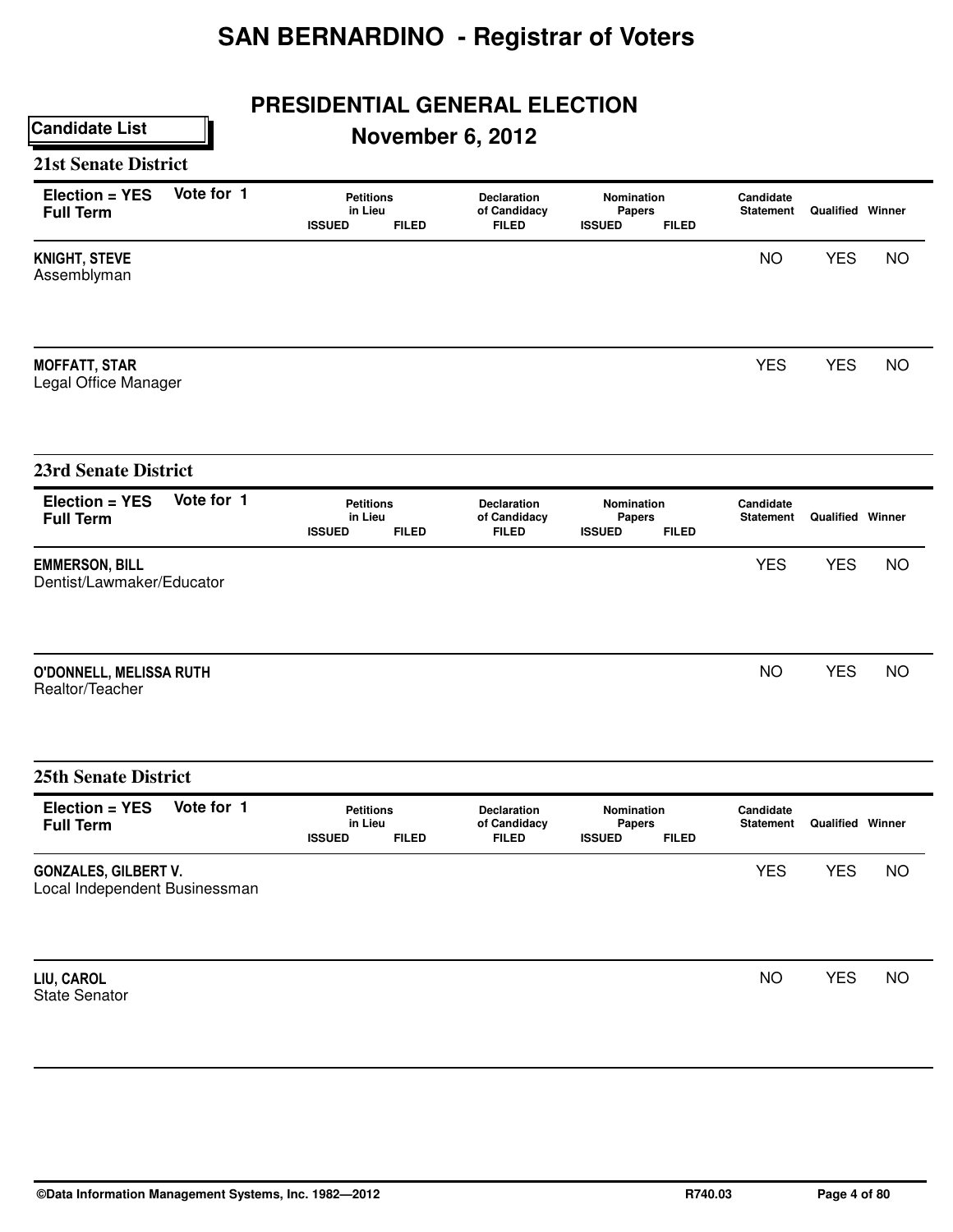# SAN BERNARDINO - Registrar of Voters

## PRESIDENTIAL GENERAL ELECTION

**Candidate List**

## November 6, 2012

### 21st Senate District

| Election = YES Full Term | Vote for 1 | Petitions in Lieu ISSUED | Petitions in Lieu FILED | Declaration of Candidacy FILED | Nomination Papers ISSUED | Nomination Papers FILED | Candidate Statement | Qualified | Winner |
|---|---|---|---|---|---|---|---|---|---|
| **KNIGHT, STEVE** Assemblyman | | | | | | | NO | YES | NO |
| **MOFFATT, STAR** Legal Office Manager | | | | | | | YES | YES | NO |

### 23rd Senate District

| Election = YES Full Term | Vote for 1 | Petitions in Lieu ISSUED | Petitions in Lieu FILED | Declaration of Candidacy FILED | Nomination Papers ISSUED | Nomination Papers FILED | Candidate Statement | Qualified | Winner |
|---|---|---|---|---|---|---|---|---|---|
| **EMMERSON, BILL** Dentist/Lawmaker/Educator | | | | | | | YES | YES | NO |
| **O'DONNELL, MELISSA RUTH** Realtor/Teacher | | | | | | | NO | YES | NO |

### 25th Senate District

| Election = YES Full Term | Vote for 1 | Petitions in Lieu ISSUED | Petitions in Lieu FILED | Declaration of Candidacy FILED | Nomination Papers ISSUED | Nomination Papers FILED | Candidate Statement | Qualified | Winner |
|---|---|---|---|---|---|---|---|---|---|
| **GONZALES, GILBERT V.** Local Independent Businessman | | | | | | | YES | YES | NO |
| **LIU, CAROL** State Senator | | | | | | | NO | YES | NO |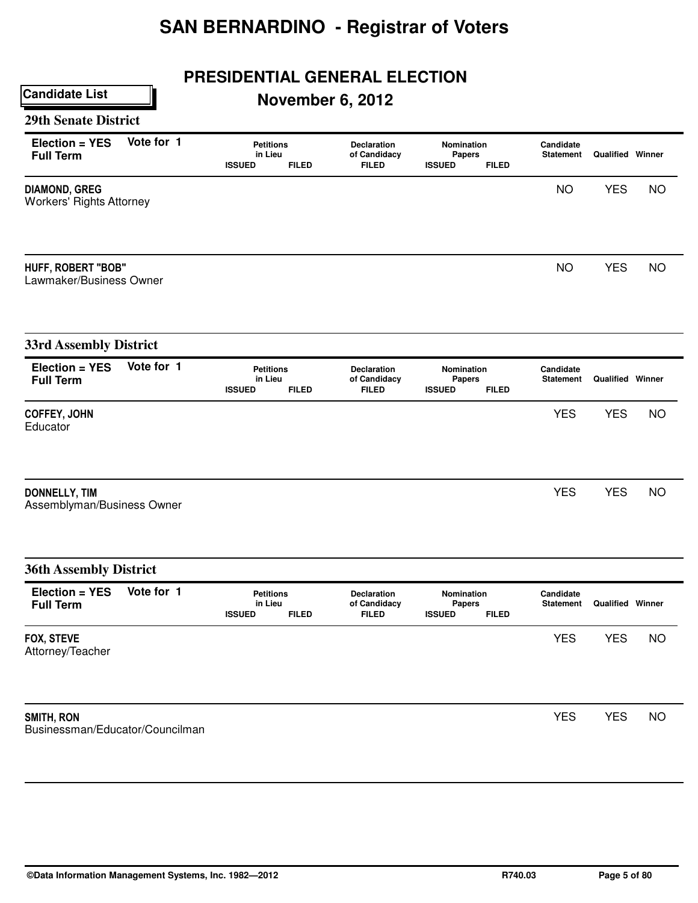# SAN BERNARDINO - Registrar of Voters

## PRESIDENTIAL GENERAL ELECTION

**Candidate List**

## November 6, 2012

### 29th Senate District

| Election = YES Full Term | Vote for 1 | Petitions in Lieu ISSUED | Petitions in Lieu FILED | Declaration of Candidacy FILED | Nomination Papers ISSUED | Nomination Papers FILED | Candidate Statement | Qualified | Winner |
|---|---|---|---|---|---|---|---|---|---|
| **DIAMOND, GREG** Workers' Rights Attorney | | | | | | | NO | YES | NO |
| **HUFF, ROBERT "BOB"** Lawmaker/Business Owner | | | | | | | NO | YES | NO |

### 33rd Assembly District

| Election = YES Full Term | Vote for 1 | Petitions in Lieu ISSUED | Petitions in Lieu FILED | Declaration of Candidacy FILED | Nomination Papers ISSUED | Nomination Papers FILED | Candidate Statement | Qualified | Winner |
|---|---|---|---|---|---|---|---|---|---|
| **COFFEY, JOHN** Educator | | | | | | | YES | YES | NO |
| **DONNELLY, TIM** Assemblyman/Business Owner | | | | | | | YES | YES | NO |

### 36th Assembly District

| Election = YES Full Term | Vote for 1 | Petitions in Lieu ISSUED | Petitions in Lieu FILED | Declaration of Candidacy FILED | Nomination Papers ISSUED | Nomination Papers FILED | Candidate Statement | Qualified | Winner |
|---|---|---|---|---|---|---|---|---|---|
| **FOX, STEVE** Attorney/Teacher | | | | | | | YES | YES | NO |
| **SMITH, RON** Businessman/Educator/Councilman | | | | | | | YES | YES | NO |

©Data Information Management Systems, Inc. 1982—2012 R740.03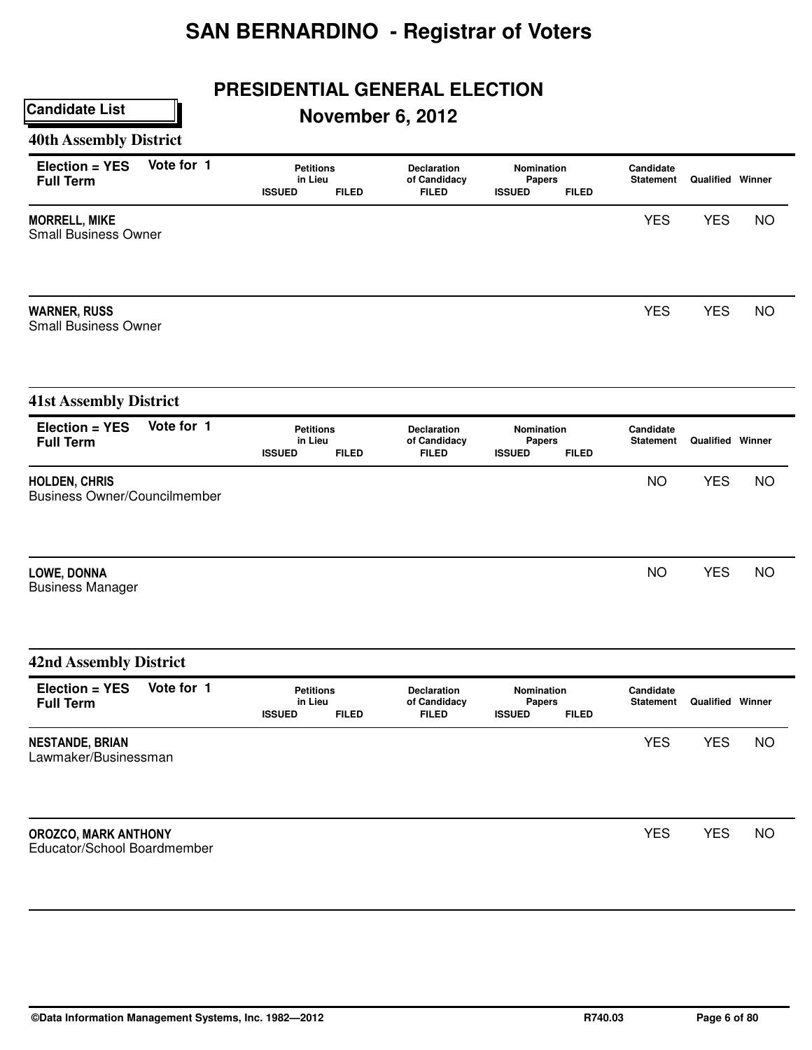# SAN BERNARDINO - Registrar of Voters

## PRESIDENTIAL GENERAL ELECTION

**Candidate List**

**November 6, 2012**

### 40th Assembly District

| Election = YES Full Term | Vote for 1 | Petitions in Lieu ISSUED | Petitions in Lieu FILED | Declaration of Candidacy FILED | Nomination Papers ISSUED | Nomination Papers FILED | Candidate Statement | Qualified | Winner |
|---|---|---|---|---|---|---|---|---|---|
| MORRELL, MIKE<br>Small Business Owner | | | | | | | YES | YES | NO |
| WARNER, RUSS<br>Small Business Owner | | | | | | | YES | YES | NO |

### 41st Assembly District

| Election = YES Full Term | Vote for 1 | Petitions in Lieu ISSUED | Petitions in Lieu FILED | Declaration of Candidacy FILED | Nomination Papers ISSUED | Nomination Papers FILED | Candidate Statement | Qualified | Winner |
|---|---|---|---|---|---|---|---|---|---|
| HOLDEN, CHRIS<br>Business Owner/Councilmember | | | | | | | NO | YES | NO |
| LOWE, DONNA<br>Business Manager | | | | | | | NO | YES | NO |

### 42nd Assembly District

| Election = YES Full Term | Vote for 1 | Petitions in Lieu ISSUED | Petitions in Lieu FILED | Declaration of Candidacy FILED | Nomination Papers ISSUED | Nomination Papers FILED | Candidate Statement | Qualified | Winner |
|---|---|---|---|---|---|---|---|---|---|
| NESTANDE, BRIAN<br>Lawmaker/Businessman | | | | | | | YES | YES | NO |
| OROZCO, MARK ANTHONY<br>Educator/School Boardmember | | | | | | | YES | YES | NO |

©Data Information Management Systems, Inc. 1982—2012 R740.03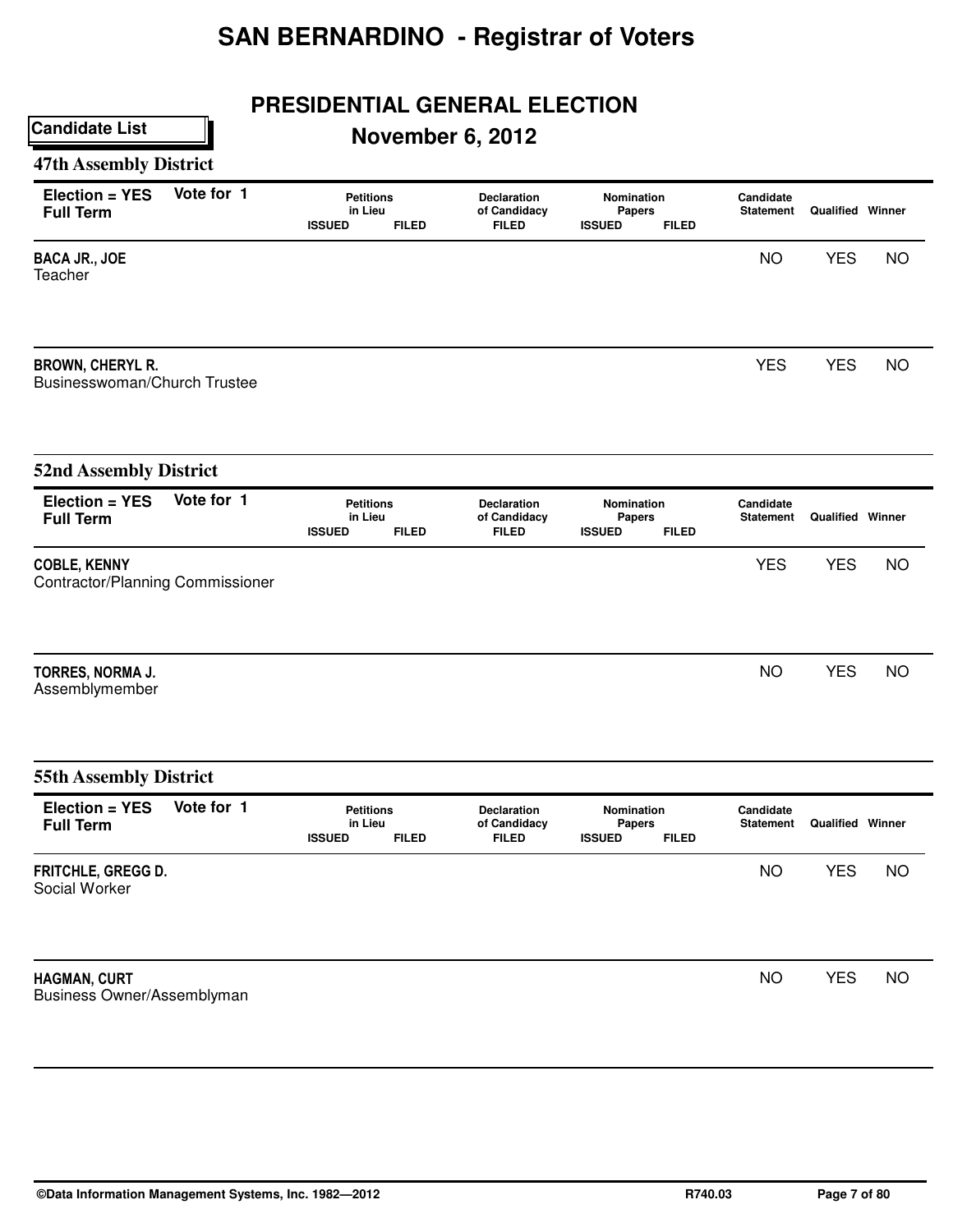# SAN BERNARDINO - Registrar of Voters

## PRESIDENTIAL GENERAL ELECTION

## November 6, 2012

**Candidate List**

### 47th Assembly District

| Election = YES Full Term | Vote for 1 | Petitions in Lieu ISSUED | Petitions in Lieu FILED | Declaration of Candidacy FILED | Nomination Papers ISSUED | Nomination Papers FILED | Candidate Statement | Qualified | Winner |
|---|---|---|---|---|---|---|---|---|---|
| **BACA JR., JOE** Teacher | | | | | | | NO | YES | NO |
| **BROWN, CHERYL R.** Businesswoman/Church Trustee | | | | | | | YES | YES | NO |

### 52nd Assembly District

| Election = YES Full Term | Vote for 1 | Petitions in Lieu ISSUED | Petitions in Lieu FILED | Declaration of Candidacy FILED | Nomination Papers ISSUED | Nomination Papers FILED | Candidate Statement | Qualified | Winner |
|---|---|---|---|---|---|---|---|---|---|
| **COBLE, KENNY** Contractor/Planning Commissioner | | | | | | | YES | YES | NO |
| **TORRES, NORMA J.** Assemblymember | | | | | | | NO | YES | NO |

### 55th Assembly District

| Election = YES Full Term | Vote for 1 | Petitions in Lieu ISSUED | Petitions in Lieu FILED | Declaration of Candidacy FILED | Nomination Papers ISSUED | Nomination Papers FILED | Candidate Statement | Qualified | Winner |
|---|---|---|---|---|---|---|---|---|---|
| **FRITCHLE, GREGG D.** Social Worker | | | | | | | NO | YES | NO |
| **HAGMAN, CURT** Business Owner/Assemblyman | | | | | | | NO | YES | NO |

©Data Information Management Systems, Inc. 1982—2012 R740.03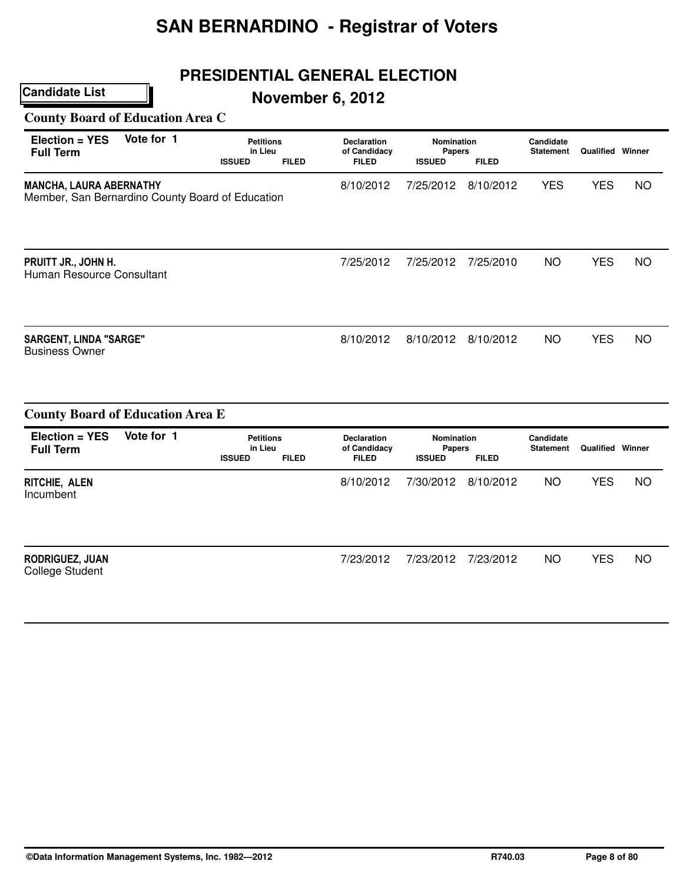# SAN BERNARDINO - Registrar of Voters

## PRESIDENTIAL GENERAL ELECTION

**Candidate List**

## November 6, 2012

### County Board of Education Area C

| Election = YES Full Term Vote for 1 | Petitions in Lieu | | Declaration of Candidacy | Nomination Papers | | Candidate Statement | Qualified | Winner |
|---|---|---|---|---|---|---|---|---|
| | ISSUED | FILED | FILED | ISSUED | FILED | | | |
| **MANCHA, LAURA ABERNATHY**<br>Member, San Bernardino County Board of Education | | | 8/10/2012 | 7/25/2012 | 8/10/2012 | YES | YES | NO |
| **PRUITT JR., JOHN H.**<br>Human Resource Consultant | | | 7/25/2012 | 7/25/2012 | 7/25/2010 | NO | YES | NO |
| **SARGENT, LINDA "SARGE"**<br>Business Owner | | | 8/10/2012 | 8/10/2012 | 8/10/2012 | NO | YES | NO |

### County Board of Education Area E

| Election = YES Full Term Vote for 1 | Petitions in Lieu | | Declaration of Candidacy | Nomination Papers | | Candidate Statement | Qualified | Winner |
|---|---|---|---|---|---|---|---|---|
| | ISSUED | FILED | FILED | ISSUED | FILED | | | |
| **RITCHIE, ALEN**<br>Incumbent | | | 8/10/2012 | 7/30/2012 | 8/10/2012 | NO | YES | NO |
| **RODRIGUEZ, JUAN**<br>College Student | | | 7/23/2012 | 7/23/2012 | 7/23/2012 | NO | YES | NO |

©Data Information Management Systems, Inc. 1982—2012 R740.03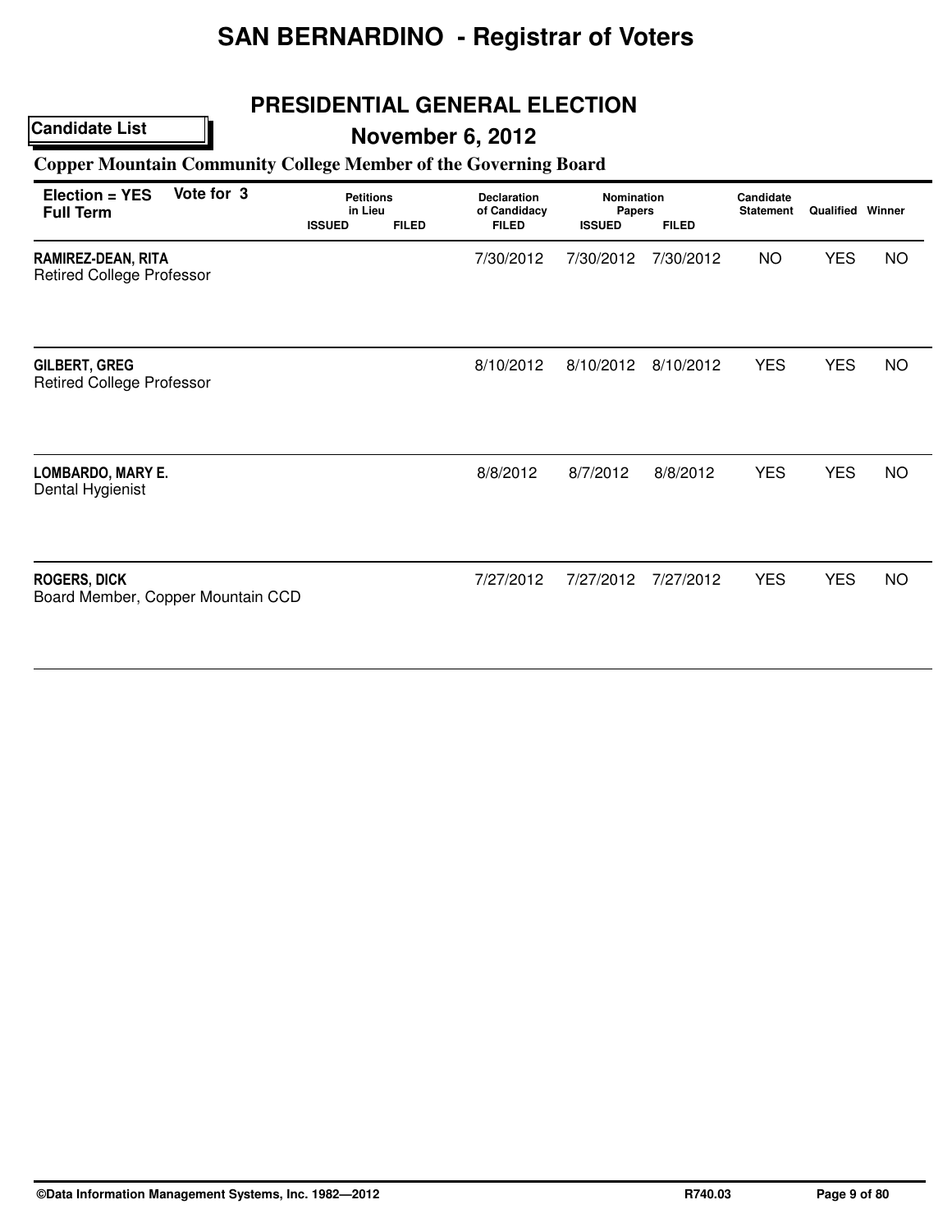# SAN BERNARDINO - Registrar of Voters

## PRESIDENTIAL GENERAL ELECTION

**Candidate List**

## November 6, 2012

### Copper Mountain Community College Member of the Governing Board

| Election = YES Full Term | Vote for 3 | Petitions in Lieu ISSUED | Petitions in Lieu FILED | Declaration of Candidacy FILED | Nomination Papers ISSUED | Nomination Papers FILED | Candidate Statement | Qualified | Winner |
|---|---|---|---|---|---|---|---|---|---|
| **RAMIREZ-DEAN, RITA** Retired College Professor | | | | 7/30/2012 | 7/30/2012 | 7/30/2012 | NO | YES | NO |
| **GILBERT, GREG** Retired College Professor | | | | 8/10/2012 | 8/10/2012 | 8/10/2012 | YES | YES | NO |
| **LOMBARDO, MARY E.** Dental Hygienist | | | | 8/8/2012 | 8/7/2012 | 8/8/2012 | YES | YES | NO |
| **ROGERS, DICK** Board Member, Copper Mountain CCD | | | | 7/27/2012 | 7/27/2012 | 7/27/2012 | YES | YES | NO |

©Data Information Management Systems, Inc. 1982—2012 R740.03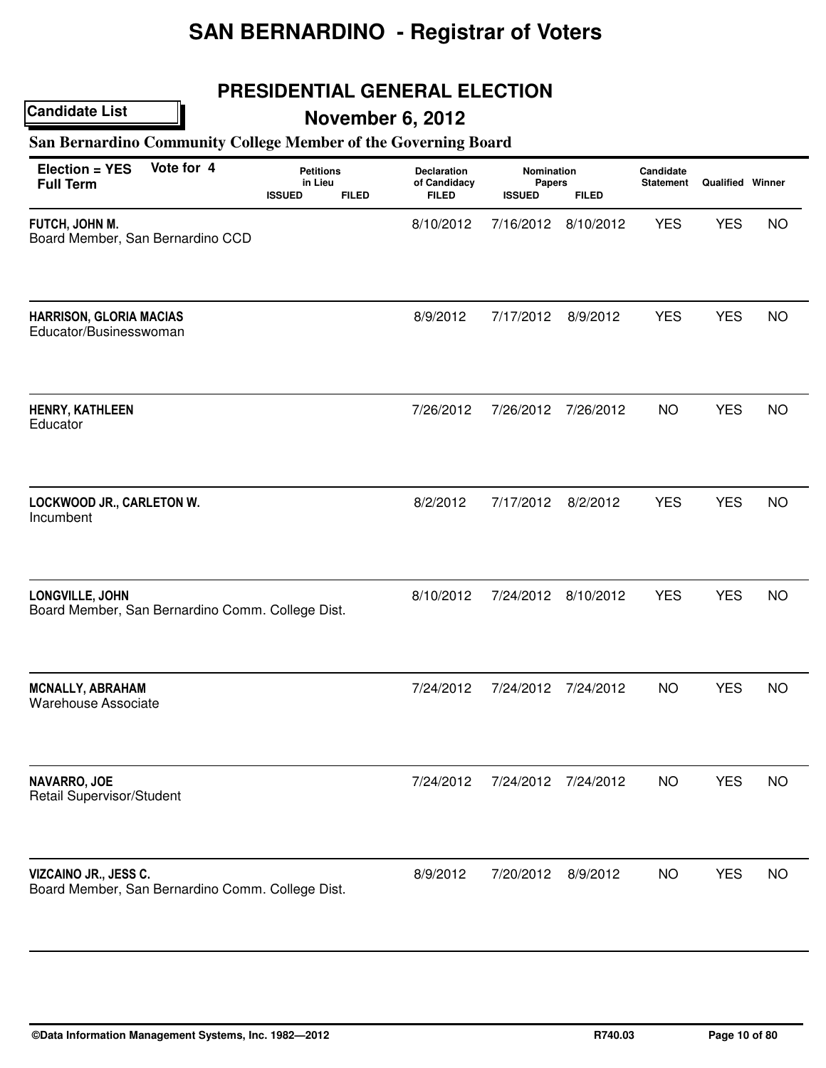# SAN BERNARDINO - Registrar of Voters

## PRESIDENTIAL GENERAL ELECTION

**Candidate List**

## November 6, 2012

### San Bernardino Community College Member of the Governing Board

**Election = YES** **Vote for 4**
**Full Term**

| Candidate | Petitions in Lieu ISSUED | Petitions in Lieu FILED | Declaration of Candidacy FILED | Nomination Papers ISSUED | Nomination Papers FILED | Candidate Statement | Qualified | Winner |
|---|---|---|---|---|---|---|---|---|
| **FUTCH, JOHN M.**<br>Board Member, San Bernardino CCD | | | 8/10/2012 | 7/16/2012 | 8/10/2012 | YES | YES | NO |
| **HARRISON, GLORIA MACIAS**<br>Educator/Businesswoman | | | 8/9/2012 | 7/17/2012 | 8/9/2012 | YES | YES | NO |
| **HENRY, KATHLEEN**<br>Educator | | | 7/26/2012 | 7/26/2012 | 7/26/2012 | NO | YES | NO |
| **LOCKWOOD JR., CARLETON W.**<br>Incumbent | | | 8/2/2012 | 7/17/2012 | 8/2/2012 | YES | YES | NO |
| **LONGVILLE, JOHN**<br>Board Member, San Bernardino Comm. College Dist. | | | 8/10/2012 | 7/24/2012 | 8/10/2012 | YES | YES | NO |
| **MCNALLY, ABRAHAM**<br>Warehouse Associate | | | 7/24/2012 | 7/24/2012 | 7/24/2012 | NO | YES | NO |
| **NAVARRO, JOE**<br>Retail Supervisor/Student | | | 7/24/2012 | 7/24/2012 | 7/24/2012 | NO | YES | NO |
| **VIZCAINO JR., JESS C.**<br>Board Member, San Bernardino Comm. College Dist. | | | 8/9/2012 | 7/20/2012 | 8/9/2012 | NO | YES | NO |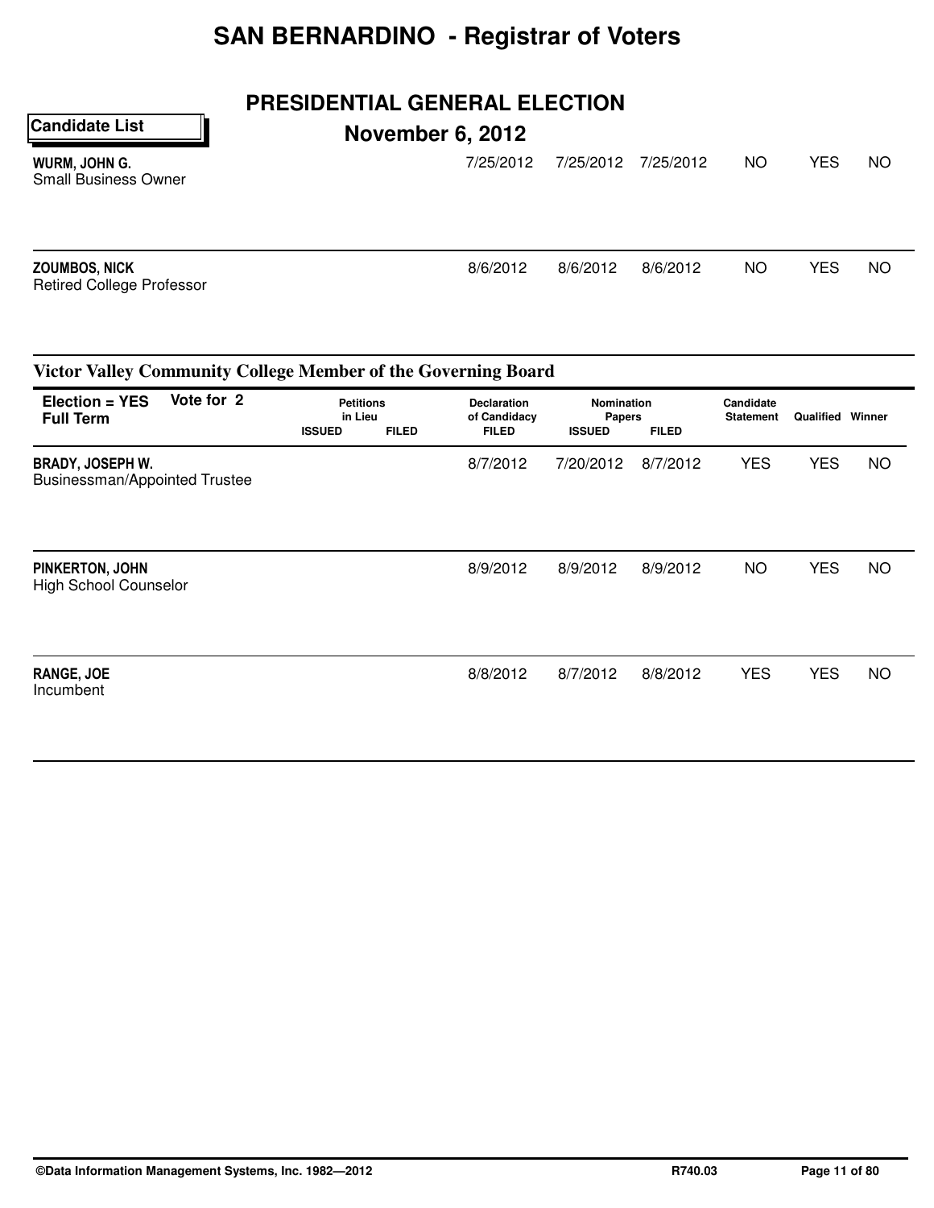# SAN BERNARDINO - Registrar of Voters

## PRESIDENTIAL GENERAL ELECTION

**Candidate List**

**November 6, 2012**

| Candidate | Petitions in Lieu ISSUED | Petitions in Lieu FILED | Declaration of Candidacy FILED | Nomination Papers ISSUED | Nomination Papers FILED | Candidate Statement | Qualified | Winner |
|---|---|---|---|---|---|---|---|---|
| **WURM, JOHN G.** Small Business Owner | | | 7/25/2012 | 7/25/2012 | 7/25/2012 | NO | YES | NO |
| **ZOUMBOS, NICK** Retired College Professor | | | 8/6/2012 | 8/6/2012 | 8/6/2012 | NO | YES | NO |

### Victor Valley Community College Member of the Governing Board

**Election = YES** **Vote for 2**
**Full Term**

| Candidate | Petitions in Lieu ISSUED | Petitions in Lieu FILED | Declaration of Candidacy FILED | Nomination Papers ISSUED | Nomination Papers FILED | Candidate Statement | Qualified | Winner |
|---|---|---|---|---|---|---|---|---|
| **BRADY, JOSEPH W.** Businessman/Appointed Trustee | | | 8/7/2012 | 7/20/2012 | 8/7/2012 | YES | YES | NO |
| **PINKERTON, JOHN** High School Counselor | | | 8/9/2012 | 8/9/2012 | 8/9/2012 | NO | YES | NO |
| **RANGE, JOE** Incumbent | | | 8/8/2012 | 8/7/2012 | 8/8/2012 | YES | YES | NO |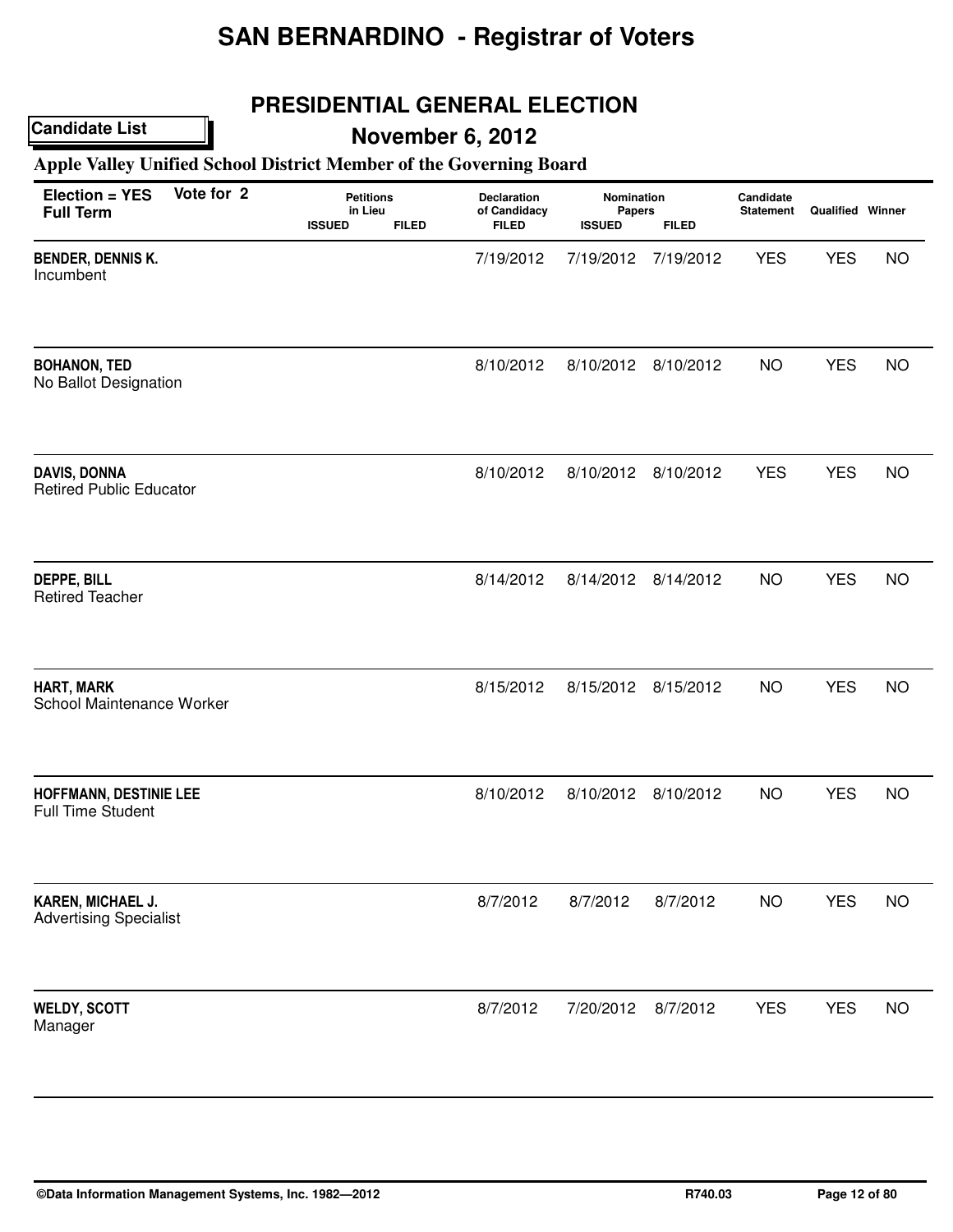# SAN BERNARDINO - Registrar of Voters

## PRESIDENTIAL GENERAL ELECTION

**Candidate List**

## November 6, 2012

### Apple Valley Unified School District Member of the Governing Board

**Election = YES** **Vote for 2**
**Full Term**

| Candidate | Petitions in Lieu ISSUED | Petitions in Lieu FILED | Declaration of Candidacy FILED | Nomination Papers ISSUED | Nomination Papers FILED | Candidate Statement | Qualified | Winner |
|---|---|---|---|---|---|---|---|---|
| **BENDER, DENNIS K.** Incumbent | | | 7/19/2012 | 7/19/2012 | 7/19/2012 | YES | YES | NO |
| **BOHANON, TED** No Ballot Designation | | | 8/10/2012 | 8/10/2012 | 8/10/2012 | NO | YES | NO |
| **DAVIS, DONNA** Retired Public Educator | | | 8/10/2012 | 8/10/2012 | 8/10/2012 | YES | YES | NO |
| **DEPPE, BILL** Retired Teacher | | | 8/14/2012 | 8/14/2012 | 8/14/2012 | NO | YES | NO |
| **HART, MARK** School Maintenance Worker | | | 8/15/2012 | 8/15/2012 | 8/15/2012 | NO | YES | NO |
| **HOFFMANN, DESTINIE LEE** Full Time Student | | | 8/10/2012 | 8/10/2012 | 8/10/2012 | NO | YES | NO |
| **KAREN, MICHAEL J.** Advertising Specialist | | | 8/7/2012 | 8/7/2012 | 8/7/2012 | NO | YES | NO |
| **WELDY, SCOTT** Manager | | | 8/7/2012 | 7/20/2012 | 8/7/2012 | YES | YES | NO |

©Data Information Management Systems, Inc. 1982—2012 R740.03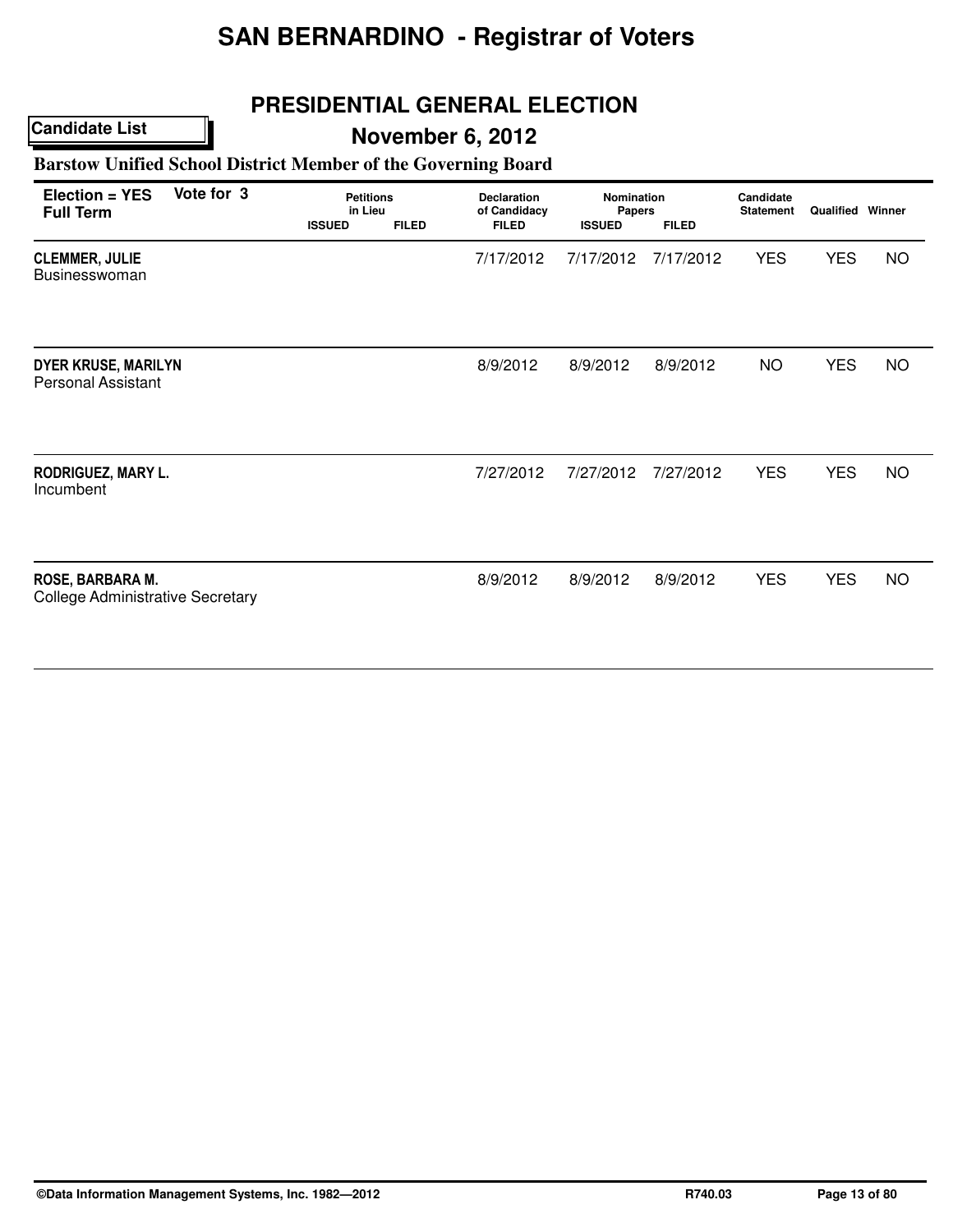# SAN BERNARDINO - Registrar of Voters

## PRESIDENTIAL GENERAL ELECTION

**Candidate List**

## November 6, 2012

### Barstow Unified School District Member of the Governing Board

| Election = YES Full Term | Vote for 3 | Petitions in Lieu | | Declaration of Candidacy | Nomination Papers | | Candidate Statement | Qualified | Winner |
|---|---|---|---|---|---|---|---|---|---|
| | | ISSUED | FILED | FILED | ISSUED | FILED | | | |
| **CLEMMER, JULIE** Businesswoman | | | | 7/17/2012 | 7/17/2012 | 7/17/2012 | YES | YES | NO |
| **DYER KRUSE, MARILYN** Personal Assistant | | | | 8/9/2012 | 8/9/2012 | 8/9/2012 | NO | YES | NO |
| **RODRIGUEZ, MARY L.** Incumbent | | | | 7/27/2012 | 7/27/2012 | 7/27/2012 | YES | YES | NO |
| **ROSE, BARBARA M.** College Administrative Secretary | | | | 8/9/2012 | 8/9/2012 | 8/9/2012 | YES | YES | NO |

©Data Information Management Systems, Inc. 1982—2012 R740.03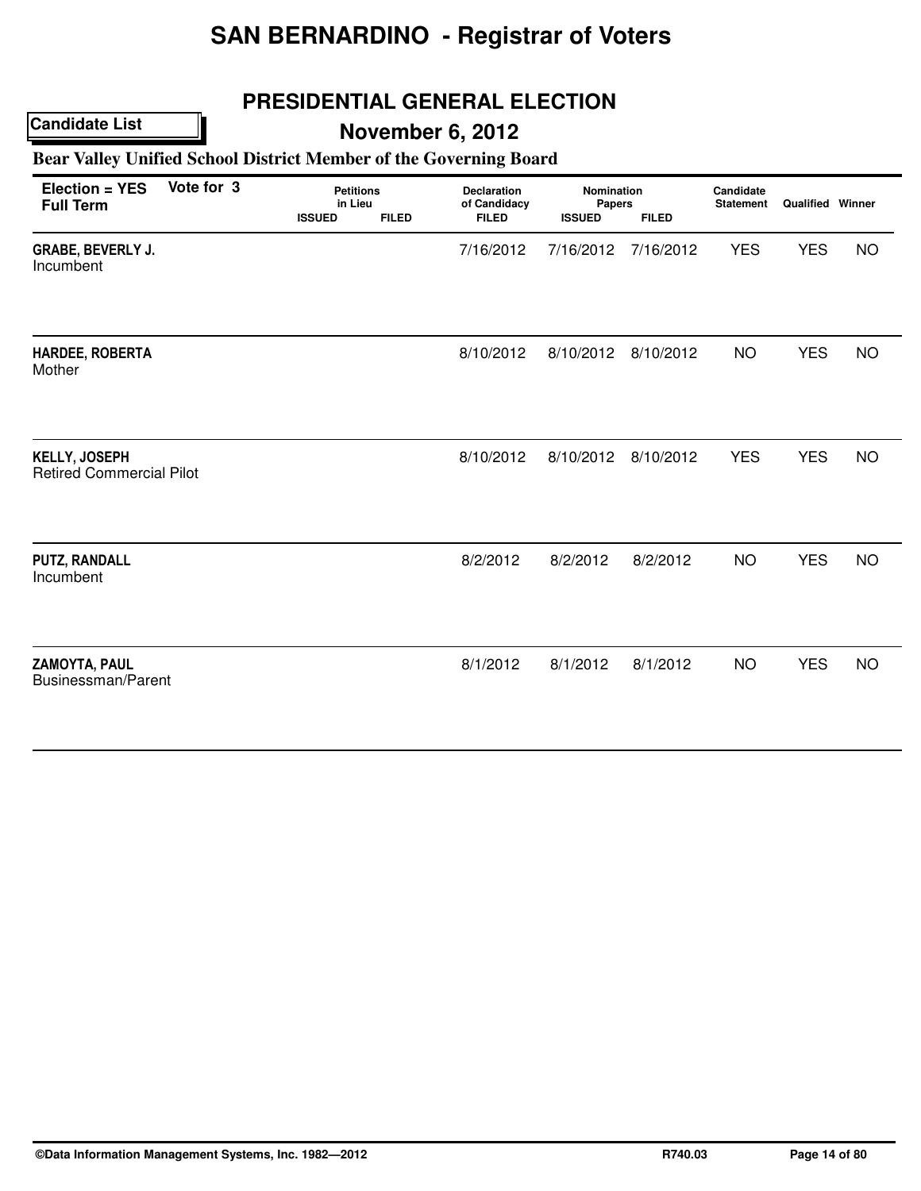# SAN BERNARDINO - Registrar of Voters

## PRESIDENTIAL GENERAL ELECTION

**Candidate List**

## November 6, 2012

### Bear Valley Unified School District Member of the Governing Board

| Election = YES Full Term | Vote for 3 | Petitions in Lieu ISSUED | Petitions in Lieu FILED | Declaration of Candidacy FILED | Nomination Papers ISSUED | Nomination Papers FILED | Candidate Statement | Qualified | Winner |
|---|---|---|---|---|---|---|---|---|---|
| **GRABE, BEVERLY J.** Incumbent | | | | 7/16/2012 | 7/16/2012 | 7/16/2012 | YES | YES | NO |
| **HARDEE, ROBERTA** Mother | | | | 8/10/2012 | 8/10/2012 | 8/10/2012 | NO | YES | NO |
| **KELLY, JOSEPH** Retired Commercial Pilot | | | | 8/10/2012 | 8/10/2012 | 8/10/2012 | YES | YES | NO |
| **PUTZ, RANDALL** Incumbent | | | | 8/2/2012 | 8/2/2012 | 8/2/2012 | NO | YES | NO |
| **ZAMOYTA, PAUL** Businessman/Parent | | | | 8/1/2012 | 8/1/2012 | 8/1/2012 | NO | YES | NO |

©Data Information Management Systems, Inc. 1982—2012 R740.03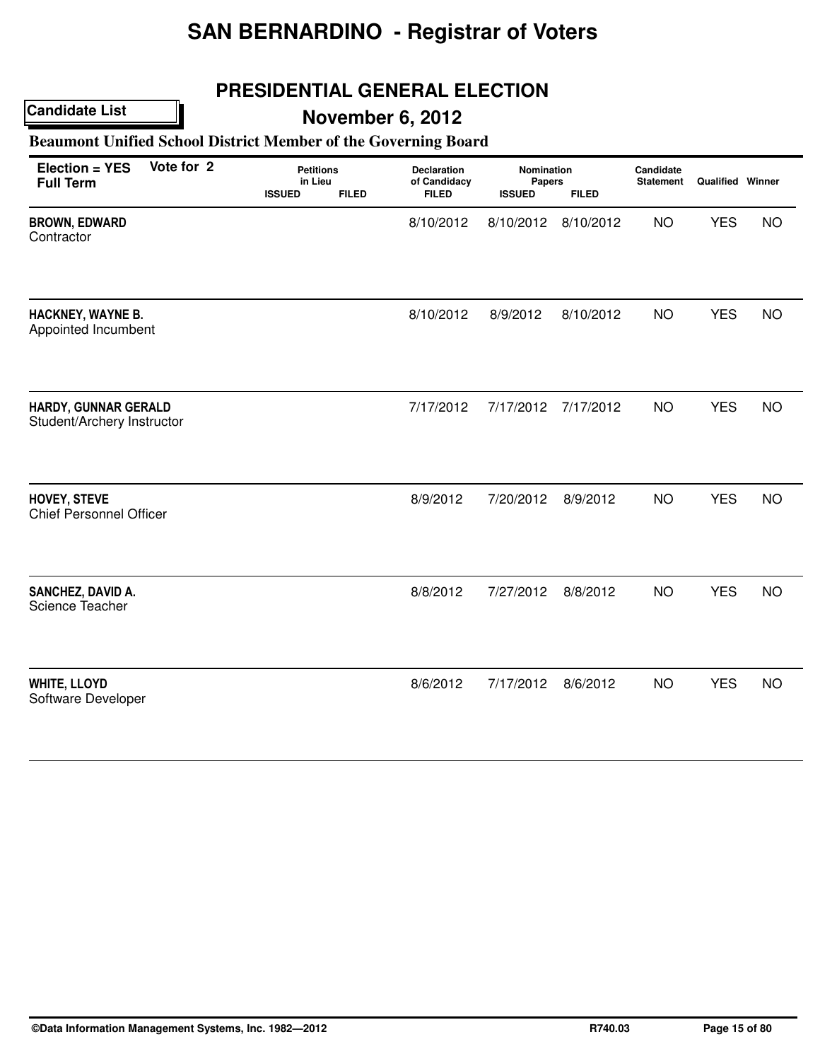# SAN BERNARDINO - Registrar of Voters

## PRESIDENTIAL GENERAL ELECTION

**Candidate List**

## November 6, 2012

### Beaumont Unified School District Member of the Governing Board

| Election = YES Full Term | Vote for 2 | Petitions in Lieu ISSUED | Petitions in Lieu FILED | Declaration of Candidacy FILED | Nomination Papers ISSUED | Nomination Papers FILED | Candidate Statement | Qualified | Winner |
|---|---|---|---|---|---|---|---|---|---|
| **BROWN, EDWARD** Contractor | | | | 8/10/2012 | 8/10/2012 | 8/10/2012 | NO | YES | NO |
| **HACKNEY, WAYNE B.** Appointed Incumbent | | | | 8/10/2012 | 8/9/2012 | 8/10/2012 | NO | YES | NO |
| **HARDY, GUNNAR GERALD** Student/Archery Instructor | | | | 7/17/2012 | 7/17/2012 | 7/17/2012 | NO | YES | NO |
| **HOVEY, STEVE** Chief Personnel Officer | | | | 8/9/2012 | 7/20/2012 | 8/9/2012 | NO | YES | NO |
| **SANCHEZ, DAVID A.** Science Teacher | | | | 8/8/2012 | 7/27/2012 | 8/8/2012 | NO | YES | NO |
| **WHITE, LLOYD** Software Developer | | | | 8/6/2012 | 7/17/2012 | 8/6/2012 | NO | YES | NO |

©Data Information Management Systems, Inc. 1982—2012 R740.03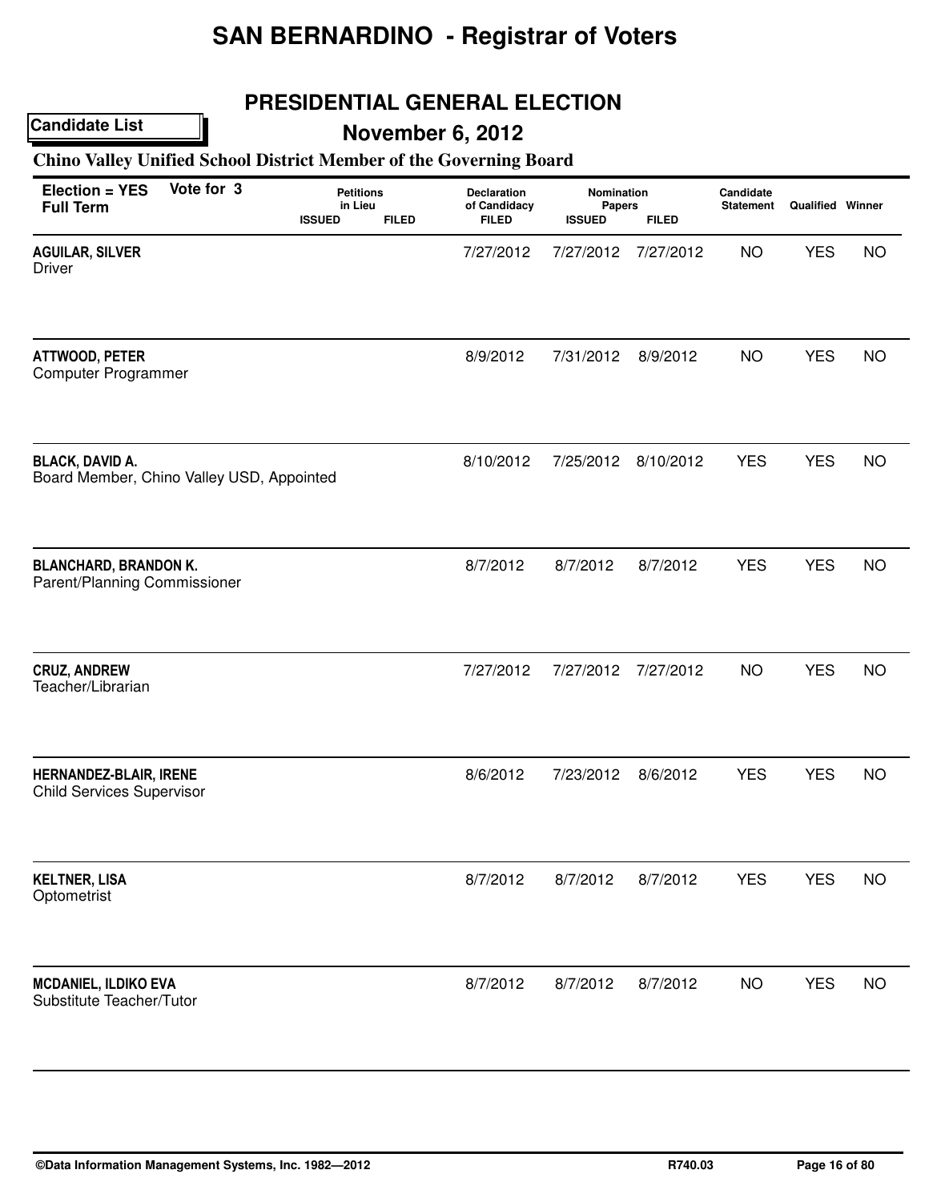# SAN BERNARDINO - Registrar of Voters

## PRESIDENTIAL GENERAL ELECTION

**Candidate List**

## November 6, 2012

### Chino Valley Unified School District Member of the Governing Board

| Election = YES Full Term | Vote for 3 | Petitions in Lieu ISSUED | Petitions in Lieu FILED | Declaration of Candidacy FILED | Nomination Papers ISSUED | Nomination Papers FILED | Candidate Statement | Qualified | Winner |
|---|---|---|---|---|---|---|---|---|---|
| **AGUILAR, SILVER** Driver | | | | 7/27/2012 | 7/27/2012 | 7/27/2012 | NO | YES | NO |
| **ATTWOOD, PETER** Computer Programmer | | | | 8/9/2012 | 7/31/2012 | 8/9/2012 | NO | YES | NO |
| **BLACK, DAVID A.** Board Member, Chino Valley USD, Appointed | | | | 8/10/2012 | 7/25/2012 | 8/10/2012 | YES | YES | NO |
| **BLANCHARD, BRANDON K.** Parent/Planning Commissioner | | | | 8/7/2012 | 8/7/2012 | 8/7/2012 | YES | YES | NO |
| **CRUZ, ANDREW** Teacher/Librarian | | | | 7/27/2012 | 7/27/2012 | 7/27/2012 | NO | YES | NO |
| **HERNANDEZ-BLAIR, IRENE** Child Services Supervisor | | | | 8/6/2012 | 7/23/2012 | 8/6/2012 | YES | YES | NO |
| **KELTNER, LISA** Optometrist | | | | 8/7/2012 | 8/7/2012 | 8/7/2012 | YES | YES | NO |
| **MCDANIEL, ILDIKO EVA** Substitute Teacher/Tutor | | | | 8/7/2012 | 8/7/2012 | 8/7/2012 | NO | YES | NO |

©Data Information Management Systems, Inc. 1982—2012 R740.03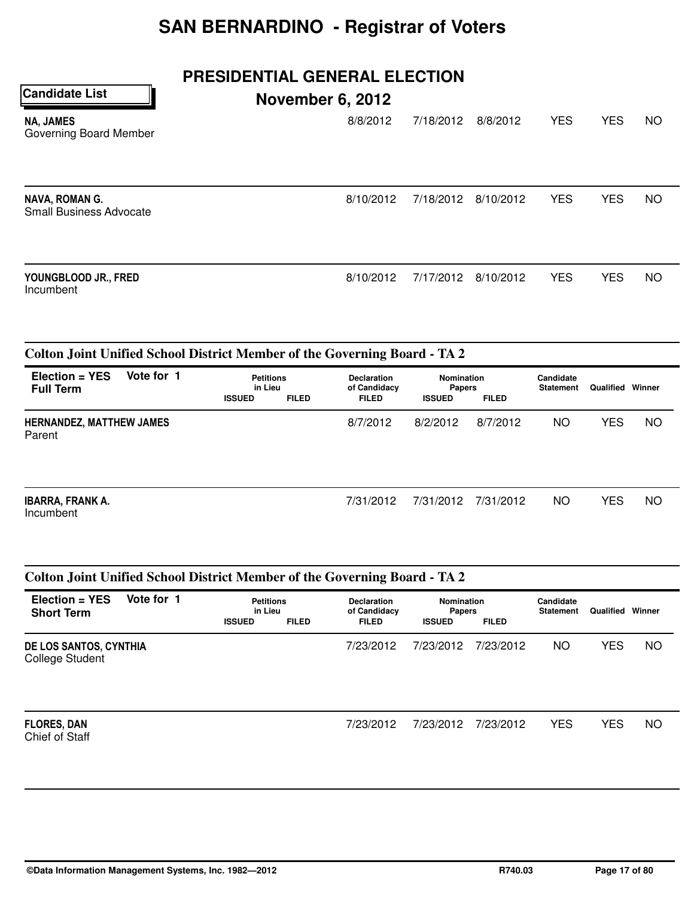# SAN BERNARDINO - Registrar of Voters

## PRESIDENTIAL GENERAL ELECTION

### November 6, 2012

**Candidate List**

| Candidate | Petitions in Lieu ISSUED | Petitions in Lieu FILED | Declaration of Candidacy FILED | Nomination Papers ISSUED | Nomination Papers FILED | Candidate Statement | Qualified | Winner |
|---|---|---|---|---|---|---|---|---|
| **NA, JAMES**<br>Governing Board Member | | | 8/8/2012 | 7/18/2012 | 8/8/2012 | YES | YES | NO |
| **NAVA, ROMAN G.**<br>Small Business Advocate | | | 8/10/2012 | 7/18/2012 | 8/10/2012 | YES | YES | NO |
| **YOUNGBLOOD JR., FRED**<br>Incumbent | | | 8/10/2012 | 7/17/2012 | 8/10/2012 | YES | YES | NO |

### Colton Joint Unified School District Member of the Governing Board - TA 2

**Election = YES** &nbsp; **Vote for 1**
**Full Term**

| Candidate | Petitions in Lieu ISSUED | Petitions in Lieu FILED | Declaration of Candidacy FILED | Nomination Papers ISSUED | Nomination Papers FILED | Candidate Statement | Qualified | Winner |
|---|---|---|---|---|---|---|---|---|
| **HERNANDEZ, MATTHEW JAMES**<br>Parent | | | 8/7/2012 | 8/2/2012 | 8/7/2012 | NO | YES | NO |
| **IBARRA, FRANK A.**<br>Incumbent | | | 7/31/2012 | 7/31/2012 | 7/31/2012 | NO | YES | NO |

### Colton Joint Unified School District Member of the Governing Board - TA 2

**Election = YES** &nbsp; **Vote for 1**
**Short Term**

| Candidate | Petitions in Lieu ISSUED | Petitions in Lieu FILED | Declaration of Candidacy FILED | Nomination Papers ISSUED | Nomination Papers FILED | Candidate Statement | Qualified | Winner |
|---|---|---|---|---|---|---|---|---|
| **DE LOS SANTOS, CYNTHIA**<br>College Student | | | 7/23/2012 | 7/23/2012 | 7/23/2012 | NO | YES | NO |
| **FLORES, DAN**<br>Chief of Staff | | | 7/23/2012 | 7/23/2012 | 7/23/2012 | YES | YES | NO |

©Data Information Management Systems, Inc. 1982—2012 &nbsp; R740.03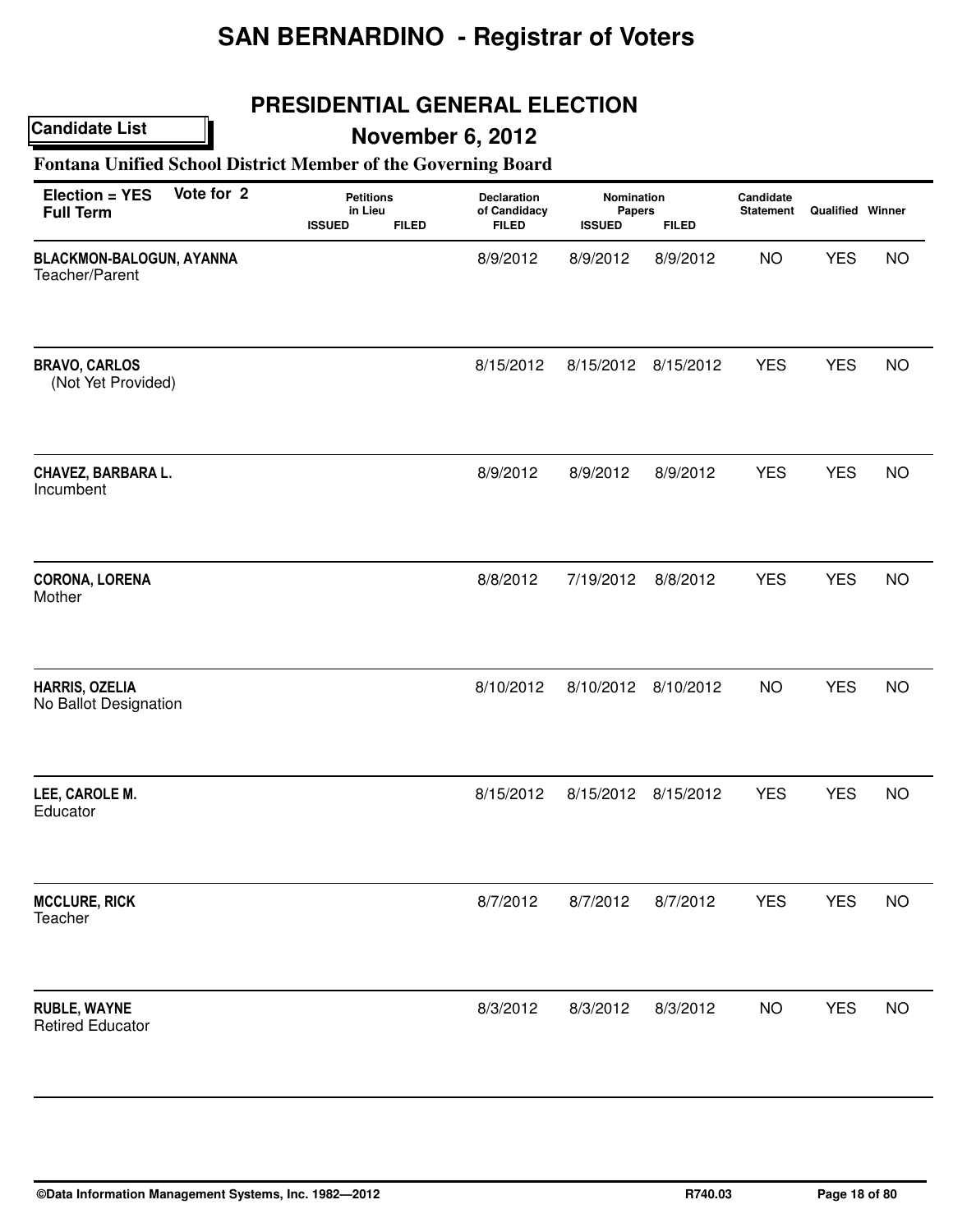# SAN BERNARDINO - Registrar of Voters

## PRESIDENTIAL GENERAL ELECTION

**Candidate List**

## November 6, 2012

### Fontana Unified School District Member of the Governing Board

| Election = YES Full Term | Vote for 2 | Petitions in Lieu ISSUED | Petitions in Lieu FILED | Declaration of Candidacy FILED | Nomination Papers ISSUED | Nomination Papers FILED | Candidate Statement | Qualified | Winner |
|---|---|---|---|---|---|---|---|---|---|
| **BLACKMON-BALOGUN, AYANNA** Teacher/Parent | | | | 8/9/2012 | 8/9/2012 | 8/9/2012 | NO | YES | NO |
| **BRAVO, CARLOS** (Not Yet Provided) | | | | 8/15/2012 | 8/15/2012 | 8/15/2012 | YES | YES | NO |
| **CHAVEZ, BARBARA L.** Incumbent | | | | 8/9/2012 | 8/9/2012 | 8/9/2012 | YES | YES | NO |
| **CORONA, LORENA** Mother | | | | 8/8/2012 | 7/19/2012 | 8/8/2012 | YES | YES | NO |
| **HARRIS, OZELIA** No Ballot Designation | | | | 8/10/2012 | 8/10/2012 | 8/10/2012 | NO | YES | NO |
| **LEE, CAROLE M.** Educator | | | | 8/15/2012 | 8/15/2012 | 8/15/2012 | YES | YES | NO |
| **MCCLURE, RICK** Teacher | | | | 8/7/2012 | 8/7/2012 | 8/7/2012 | YES | YES | NO |
| **RUBLE, WAYNE** Retired Educator | | | | 8/3/2012 | 8/3/2012 | 8/3/2012 | NO | YES | NO |

©Data Information Management Systems, Inc. 1982—2012 R740.03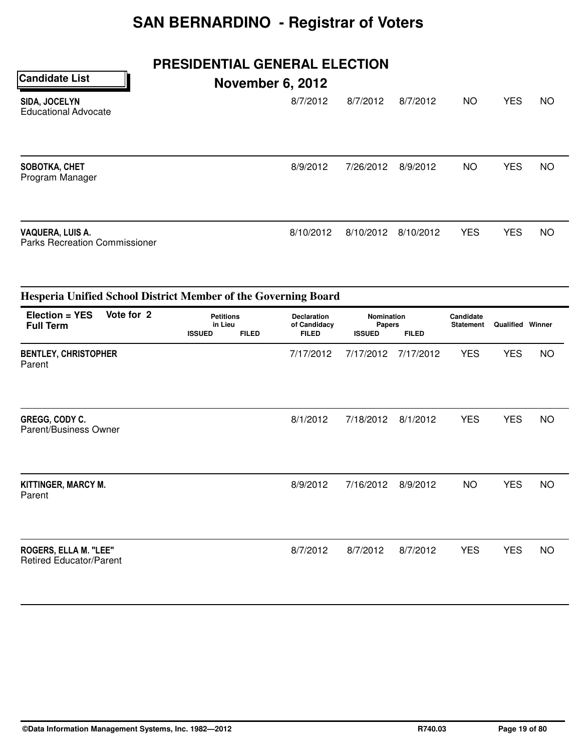# SAN BERNARDINO - Registrar of Voters

## PRESIDENTIAL GENERAL ELECTION

## November 6, 2012

**Candidate List**

| Candidate | Petitions in Lieu ISSUED | Petitions in Lieu FILED | Declaration of Candidacy FILED | Nomination Papers ISSUED | Nomination Papers FILED | Candidate Statement | Qualified | Winner |
|---|---|---|---|---|---|---|---|---|
| **SIDA, JOCELYN**<br>Educational Advocate | | | 8/7/2012 | 8/7/2012 | 8/7/2012 | NO | YES | NO |
| **SOBOTKA, CHET**<br>Program Manager | | | 8/9/2012 | 7/26/2012 | 8/9/2012 | NO | YES | NO |
| **VAQUERA, LUIS A.**<br>Parks Recreation Commissioner | | | 8/10/2012 | 8/10/2012 | 8/10/2012 | YES | YES | NO |

### Hesperia Unified School District Member of the Governing Board

**Election = YES** **Vote for 2**
**Full Term**

| Candidate | Petitions in Lieu ISSUED | Petitions in Lieu FILED | Declaration of Candidacy FILED | Nomination Papers ISSUED | Nomination Papers FILED | Candidate Statement | Qualified | Winner |
|---|---|---|---|---|---|---|---|---|
| **BENTLEY, CHRISTOPHER**<br>Parent | | | 7/17/2012 | 7/17/2012 | 7/17/2012 | YES | YES | NO |
| **GREGG, CODY C.**<br>Parent/Business Owner | | | 8/1/2012 | 7/18/2012 | 8/1/2012 | YES | YES | NO |
| **KITTINGER, MARCY M.**<br>Parent | | | 8/9/2012 | 7/16/2012 | 8/9/2012 | NO | YES | NO |
| **ROGERS, ELLA M. "LEE"**<br>Retired Educator/Parent | | | 8/7/2012 | 8/7/2012 | 8/7/2012 | YES | YES | NO |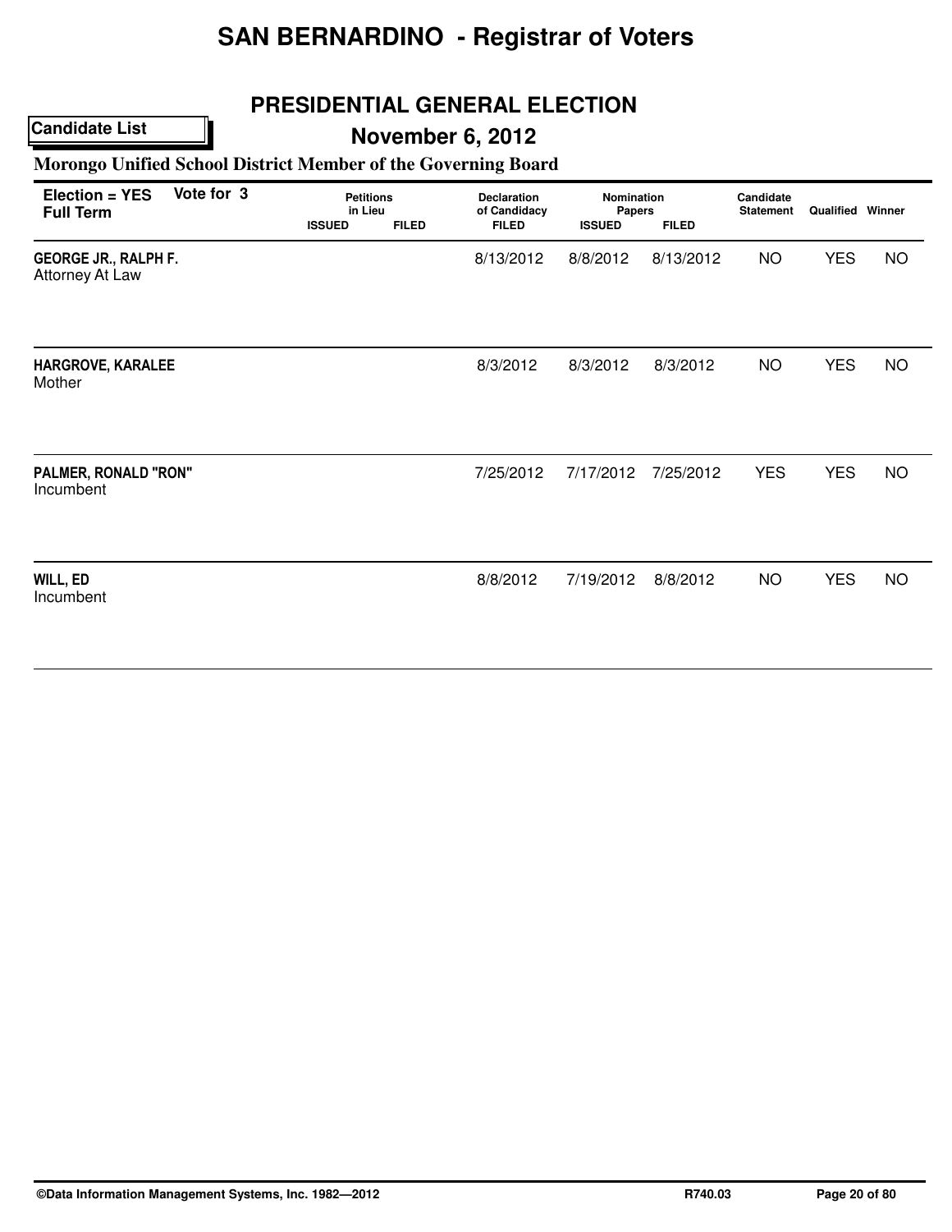# SAN BERNARDINO - Registrar of Voters

## PRESIDENTIAL GENERAL ELECTION

**Candidate List**

## November 6, 2012

### Morongo Unified School District Member of the Governing Board

**Election = YES** **Vote for 3**
**Full Term**

| Candidate | Petitions in Lieu ISSUED | Petitions in Lieu FILED | Declaration of Candidacy FILED | Nomination Papers ISSUED | Nomination Papers FILED | Candidate Statement | Qualified | Winner |
|---|---|---|---|---|---|---|---|---|
| **GEORGE JR., RALPH F.**<br>Attorney At Law | | | 8/13/2012 | 8/8/2012 | 8/13/2012 | NO | YES | NO |
| **HARGROVE, KARALEE**<br>Mother | | | 8/3/2012 | 8/3/2012 | 8/3/2012 | NO | YES | NO |
| **PALMER, RONALD "RON"**<br>Incumbent | | | 7/25/2012 | 7/17/2012 | 7/25/2012 | YES | YES | NO |
| **WILL, ED**<br>Incumbent | | | 8/8/2012 | 7/19/2012 | 8/8/2012 | NO | YES | NO |

©Data Information Management Systems, Inc. 1982—2012 R740.03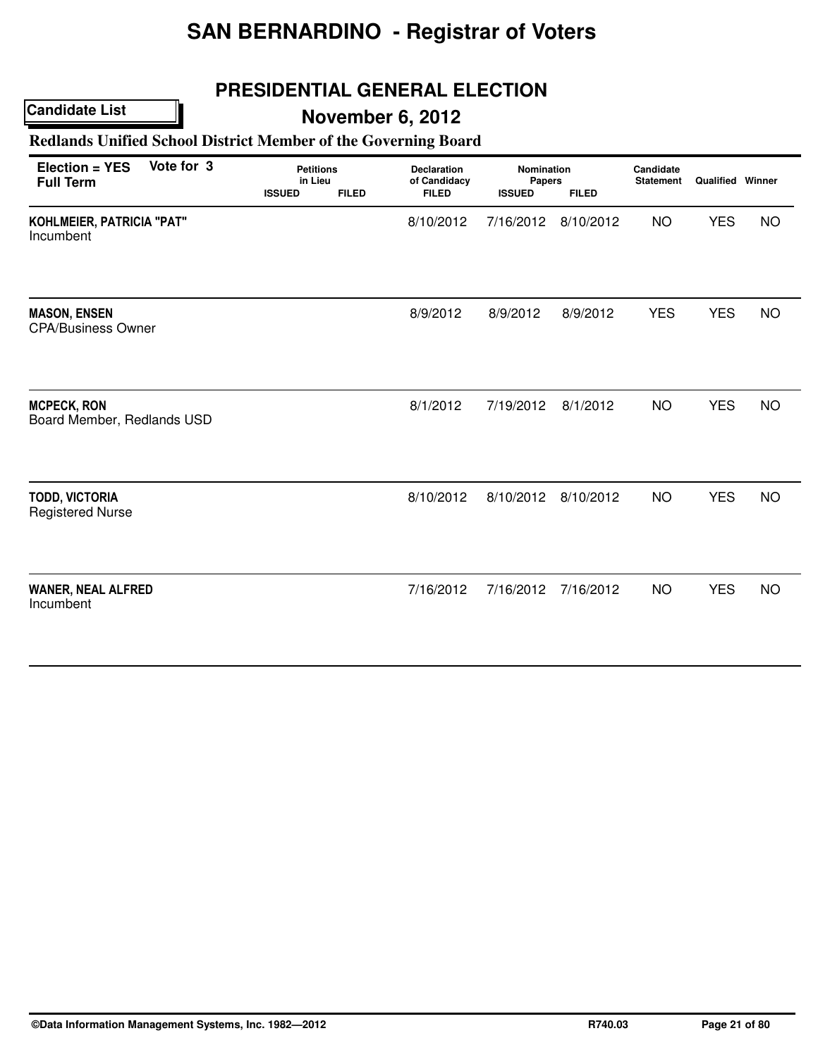# SAN BERNARDINO - Registrar of Voters

## PRESIDENTIAL GENERAL ELECTION

**Candidate List**

**November 6, 2012**

### Redlands Unified School District Member of the Governing Board

| Election = YES Full Term | Vote for 3 | Petitions in Lieu ISSUED | Petitions in Lieu FILED | Declaration of Candidacy FILED | Nomination Papers ISSUED | Nomination Papers FILED | Candidate Statement | Qualified | Winner |
|---|---|---|---|---|---|---|---|---|---|
| **KOHLMEIER, PATRICIA "PAT"** Incumbent | | | | 8/10/2012 | 7/16/2012 | 8/10/2012 | NO | YES | NO |
| **MASON, ENSEN** CPA/Business Owner | | | | 8/9/2012 | 8/9/2012 | 8/9/2012 | YES | YES | NO |
| **MCPECK, RON** Board Member, Redlands USD | | | | 8/1/2012 | 7/19/2012 | 8/1/2012 | NO | YES | NO |
| **TODD, VICTORIA** Registered Nurse | | | | 8/10/2012 | 8/10/2012 | 8/10/2012 | NO | YES | NO |
| **WANER, NEAL ALFRED** Incumbent | | | | 7/16/2012 | 7/16/2012 | 7/16/2012 | NO | YES | NO |

©Data Information Management Systems, Inc. 1982—2012 R740.03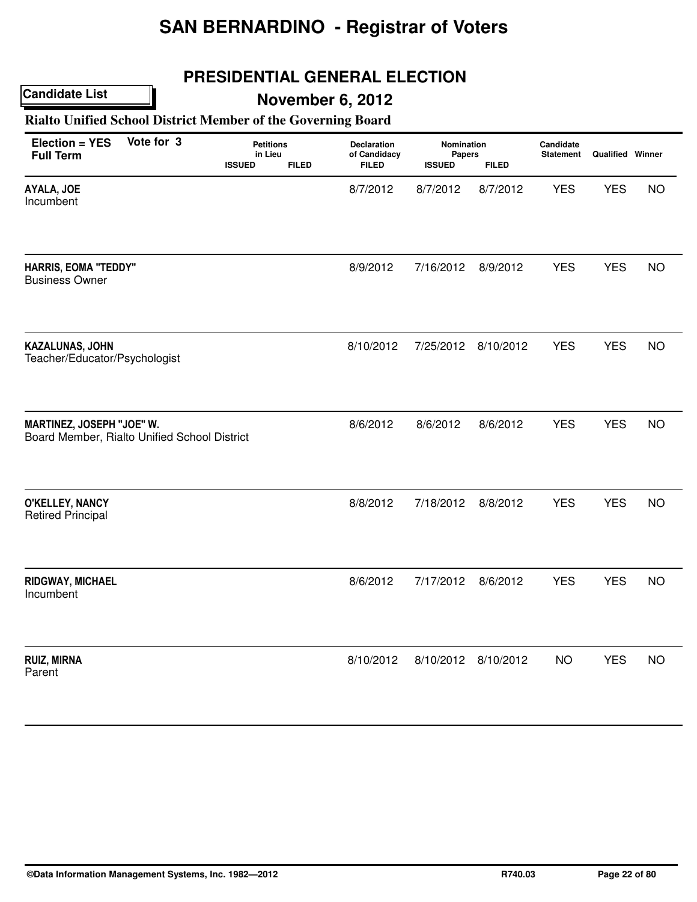# SAN BERNARDINO - Registrar of Voters

## PRESIDENTIAL GENERAL ELECTION

**Candidate List**

## November 6, 2012

### Rialto Unified School District Member of the Governing Board

**Election = YES** **Vote for 3**
**Full Term**

| Candidate | Petitions in Lieu ISSUED | Petitions in Lieu FILED | Declaration of Candidacy FILED | Nomination Papers ISSUED | Nomination Papers FILED | Candidate Statement | Qualified | Winner |
|---|---|---|---|---|---|---|---|---|
| **AYALA, JOE**<br>Incumbent | | | 8/7/2012 | 8/7/2012 | 8/7/2012 | YES | YES | NO |
| **HARRIS, EOMA "TEDDY"**<br>Business Owner | | | 8/9/2012 | 7/16/2012 | 8/9/2012 | YES | YES | NO |
| **KAZALUNAS, JOHN**<br>Teacher/Educator/Psychologist | | | 8/10/2012 | 7/25/2012 | 8/10/2012 | YES | YES | NO |
| **MARTINEZ, JOSEPH "JOE" W.**<br>Board Member, Rialto Unified School District | | | 8/6/2012 | 8/6/2012 | 8/6/2012 | YES | YES | NO |
| **O'KELLEY, NANCY**<br>Retired Principal | | | 8/8/2012 | 7/18/2012 | 8/8/2012 | YES | YES | NO |
| **RIDGWAY, MICHAEL**<br>Incumbent | | | 8/6/2012 | 7/17/2012 | 8/6/2012 | YES | YES | NO |
| **RUIZ, MIRNA**<br>Parent | | | 8/10/2012 | 8/10/2012 | 8/10/2012 | NO | YES | NO |

©Data Information Management Systems, Inc. 1982—2012 R740.03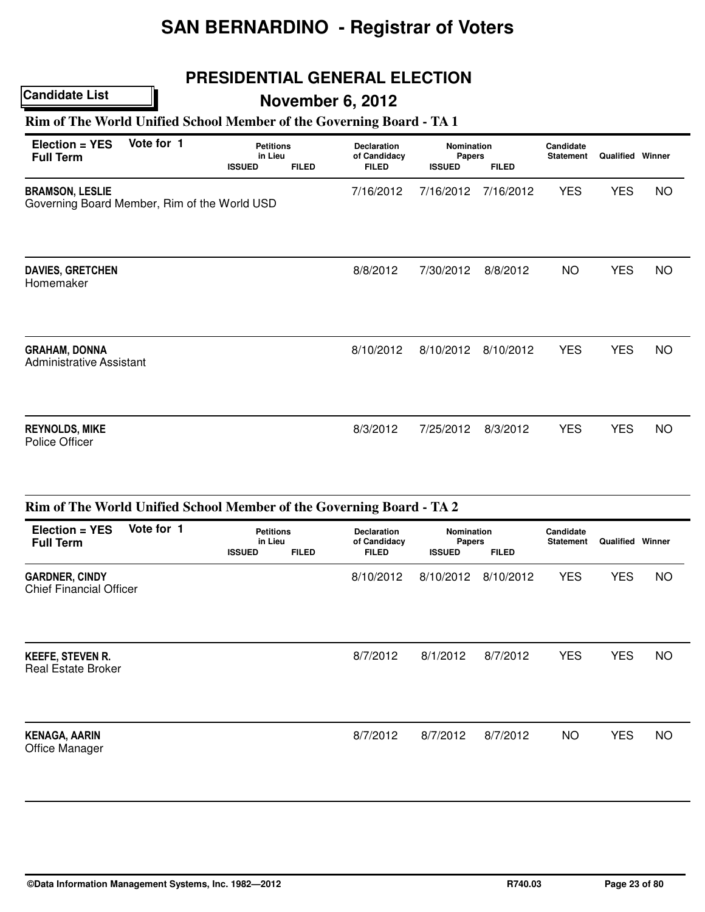# SAN BERNARDINO - Registrar of Voters

## PRESIDENTIAL GENERAL ELECTION

**Candidate List**

## November 6, 2012

### Rim of The World Unified School Member of the Governing Board - TA 1

| Election = YES Full Term | Vote for 1 | Petitions in Lieu ISSUED | Petitions in Lieu FILED | Declaration of Candidacy FILED | Nomination Papers ISSUED | Nomination Papers FILED | Candidate Statement | Qualified | Winner |
|---|---|---|---|---|---|---|---|---|---|
| **BRAMSON, LESLIE** Governing Board Member, Rim of the World USD | | | | 7/16/2012 | 7/16/2012 | 7/16/2012 | YES | YES | NO |
| **DAVIES, GRETCHEN** Homemaker | | | | 8/8/2012 | 7/30/2012 | 8/8/2012 | NO | YES | NO |
| **GRAHAM, DONNA** Administrative Assistant | | | | 8/10/2012 | 8/10/2012 | 8/10/2012 | YES | YES | NO |
| **REYNOLDS, MIKE** Police Officer | | | | 8/3/2012 | 7/25/2012 | 8/3/2012 | YES | YES | NO |

### Rim of The World Unified School Member of the Governing Board - TA 2

| Election = YES Full Term | Vote for 1 | Petitions in Lieu ISSUED | Petitions in Lieu FILED | Declaration of Candidacy FILED | Nomination Papers ISSUED | Nomination Papers FILED | Candidate Statement | Qualified | Winner |
|---|---|---|---|---|---|---|---|---|---|
| **GARDNER, CINDY** Chief Financial Officer | | | | 8/10/2012 | 8/10/2012 | 8/10/2012 | YES | YES | NO |
| **KEEFE, STEVEN R.** Real Estate Broker | | | | 8/7/2012 | 8/1/2012 | 8/7/2012 | YES | YES | NO |
| **KENAGA, AARIN** Office Manager | | | | 8/7/2012 | 8/7/2012 | 8/7/2012 | NO | YES | NO |

©Data Information Management Systems, Inc. 1982—2012 R740.03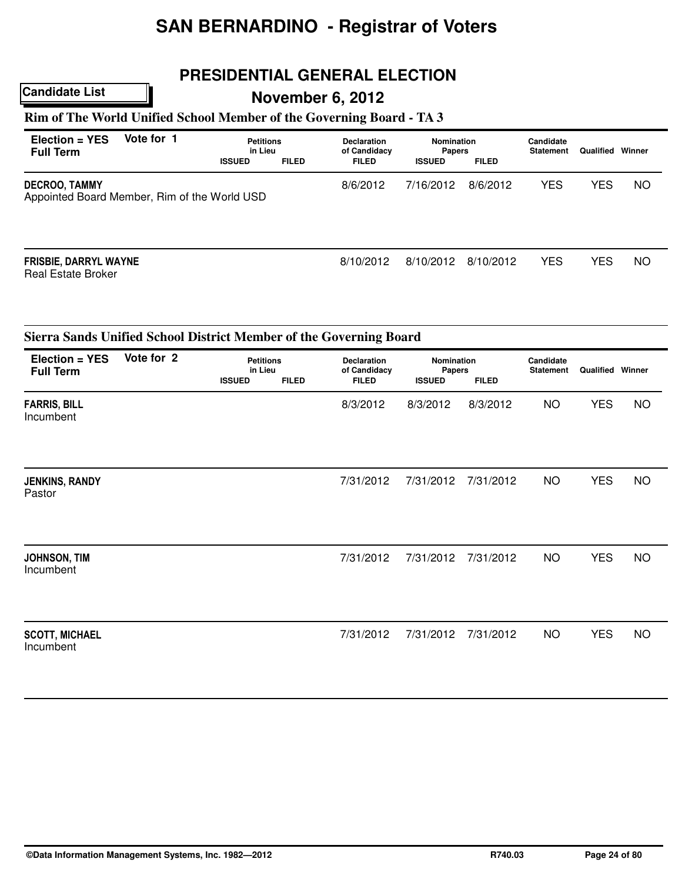# SAN BERNARDINO - Registrar of Voters

## PRESIDENTIAL GENERAL ELECTION

**Candidate List**

## November 6, 2012

### Rim of The World Unified School Member of the Governing Board - TA 3

**Election = YES** **Vote for 1**
**Full Term**

| Candidate | Petitions in Lieu ISSUED | Petitions in Lieu FILED | Declaration of Candidacy FILED | Nomination Papers ISSUED | Nomination Papers FILED | Candidate Statement | Qualified | Winner |
|---|---|---|---|---|---|---|---|---|
| **DECROO, TAMMY**<br>Appointed Board Member, Rim of the World USD | | | 8/6/2012 | 7/16/2012 | 8/6/2012 | YES | YES | NO |
| **FRISBIE, DARRYL WAYNE**<br>Real Estate Broker | | | 8/10/2012 | 8/10/2012 | 8/10/2012 | YES | YES | NO |

### Sierra Sands Unified School District Member of the Governing Board

**Election = YES** **Vote for 2**
**Full Term**

| Candidate | Petitions in Lieu ISSUED | Petitions in Lieu FILED | Declaration of Candidacy FILED | Nomination Papers ISSUED | Nomination Papers FILED | Candidate Statement | Qualified | Winner |
|---|---|---|---|---|---|---|---|---|
| **FARRIS, BILL**<br>Incumbent | | | 8/3/2012 | 8/3/2012 | 8/3/2012 | NO | YES | NO |
| **JENKINS, RANDY**<br>Pastor | | | 7/31/2012 | 7/31/2012 | 7/31/2012 | NO | YES | NO |
| **JOHNSON, TIM**<br>Incumbent | | | 7/31/2012 | 7/31/2012 | 7/31/2012 | NO | YES | NO |
| **SCOTT, MICHAEL**<br>Incumbent | | | 7/31/2012 | 7/31/2012 | 7/31/2012 | NO | YES | NO |

©Data Information Management Systems, Inc. 1982—2012 R740.03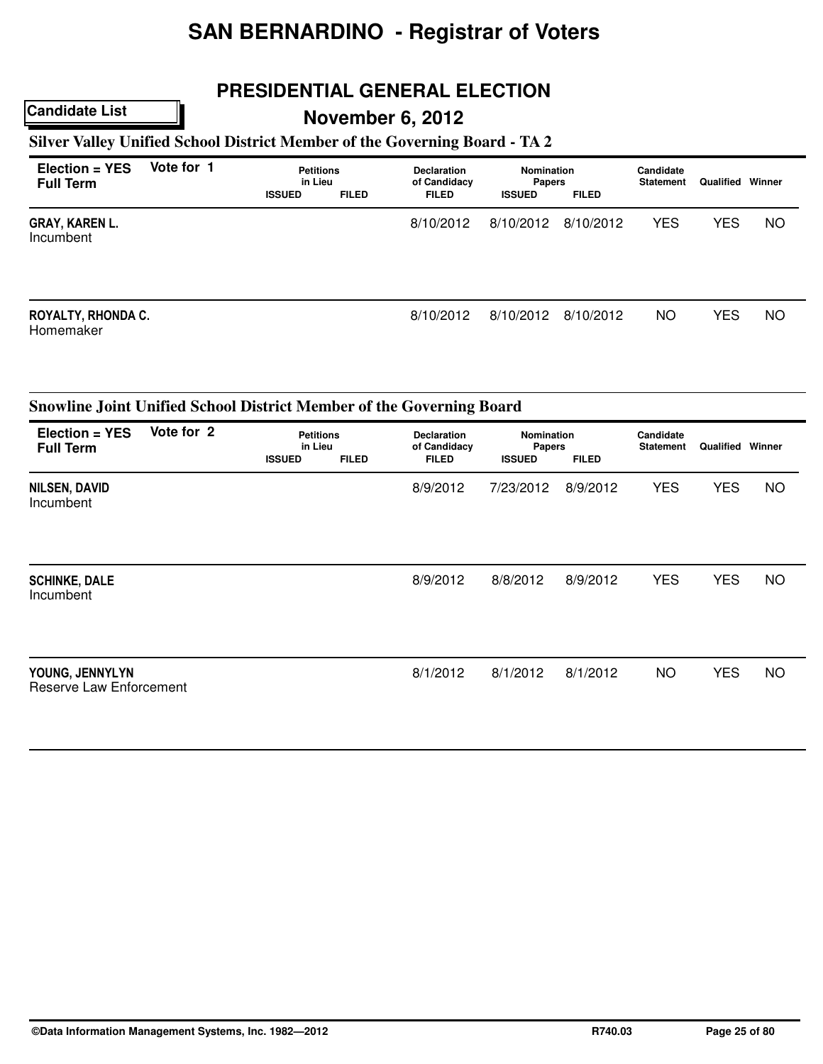# SAN BERNARDINO - Registrar of Voters

## PRESIDENTIAL GENERAL ELECTION

**Candidate List**

## November 6, 2012

### Silver Valley Unified School District Member of the Governing Board - TA 2

| Election = YES Full Term | Vote for 1 | Petitions in Lieu ISSUED | Petitions in Lieu FILED | Declaration of Candidacy FILED | Nomination Papers ISSUED | Nomination Papers FILED | Candidate Statement | Qualified | Winner |
|---|---|---|---|---|---|---|---|---|---|
| **GRAY, KAREN L.** Incumbent | | | | 8/10/2012 | 8/10/2012 | 8/10/2012 | YES | YES | NO |
| **ROYALTY, RHONDA C.** Homemaker | | | | 8/10/2012 | 8/10/2012 | 8/10/2012 | NO | YES | NO |

### Snowline Joint Unified School District Member of the Governing Board

| Election = YES Full Term | Vote for 2 | Petitions in Lieu ISSUED | Petitions in Lieu FILED | Declaration of Candidacy FILED | Nomination Papers ISSUED | Nomination Papers FILED | Candidate Statement | Qualified | Winner |
|---|---|---|---|---|---|---|---|---|---|
| **NILSEN, DAVID** Incumbent | | | | 8/9/2012 | 7/23/2012 | 8/9/2012 | YES | YES | NO |
| **SCHINKE, DALE** Incumbent | | | | 8/9/2012 | 8/8/2012 | 8/9/2012 | YES | YES | NO |
| **YOUNG, JENNYLYN** Reserve Law Enforcement | | | | 8/1/2012 | 8/1/2012 | 8/1/2012 | NO | YES | NO |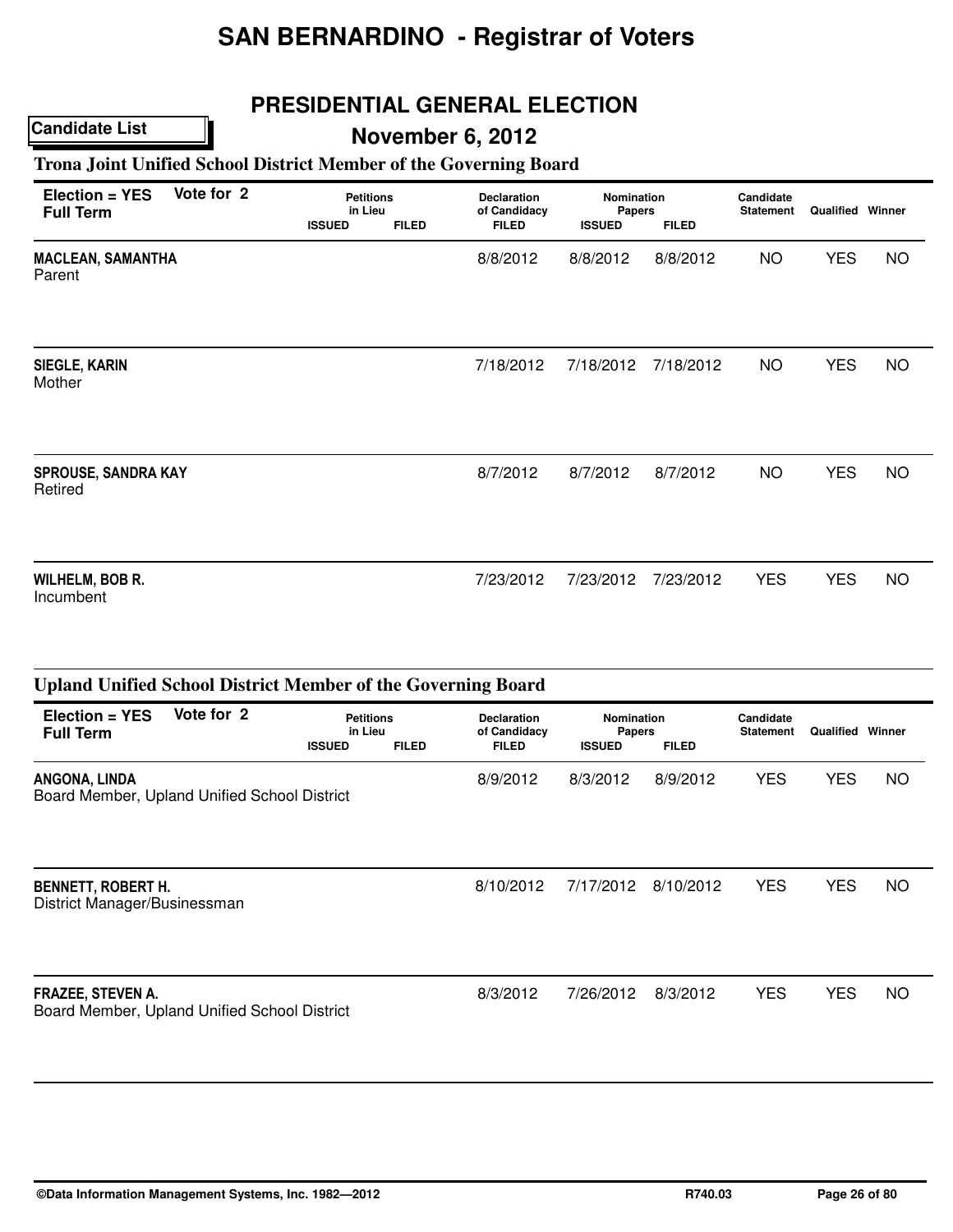# SAN BERNARDINO - Registrar of Voters

## PRESIDENTIAL GENERAL ELECTION

**Candidate List**

## November 6, 2012

### Trona Joint Unified School District Member of the Governing Board

| Election = YES Full Term | Vote for 2 | Petitions in Lieu ISSUED | Petitions in Lieu FILED | Declaration of Candidacy FILED | Nomination Papers ISSUED | Nomination Papers FILED | Candidate Statement | Qualified | Winner |
|---|---|---|---|---|---|---|---|---|---|
| **MACLEAN, SAMANTHA** Parent | | | | 8/8/2012 | 8/8/2012 | 8/8/2012 | NO | YES | NO |
| **SIEGLE, KARIN** Mother | | | | 7/18/2012 | 7/18/2012 | 7/18/2012 | NO | YES | NO |
| **SPROUSE, SANDRA KAY** Retired | | | | 8/7/2012 | 8/7/2012 | 8/7/2012 | NO | YES | NO |
| **WILHELM, BOB R.** Incumbent | | | | 7/23/2012 | 7/23/2012 | 7/23/2012 | YES | YES | NO |

### Upland Unified School District Member of the Governing Board

| Election = YES Full Term | Vote for 2 | Petitions in Lieu ISSUED | Petitions in Lieu FILED | Declaration of Candidacy FILED | Nomination Papers ISSUED | Nomination Papers FILED | Candidate Statement | Qualified | Winner |
|---|---|---|---|---|---|---|---|---|---|
| **ANGONA, LINDA** Board Member, Upland Unified School District | | | | 8/9/2012 | 8/3/2012 | 8/9/2012 | YES | YES | NO |
| **BENNETT, ROBERT H.** District Manager/Businessman | | | | 8/10/2012 | 7/17/2012 | 8/10/2012 | YES | YES | NO |
| **FRAZEE, STEVEN A.** Board Member, Upland Unified School District | | | | 8/3/2012 | 7/26/2012 | 8/3/2012 | YES | YES | NO |

©Data Information Management Systems, Inc. 1982—2012 R740.03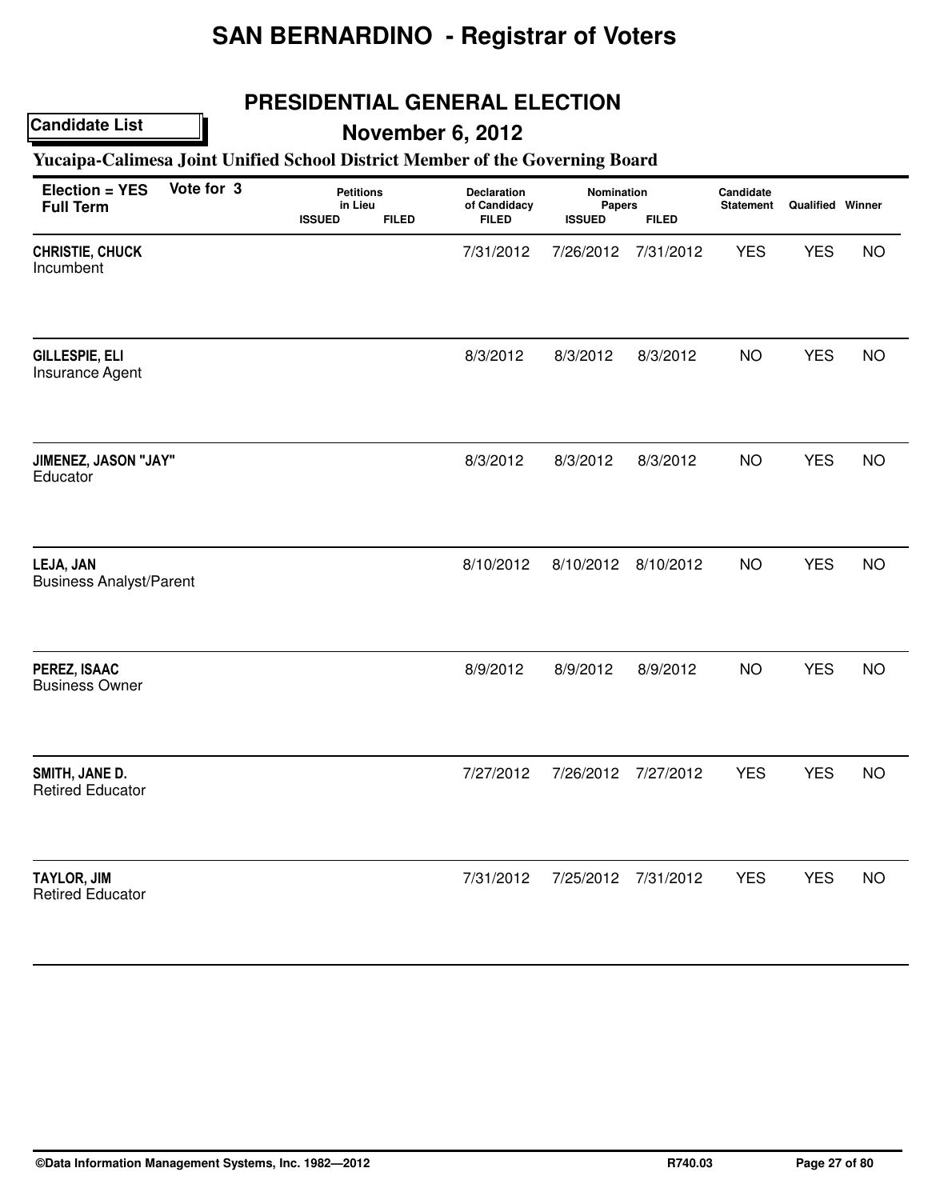# SAN BERNARDINO - Registrar of Voters

## PRESIDENTIAL GENERAL ELECTION

**Candidate List**

## November 6, 2012

### Yucaipa-Calimesa Joint Unified School District Member of the Governing Board

| Election = YES Full Term | Vote for 3 | Petitions in Lieu | | Declaration of Candidacy | Nomination Papers | | Candidate Statement | Qualified | Winner |
|---|---|---|---|---|---|---|---|---|---|
| | | ISSUED | FILED | FILED | ISSUED | FILED | | | |
| **CHRISTIE, CHUCK** Incumbent | | | | 7/31/2012 | 7/26/2012 | 7/31/2012 | YES | YES | NO |
| **GILLESPIE, ELI** Insurance Agent | | | | 8/3/2012 | 8/3/2012 | 8/3/2012 | NO | YES | NO |
| **JIMENEZ, JASON "JAY"** Educator | | | | 8/3/2012 | 8/3/2012 | 8/3/2012 | NO | YES | NO |
| **LEJA, JAN** Business Analyst/Parent | | | | 8/10/2012 | 8/10/2012 | 8/10/2012 | NO | YES | NO |
| **PEREZ, ISAAC** Business Owner | | | | 8/9/2012 | 8/9/2012 | 8/9/2012 | NO | YES | NO |
| **SMITH, JANE D.** Retired Educator | | | | 7/27/2012 | 7/26/2012 | 7/27/2012 | YES | YES | NO |
| **TAYLOR, JIM** Retired Educator | | | | 7/31/2012 | 7/25/2012 | 7/31/2012 | YES | YES | NO |

©Data Information Management Systems, Inc. 1982—2012 R740.03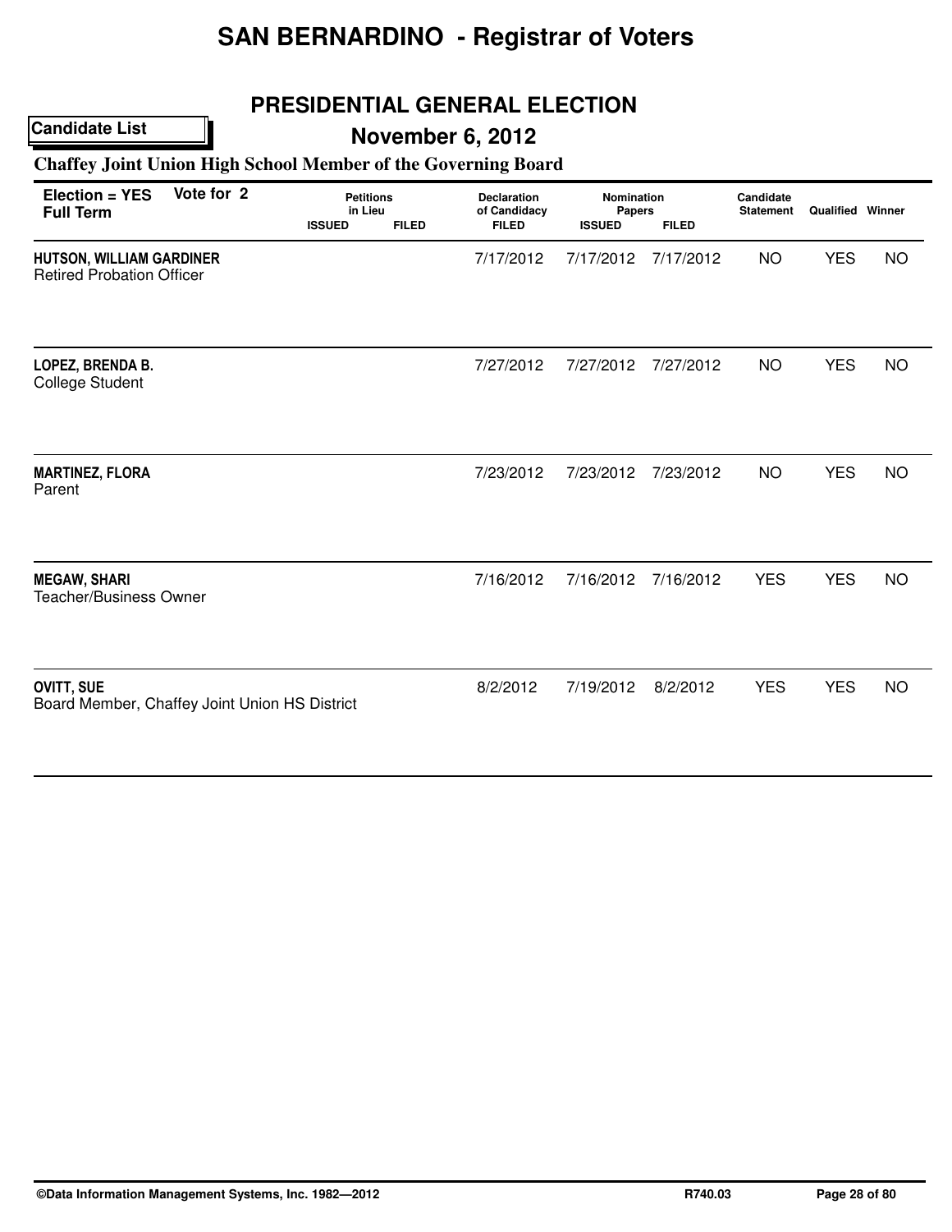# SAN BERNARDINO - Registrar of Voters

## PRESIDENTIAL GENERAL ELECTION

**Candidate List**

## November 6, 2012

### Chaffey Joint Union High School Member of the Governing Board

| Election = YES Full Term | Vote for 2 | Petitions in Lieu | | Declaration of Candidacy | Nomination Papers | | Candidate Statement | Qualified | Winner |
|---|---|---|---|---|---|---|---|---|---|
| | | ISSUED | FILED | FILED | ISSUED | FILED | | | |
| **HUTSON, WILLIAM GARDINER**<br>Retired Probation Officer | | | | 7/17/2012 | 7/17/2012 | 7/17/2012 | NO | YES | NO |
| **LOPEZ, BRENDA B.**<br>College Student | | | | 7/27/2012 | 7/27/2012 | 7/27/2012 | NO | YES | NO |
| **MARTINEZ, FLORA**<br>Parent | | | | 7/23/2012 | 7/23/2012 | 7/23/2012 | NO | YES | NO |
| **MEGAW, SHARI**<br>Teacher/Business Owner | | | | 7/16/2012 | 7/16/2012 | 7/16/2012 | YES | YES | NO |
| **OVITT, SUE**<br>Board Member, Chaffey Joint Union HS District | | | | 8/2/2012 | 7/19/2012 | 8/2/2012 | YES | YES | NO |

©Data Information Management Systems, Inc. 1982—2012 R740.03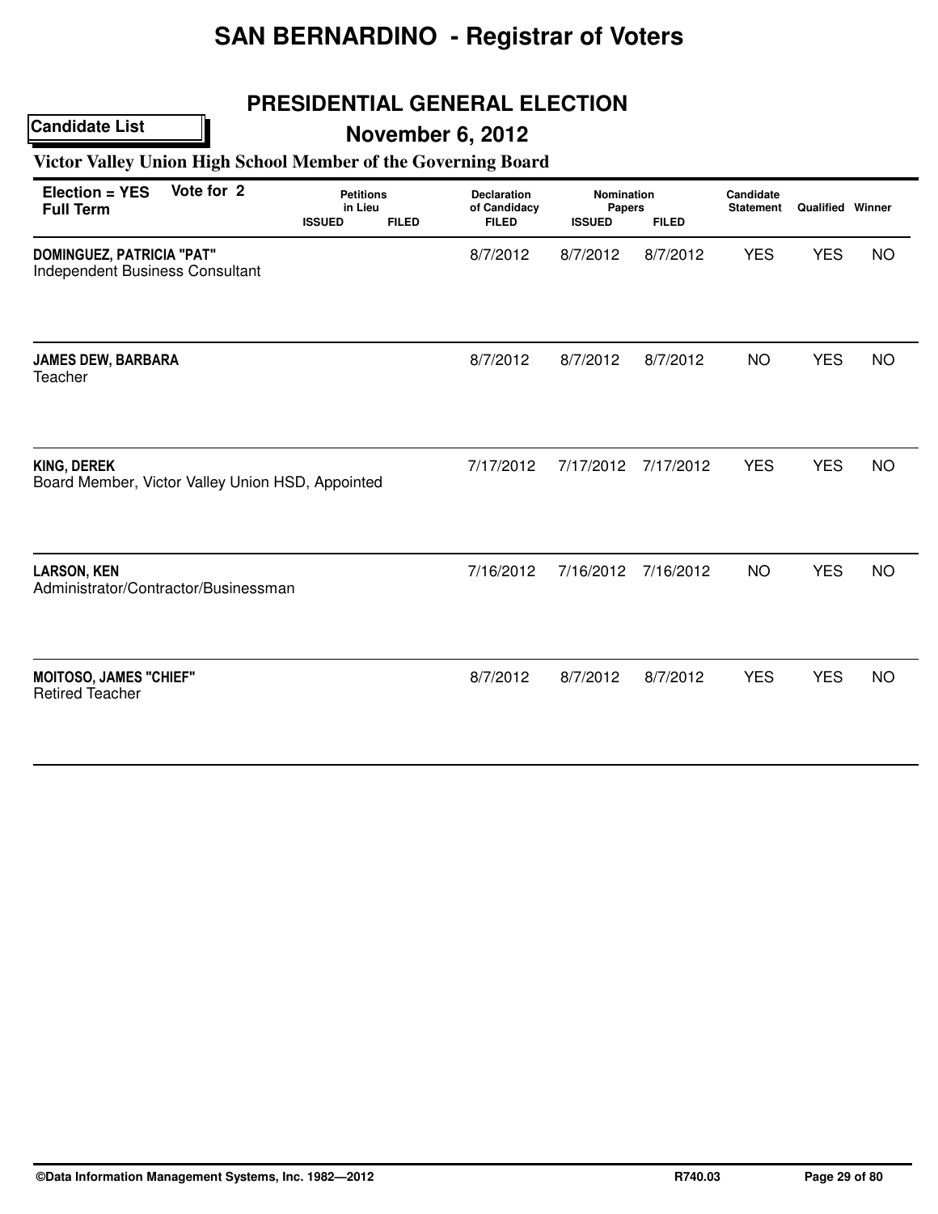# SAN BERNARDINO - Registrar of Voters

## PRESIDENTIAL GENERAL ELECTION

**Candidate List**

## November 6, 2012

### Victor Valley Union High School Member of the Governing Board

| Election = YES Full Term | Vote for 2 | Petitions in Lieu ISSUED | Petitions in Lieu FILED | Declaration of Candidacy FILED | Nomination Papers ISSUED | Nomination Papers FILED | Candidate Statement | Qualified | Winner |
|---|---|---|---|---|---|---|---|---|---|
| **DOMINGUEZ, PATRICIA "PAT"** Independent Business Consultant | | | | 8/7/2012 | 8/7/2012 | 8/7/2012 | YES | YES | NO |
| **JAMES DEW, BARBARA** Teacher | | | | 8/7/2012 | 8/7/2012 | 8/7/2012 | NO | YES | NO |
| **KING, DEREK** Board Member, Victor Valley Union HSD, Appointed | | | | 7/17/2012 | 7/17/2012 | 7/17/2012 | YES | YES | NO |
| **LARSON, KEN** Administrator/Contractor/Businessman | | | | 7/16/2012 | 7/16/2012 | 7/16/2012 | NO | YES | NO |
| **MOITOSO, JAMES "CHIEF"** Retired Teacher | | | | 8/7/2012 | 8/7/2012 | 8/7/2012 | YES | YES | NO |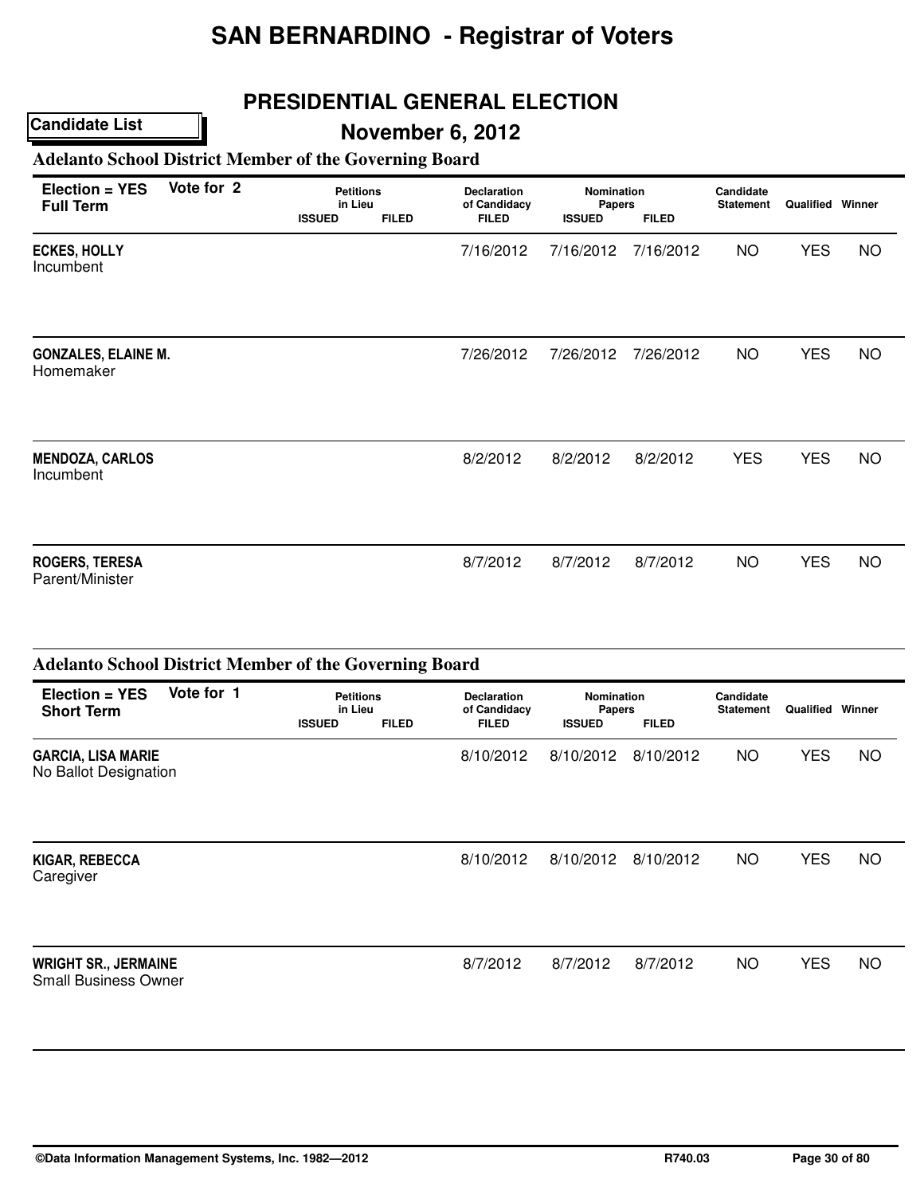# SAN BERNARDINO - Registrar of Voters

## PRESIDENTIAL GENERAL ELECTION

**Candidate List**

## November 6, 2012

### Adelanto School District Member of the Governing Board

**Election = YES** **Full Term** **Vote for 2**

| Candidate | Petitions in Lieu ISSUED | Petitions in Lieu FILED | Declaration of Candidacy FILED | Nomination Papers ISSUED | Nomination Papers FILED | Candidate Statement | Qualified | Winner |
|---|---|---|---|---|---|---|---|---|
| **ECKES, HOLLY** Incumbent | | | 7/16/2012 | 7/16/2012 | 7/16/2012 | NO | YES | NO |
| **GONZALES, ELAINE M.** Homemaker | | | 7/26/2012 | 7/26/2012 | 7/26/2012 | NO | YES | NO |
| **MENDOZA, CARLOS** Incumbent | | | 8/2/2012 | 8/2/2012 | 8/2/2012 | YES | YES | NO |
| **ROGERS, TERESA** Parent/Minister | | | 8/7/2012 | 8/7/2012 | 8/7/2012 | NO | YES | NO |

### Adelanto School District Member of the Governing Board

**Election = YES** **Short Term** **Vote for 1**

| Candidate | Petitions in Lieu ISSUED | Petitions in Lieu FILED | Declaration of Candidacy FILED | Nomination Papers ISSUED | Nomination Papers FILED | Candidate Statement | Qualified | Winner |
|---|---|---|---|---|---|---|---|---|
| **GARCIA, LISA MARIE** No Ballot Designation | | | 8/10/2012 | 8/10/2012 | 8/10/2012 | NO | YES | NO |
| **KIGAR, REBECCA** Caregiver | | | 8/10/2012 | 8/10/2012 | 8/10/2012 | NO | YES | NO |
| **WRIGHT SR., JERMAINE** Small Business Owner | | | 8/7/2012 | 8/7/2012 | 8/7/2012 | NO | YES | NO |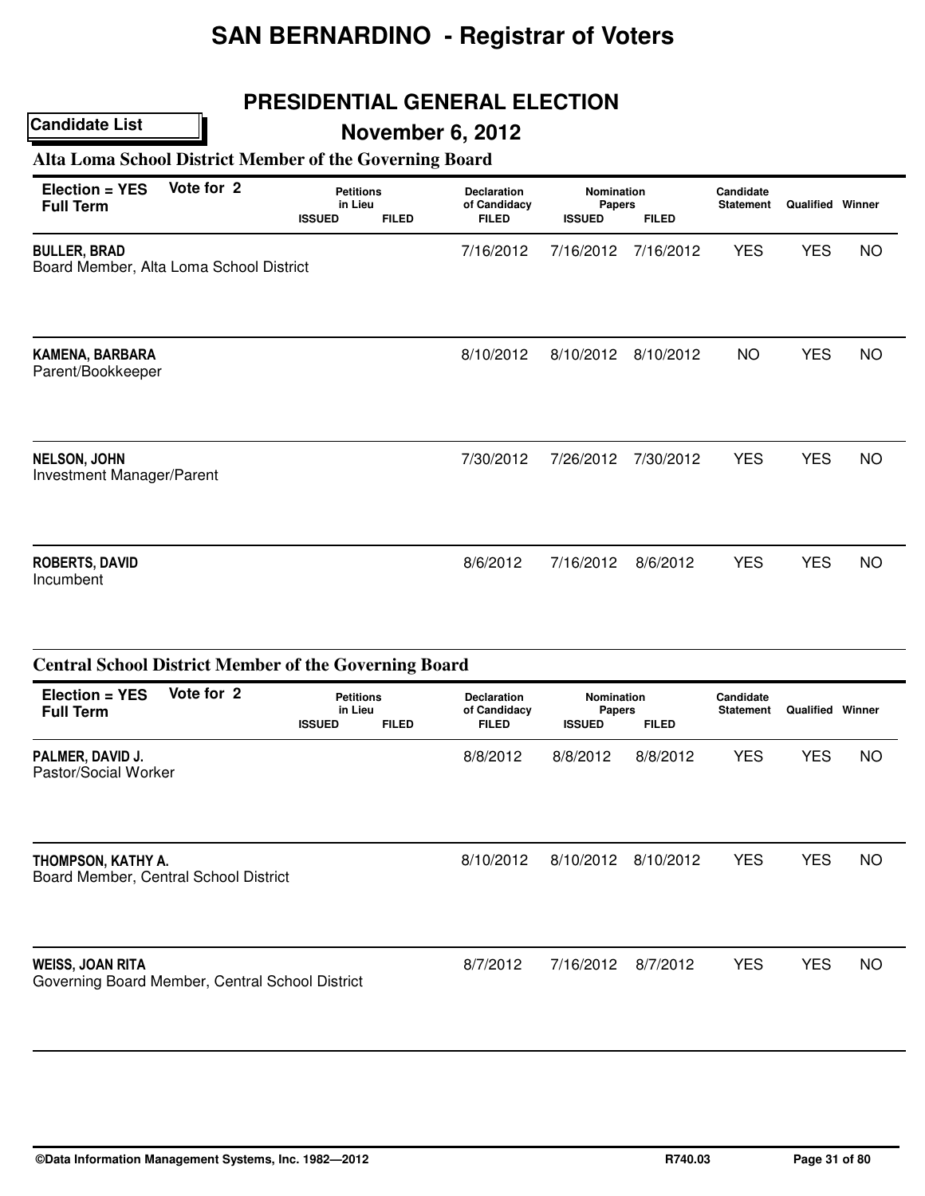# SAN BERNARDINO - Registrar of Voters

## PRESIDENTIAL GENERAL ELECTION

**Candidate List**

## November 6, 2012

### Alta Loma School District Member of the Governing Board

| Election = YES Full Term | Vote for 2 | Petitions in Lieu ISSUED | Petitions in Lieu FILED | Declaration of Candidacy FILED | Nomination Papers ISSUED | Nomination Papers FILED | Candidate Statement | Qualified | Winner |
|---|---|---|---|---|---|---|---|---|---|
| **BULLER, BRAD** Board Member, Alta Loma School District | | | | 7/16/2012 | 7/16/2012 | 7/16/2012 | YES | YES | NO |
| **KAMENA, BARBARA** Parent/Bookkeeper | | | | 8/10/2012 | 8/10/2012 | 8/10/2012 | NO | YES | NO |
| **NELSON, JOHN** Investment Manager/Parent | | | | 7/30/2012 | 7/26/2012 | 7/30/2012 | YES | YES | NO |
| **ROBERTS, DAVID** Incumbent | | | | 8/6/2012 | 7/16/2012 | 8/6/2012 | YES | YES | NO |

### Central School District Member of the Governing Board

| Election = YES Full Term | Vote for 2 | Petitions in Lieu ISSUED | Petitions in Lieu FILED | Declaration of Candidacy FILED | Nomination Papers ISSUED | Nomination Papers FILED | Candidate Statement | Qualified | Winner |
|---|---|---|---|---|---|---|---|---|---|
| **PALMER, DAVID J.** Pastor/Social Worker | | | | 8/8/2012 | 8/8/2012 | 8/8/2012 | YES | YES | NO |
| **THOMPSON, KATHY A.** Board Member, Central School District | | | | 8/10/2012 | 8/10/2012 | 8/10/2012 | YES | YES | NO |
| **WEISS, JOAN RITA** Governing Board Member, Central School District | | | | 8/7/2012 | 7/16/2012 | 8/7/2012 | YES | YES | NO |

©Data Information Management Systems, Inc. 1982—2012 R740.03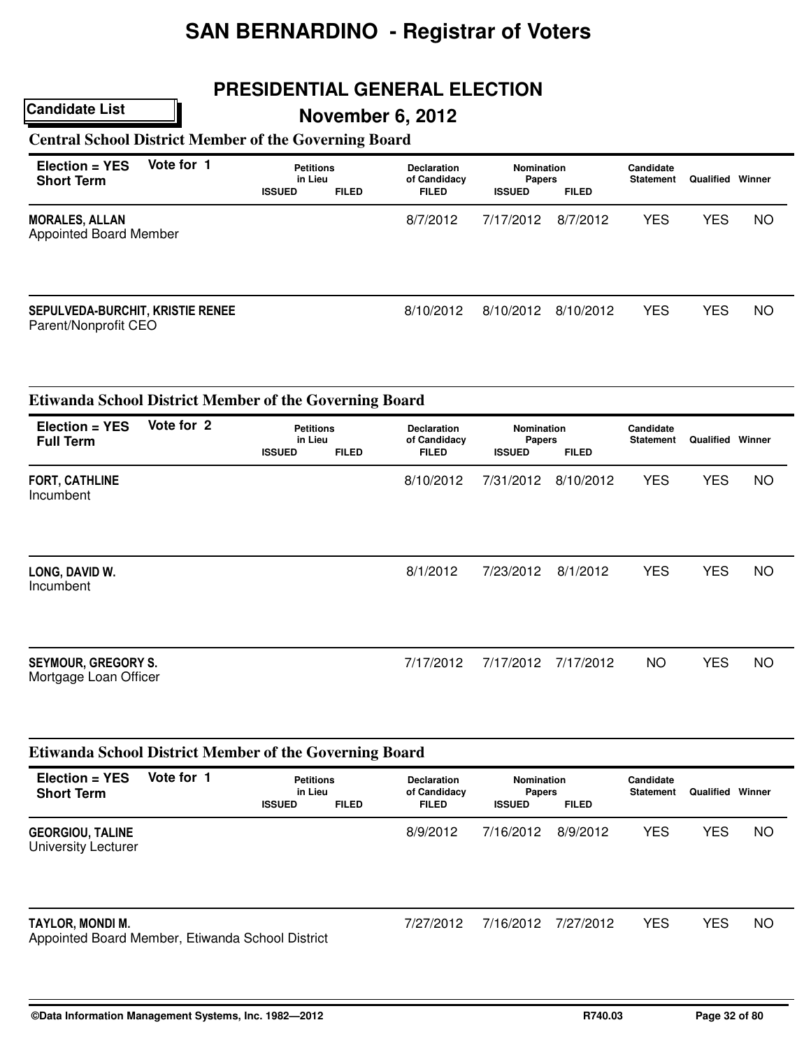# SAN BERNARDINO - Registrar of Voters

## PRESIDENTIAL GENERAL ELECTION

**Candidate List**

## November 6, 2012

### Central School District Member of the Governing Board

| Election = YES Short Term | Vote for 1 | Petitions in Lieu ISSUED | Petitions in Lieu FILED | Declaration of Candidacy FILED | Nomination Papers ISSUED | Nomination Papers FILED | Candidate Statement | Qualified | Winner |
|---|---|---|---|---|---|---|---|---|---|
| **MORALES, ALLAN** Appointed Board Member | | | | 8/7/2012 | 7/17/2012 | 8/7/2012 | YES | YES | NO |
| **SEPULVEDA-BURCHIT, KRISTIE RENEE** Parent/Nonprofit CEO | | | | 8/10/2012 | 8/10/2012 | 8/10/2012 | YES | YES | NO |

### Etiwanda School District Member of the Governing Board

| Election = YES Full Term | Vote for 2 | Petitions in Lieu ISSUED | Petitions in Lieu FILED | Declaration of Candidacy FILED | Nomination Papers ISSUED | Nomination Papers FILED | Candidate Statement | Qualified | Winner |
|---|---|---|---|---|---|---|---|---|---|
| **FORT, CATHLINE** Incumbent | | | | 8/10/2012 | 7/31/2012 | 8/10/2012 | YES | YES | NO |
| **LONG, DAVID W.** Incumbent | | | | 8/1/2012 | 7/23/2012 | 8/1/2012 | YES | YES | NO |
| **SEYMOUR, GREGORY S.** Mortgage Loan Officer | | | | 7/17/2012 | 7/17/2012 | 7/17/2012 | NO | YES | NO |

### Etiwanda School District Member of the Governing Board

| Election = YES Short Term | Vote for 1 | Petitions in Lieu ISSUED | Petitions in Lieu FILED | Declaration of Candidacy FILED | Nomination Papers ISSUED | Nomination Papers FILED | Candidate Statement | Qualified | Winner |
|---|---|---|---|---|---|---|---|---|---|
| **GEORGIOU, TALINE** University Lecturer | | | | 8/9/2012 | 7/16/2012 | 8/9/2012 | YES | YES | NO |
| **TAYLOR, MONDI M.** Appointed Board Member, Etiwanda School District | | | | 7/27/2012 | 7/16/2012 | 7/27/2012 | YES | YES | NO |

©Data Information Management Systems, Inc. 1982—2012 R740.03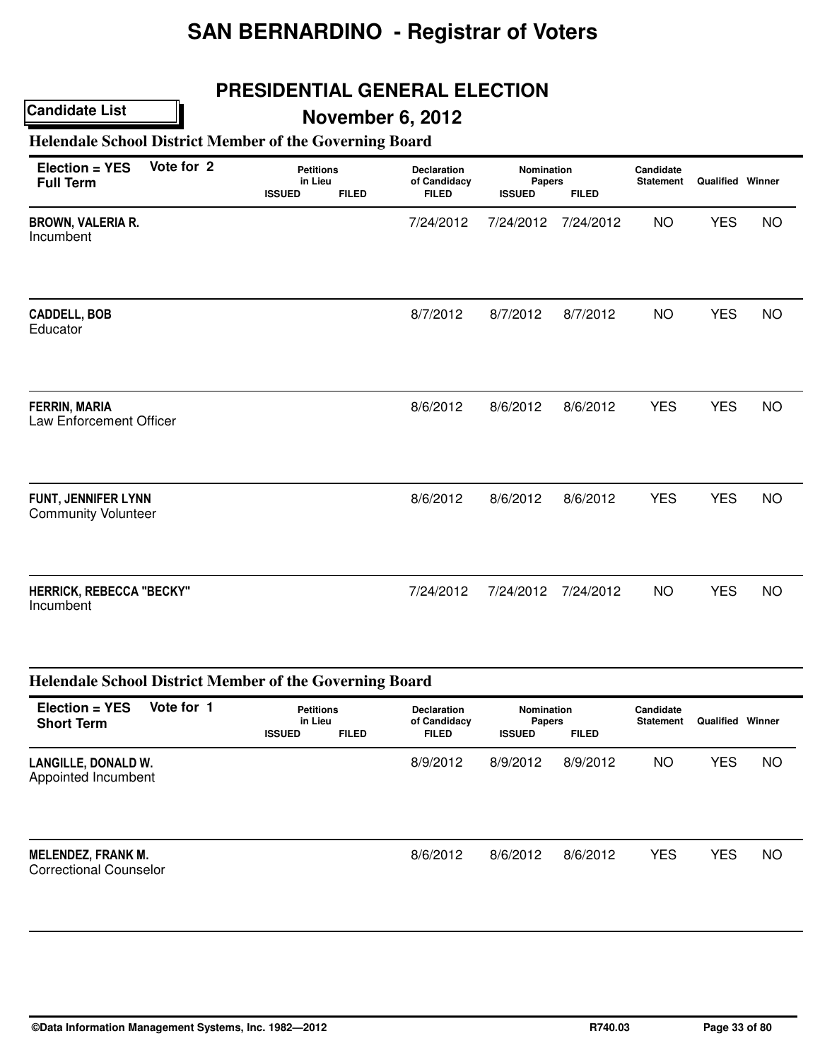# SAN BERNARDINO - Registrar of Voters

## PRESIDENTIAL GENERAL ELECTION

**Candidate List**

## November 6, 2012

### Helendale School District Member of the Governing Board

**Election = YES** **Vote for 2**
**Full Term**

| Candidate | Petitions in Lieu ISSUED | Petitions in Lieu FILED | Declaration of Candidacy FILED | Nomination Papers ISSUED | Nomination Papers FILED | Candidate Statement | Qualified | Winner |
|---|---|---|---|---|---|---|---|---|
| **BROWN, VALERIA R.** Incumbent | | | 7/24/2012 | 7/24/2012 | 7/24/2012 | NO | YES | NO |
| **CADDELL, BOB** Educator | | | 8/7/2012 | 8/7/2012 | 8/7/2012 | NO | YES | NO |
| **FERRIN, MARIA** Law Enforcement Officer | | | 8/6/2012 | 8/6/2012 | 8/6/2012 | YES | YES | NO |
| **FUNT, JENNIFER LYNN** Community Volunteer | | | 8/6/2012 | 8/6/2012 | 8/6/2012 | YES | YES | NO |
| **HERRICK, REBECCA "BECKY"** Incumbent | | | 7/24/2012 | 7/24/2012 | 7/24/2012 | NO | YES | NO |

### Helendale School District Member of the Governing Board

**Election = YES** **Vote for 1**
**Short Term**

| Candidate | Petitions in Lieu ISSUED | Petitions in Lieu FILED | Declaration of Candidacy FILED | Nomination Papers ISSUED | Nomination Papers FILED | Candidate Statement | Qualified | Winner |
|---|---|---|---|---|---|---|---|---|
| **LANGILLE, DONALD W.** Appointed Incumbent | | | 8/9/2012 | 8/9/2012 | 8/9/2012 | NO | YES | NO |
| **MELENDEZ, FRANK M.** Correctional Counselor | | | 8/6/2012 | 8/6/2012 | 8/6/2012 | YES | YES | NO |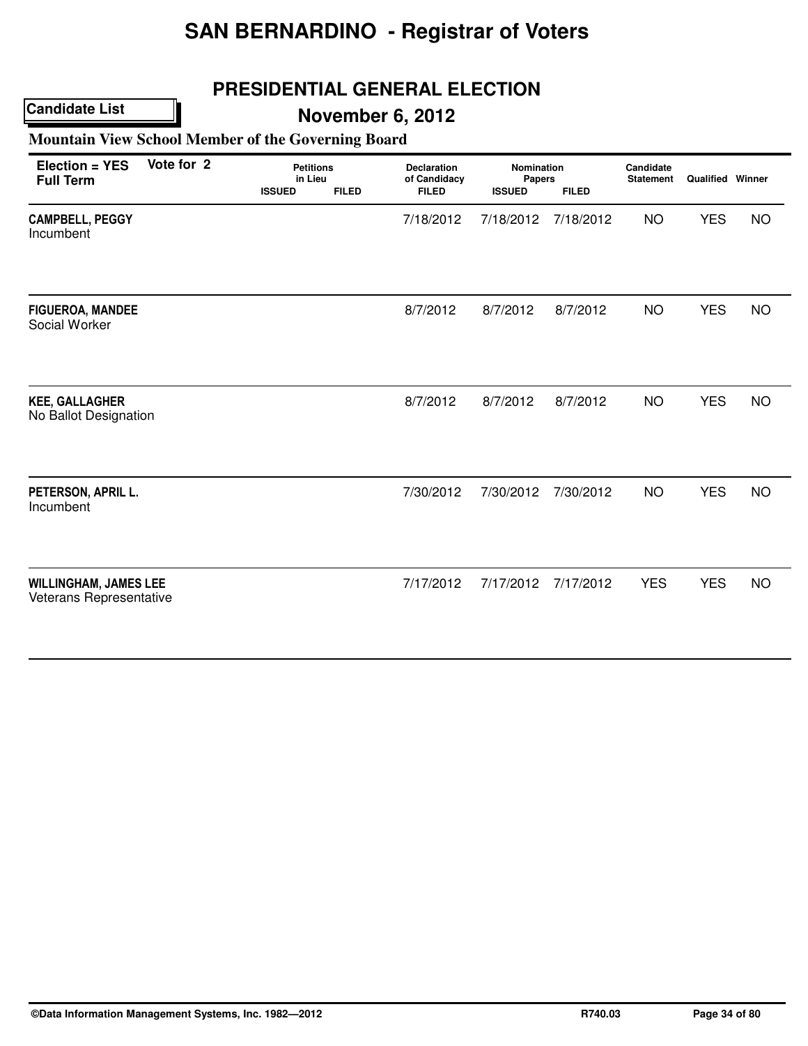# SAN BERNARDINO - Registrar of Voters

## PRESIDENTIAL GENERAL ELECTION

**Candidate List**

## November 6, 2012

### Mountain View School Member of the Governing Board

| Election = YES Full Term | Vote for 2 | Petitions in Lieu | | Declaration of Candidacy | Nomination Papers | | Candidate Statement | Qualified | Winner |
|---|---|---|---|---|---|---|---|---|---|
| | | ISSUED | FILED | FILED | ISSUED | FILED | | | |
| **CAMPBELL, PEGGY** Incumbent | | | | 7/18/2012 | 7/18/2012 | 7/18/2012 | NO | YES | NO |
| **FIGUEROA, MANDEE** Social Worker | | | | 8/7/2012 | 8/7/2012 | 8/7/2012 | NO | YES | NO |
| **KEE, GALLAGHER** No Ballot Designation | | | | 8/7/2012 | 8/7/2012 | 8/7/2012 | NO | YES | NO |
| **PETERSON, APRIL L.** Incumbent | | | | 7/30/2012 | 7/30/2012 | 7/30/2012 | NO | YES | NO |
| **WILLINGHAM, JAMES LEE** Veterans Representative | | | | 7/17/2012 | 7/17/2012 | 7/17/2012 | YES | YES | NO |

©Data Information Management Systems, Inc. 1982—2012 R740.03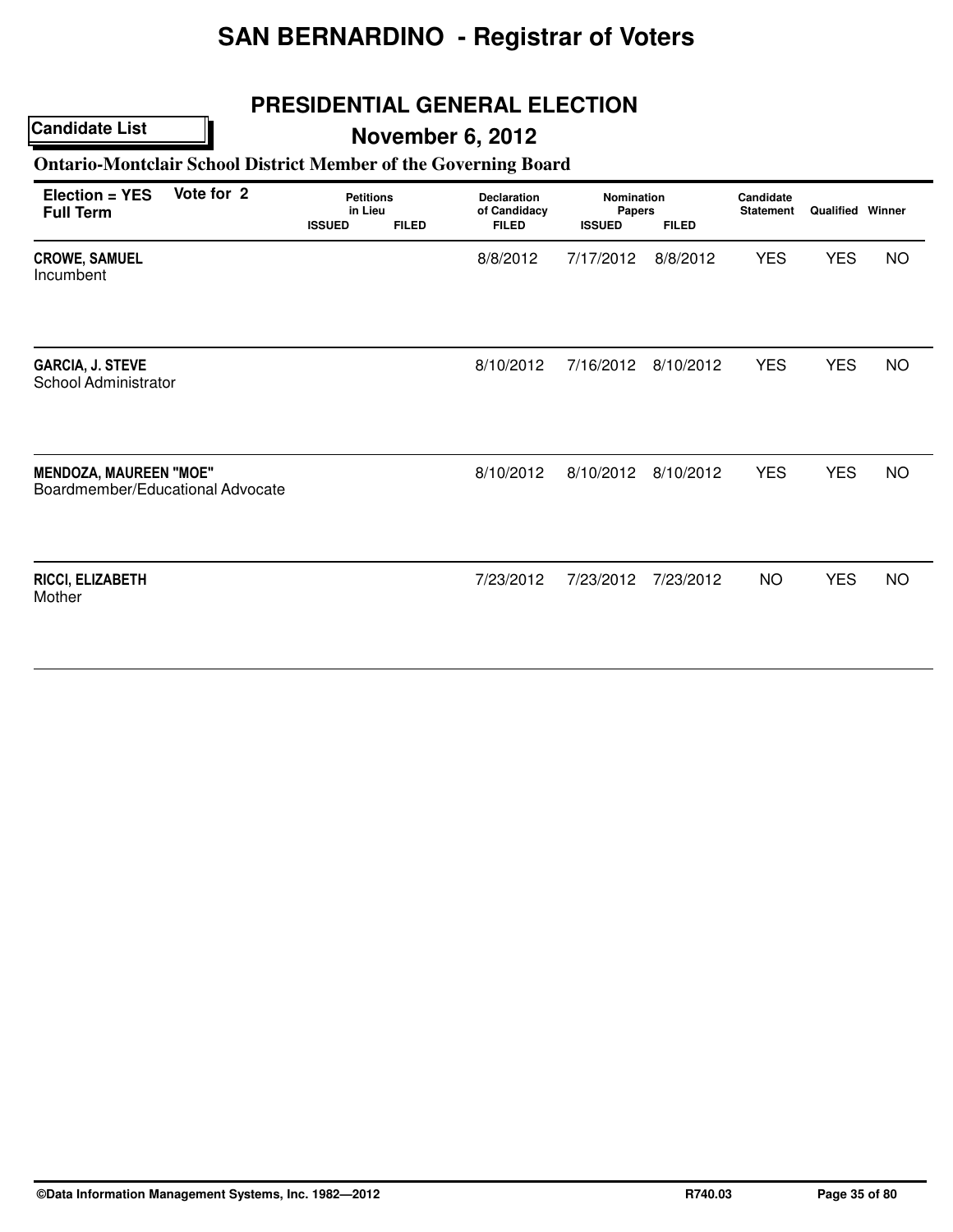# SAN BERNARDINO - Registrar of Voters

## PRESIDENTIAL GENERAL ELECTION

**Candidate List**

## November 6, 2012

### Ontario-Montclair School District Member of the Governing Board

**Election = YES** **Vote for 2**
**Full Term**

| Candidate | Petitions in Lieu ISSUED | Petitions in Lieu FILED | Declaration of Candidacy FILED | Nomination Papers ISSUED | Nomination Papers FILED | Candidate Statement | Qualified | Winner |
|---|---|---|---|---|---|---|---|---|
| **CROWE, SAMUEL**<br>Incumbent | | | 8/8/2012 | 7/17/2012 | 8/8/2012 | YES | YES | NO |
| **GARCIA, J. STEVE**<br>School Administrator | | | 8/10/2012 | 7/16/2012 | 8/10/2012 | YES | YES | NO |
| **MENDOZA, MAUREEN "MOE"**<br>Boardmember/Educational Advocate | | | 8/10/2012 | 8/10/2012 | 8/10/2012 | YES | YES | NO |
| **RICCI, ELIZABETH**<br>Mother | | | 7/23/2012 | 7/23/2012 | 7/23/2012 | NO | YES | NO |

©Data Information Management Systems, Inc. 1982—2012 R740.03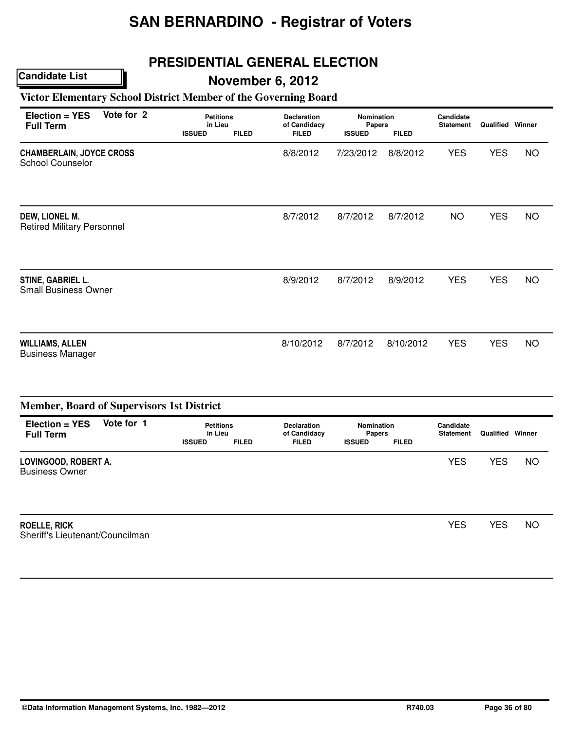# SAN BERNARDINO - Registrar of Voters

## PRESIDENTIAL GENERAL ELECTION

**Candidate List**

## November 6, 2012

### Victor Elementary School District Member of the Governing Board

| Election = YES Full Term | Vote for 2 | Petitions in Lieu ISSUED | Petitions in Lieu FILED | Declaration of Candidacy FILED | Nomination Papers ISSUED | Nomination Papers FILED | Candidate Statement | Qualified | Winner |
|---|---|---|---|---|---|---|---|---|---|
| **CHAMBERLAIN, JOYCE CROSS** School Counselor | | | | 8/8/2012 | 7/23/2012 | 8/8/2012 | YES | YES | NO |
| **DEW, LIONEL M.** Retired Military Personnel | | | | 8/7/2012 | 8/7/2012 | 8/7/2012 | NO | YES | NO |
| **STINE, GABRIEL L.** Small Business Owner | | | | 8/9/2012 | 8/7/2012 | 8/9/2012 | YES | YES | NO |
| **WILLIAMS, ALLEN** Business Manager | | | | 8/10/2012 | 8/7/2012 | 8/10/2012 | YES | YES | NO |

### Member, Board of Supervisors 1st District

| Election = YES Full Term | Vote for 1 | Petitions in Lieu ISSUED | Petitions in Lieu FILED | Declaration of Candidacy FILED | Nomination Papers ISSUED | Nomination Papers FILED | Candidate Statement | Qualified | Winner |
|---|---|---|---|---|---|---|---|---|---|
| **LOVINGOOD, ROBERT A.** Business Owner | | | | | | | YES | YES | NO |
| **ROELLE, RICK** Sheriff's Lieutenant/Councilman | | | | | | | YES | YES | NO |

©Data Information Management Systems, Inc. 1982—2012 R740.03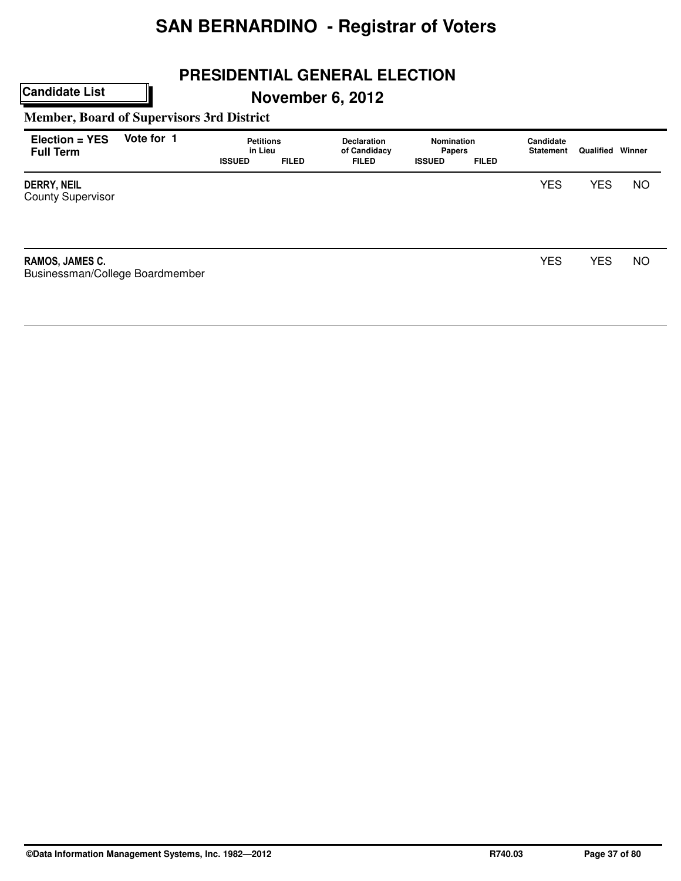# SAN BERNARDINO - Registrar of Voters

## PRESIDENTIAL GENERAL ELECTION

**Candidate List**

## November 6, 2012

### Member, Board of Supervisors 3rd District

| Election = YES Full Term | Vote for 1 | Petitions in Lieu ISSUED | Petitions in Lieu FILED | Declaration of Candidacy FILED | Nomination Papers ISSUED | Nomination Papers FILED | Candidate Statement | Qualified | Winner |
|---|---|---|---|---|---|---|---|---|---|
| **DERRY, NEIL** County Supervisor | | | | | | | YES | YES | NO |
| **RAMOS, JAMES C.** Businessman/College Boardmember | | | | | | | YES | YES | NO |

©Data Information Management Systems, Inc. 1982—2012 R740.03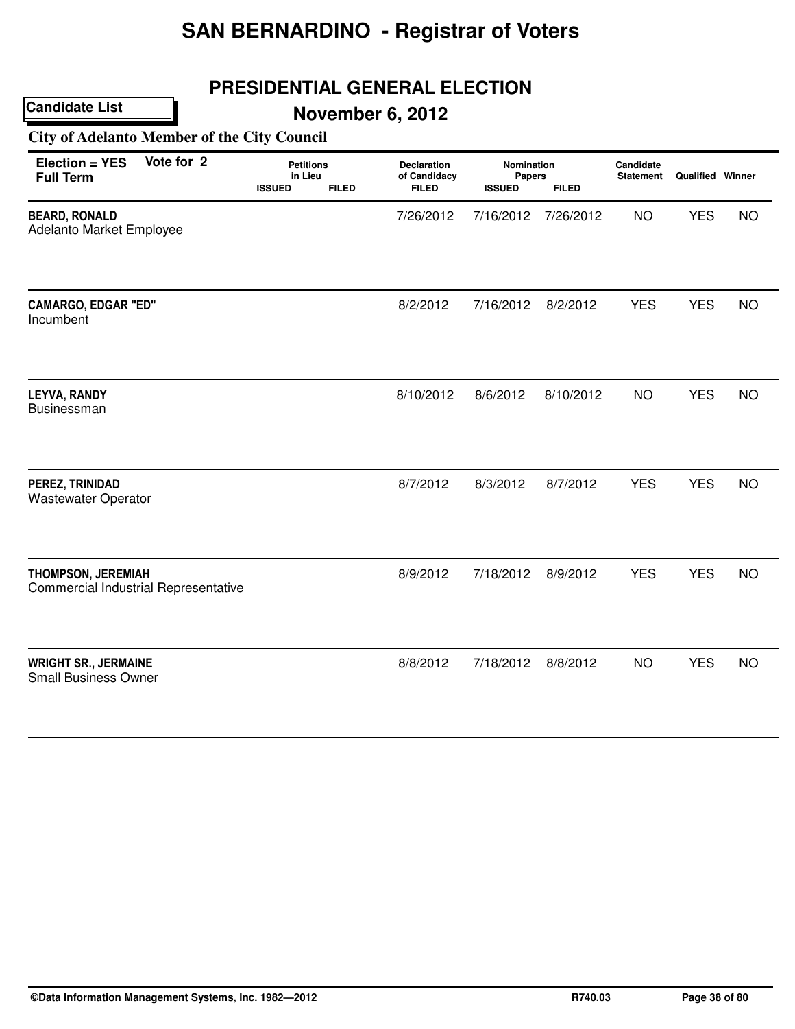# SAN BERNARDINO - Registrar of Voters

## PRESIDENTIAL GENERAL ELECTION

**Candidate List**

## November 6, 2012

### City of Adelanto Member of the City Council

| Election = YES Full Term | Vote for 2 | Petitions in Lieu | | Declaration of Candidacy | Nomination Papers | | Candidate Statement | Qualified | Winner |
|---|---|---|---|---|---|---|---|---|---|
| | | ISSUED | FILED | FILED | ISSUED | FILED | | | |
| **BEARD, RONALD**<br>Adelanto Market Employee | | | | 7/26/2012 | 7/16/2012 | 7/26/2012 | NO | YES | NO |
| **CAMARGO, EDGAR "ED"**<br>Incumbent | | | | 8/2/2012 | 7/16/2012 | 8/2/2012 | YES | YES | NO |
| **LEYVA, RANDY**<br>Businessman | | | | 8/10/2012 | 8/6/2012 | 8/10/2012 | NO | YES | NO |
| **PEREZ, TRINIDAD**<br>Wastewater Operator | | | | 8/7/2012 | 8/3/2012 | 8/7/2012 | YES | YES | NO |
| **THOMPSON, JEREMIAH**<br>Commercial Industrial Representative | | | | 8/9/2012 | 7/18/2012 | 8/9/2012 | YES | YES | NO |
| **WRIGHT SR., JERMAINE**<br>Small Business Owner | | | | 8/8/2012 | 7/18/2012 | 8/8/2012 | NO | YES | NO |

©Data Information Management Systems, Inc. 1982—2012 R740.03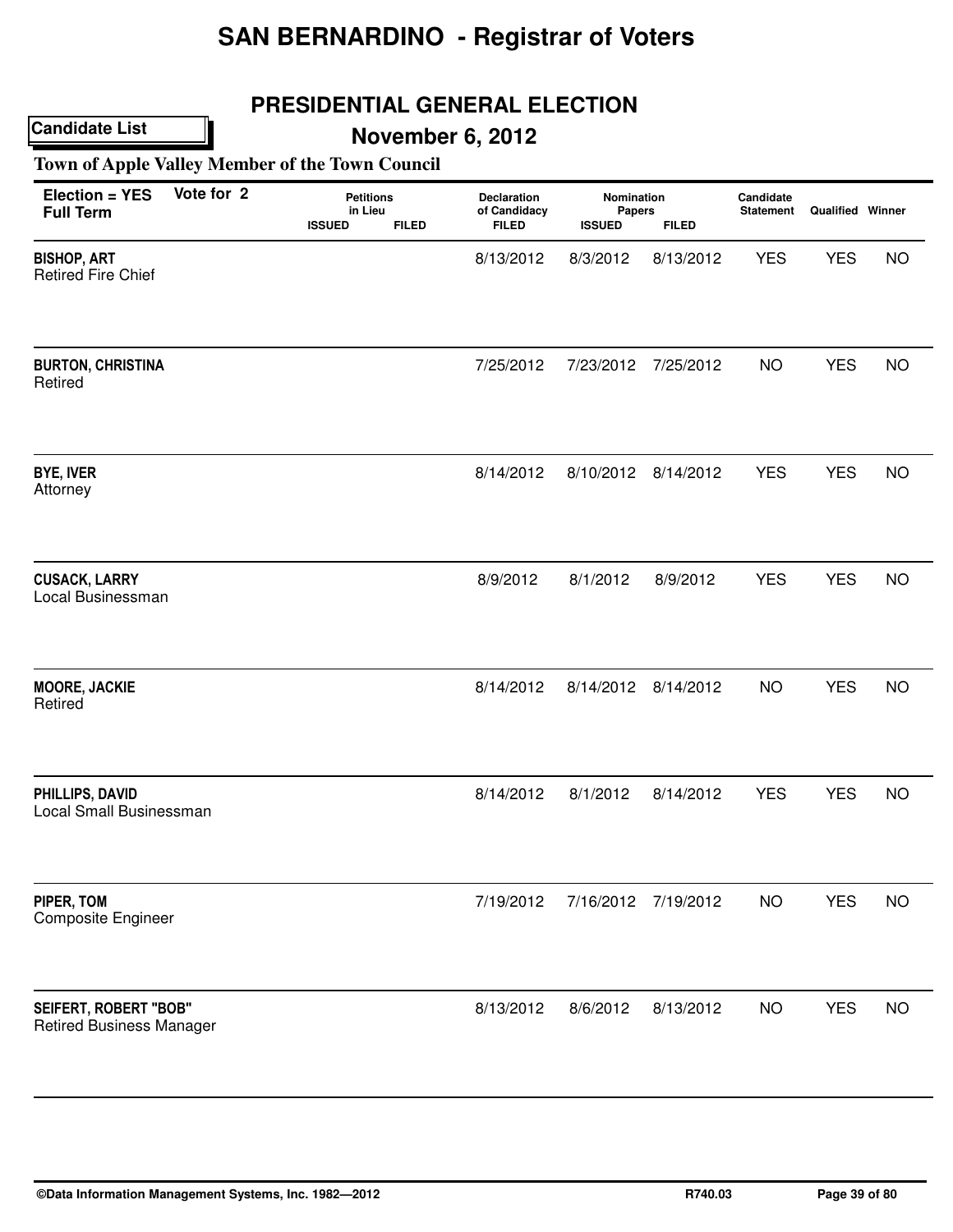# SAN BERNARDINO - Registrar of Voters

## PRESIDENTIAL GENERAL ELECTION

**Candidate List**

## November 6, 2012

### Town of Apple Valley Member of the Town Council

| Election = YES Full Term | Vote for 2 | Petitions in Lieu ISSUED | Petitions in Lieu FILED | Declaration of Candidacy FILED | Nomination Papers ISSUED | Nomination Papers FILED | Candidate Statement | Qualified | Winner |
|---|---|---|---|---|---|---|---|---|---|
| **BISHOP, ART** Retired Fire Chief | | | | 8/13/2012 | 8/3/2012 | 8/13/2012 | YES | YES | NO |
| **BURTON, CHRISTINA** Retired | | | | 7/25/2012 | 7/23/2012 | 7/25/2012 | NO | YES | NO |
| **BYE, IVER** Attorney | | | | 8/14/2012 | 8/10/2012 | 8/14/2012 | YES | YES | NO |
| **CUSACK, LARRY** Local Businessman | | | | 8/9/2012 | 8/1/2012 | 8/9/2012 | YES | YES | NO |
| **MOORE, JACKIE** Retired | | | | 8/14/2012 | 8/14/2012 | 8/14/2012 | NO | YES | NO |
| **PHILLIPS, DAVID** Local Small Businessman | | | | 8/14/2012 | 8/1/2012 | 8/14/2012 | YES | YES | NO |
| **PIPER, TOM** Composite Engineer | | | | 7/19/2012 | 7/16/2012 | 7/19/2012 | NO | YES | NO |
| **SEIFERT, ROBERT "BOB"** Retired Business Manager | | | | 8/13/2012 | 8/6/2012 | 8/13/2012 | NO | YES | NO |

©Data Information Management Systems, Inc. 1982—2012 R740.03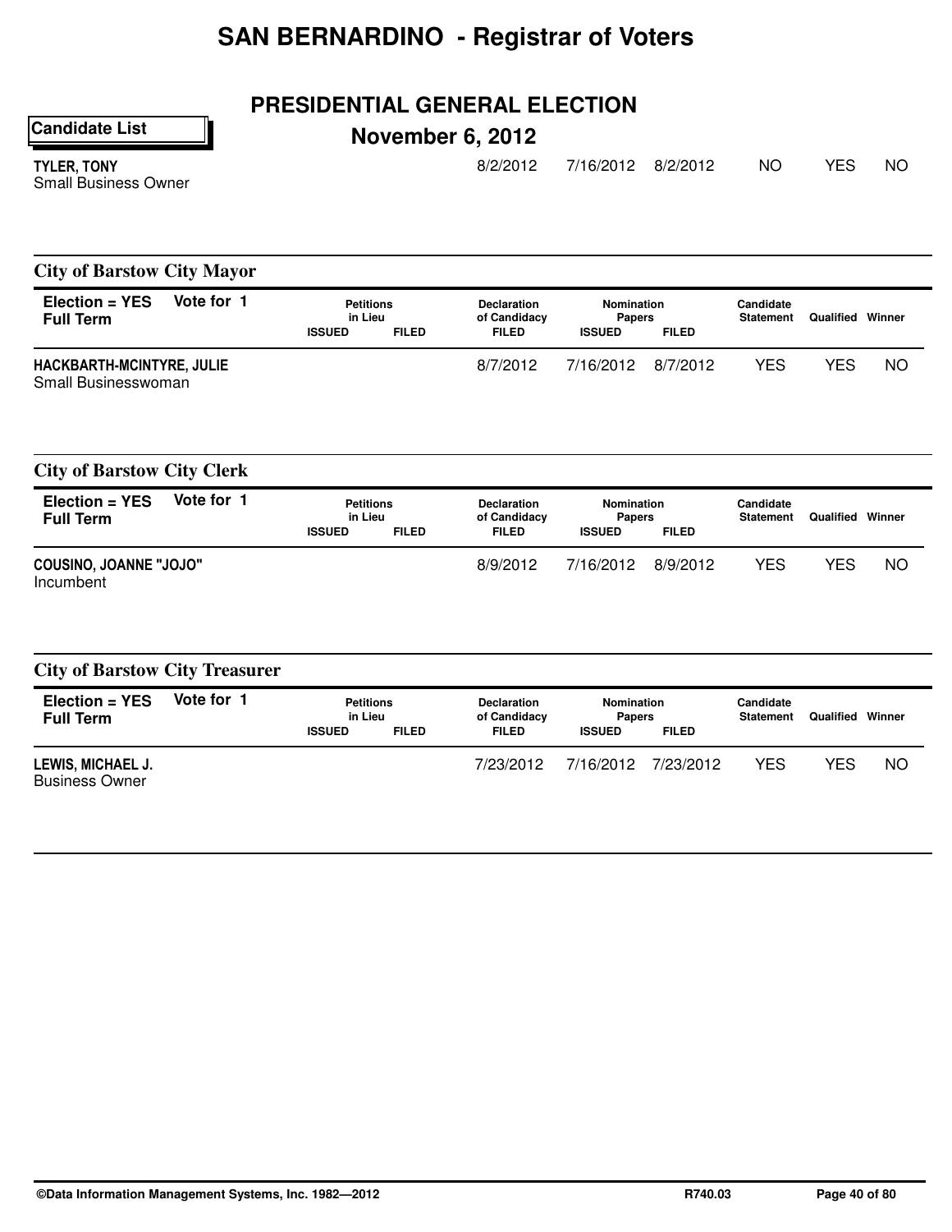# SAN BERNARDINO - Registrar of Voters

## PRESIDENTIAL GENERAL ELECTION

**November 6, 2012**

**Candidate List**

| | Petitions in Lieu ISSUED | Petitions in Lieu FILED | Declaration of Candidacy FILED | Nomination Papers ISSUED | Nomination Papers FILED | Candidate Statement | Qualified | Winner |
|---|---|---|---|---|---|---|---|---|
| **TYLER, TONY** Small Business Owner | | | 8/2/2012 | 7/16/2012 | 8/2/2012 | NO | YES | NO |

### City of Barstow City Mayor

| Election = YES Full Term / Vote for 1 | Petitions in Lieu ISSUED | Petitions in Lieu FILED | Declaration of Candidacy FILED | Nomination Papers ISSUED | Nomination Papers FILED | Candidate Statement | Qualified | Winner |
|---|---|---|---|---|---|---|---|---|
| **HACKBARTH-MCINTYRE, JULIE** Small Businesswoman | | | 8/7/2012 | 7/16/2012 | 8/7/2012 | YES | YES | NO |

### City of Barstow City Clerk

| Election = YES Full Term / Vote for 1 | Petitions in Lieu ISSUED | Petitions in Lieu FILED | Declaration of Candidacy FILED | Nomination Papers ISSUED | Nomination Papers FILED | Candidate Statement | Qualified | Winner |
|---|---|---|---|---|---|---|---|---|
| **COUSINO, JOANNE "JOJO"** Incumbent | | | 8/9/2012 | 7/16/2012 | 8/9/2012 | YES | YES | NO |

### City of Barstow City Treasurer

| Election = YES Full Term / Vote for 1 | Petitions in Lieu ISSUED | Petitions in Lieu FILED | Declaration of Candidacy FILED | Nomination Papers ISSUED | Nomination Papers FILED | Candidate Statement | Qualified | Winner |
|---|---|---|---|---|---|---|---|---|
| **LEWIS, MICHAEL J.** Business Owner | | | 7/23/2012 | 7/16/2012 | 7/23/2012 | YES | YES | NO |

©Data Information Management Systems, Inc. 1982—2012 R740.03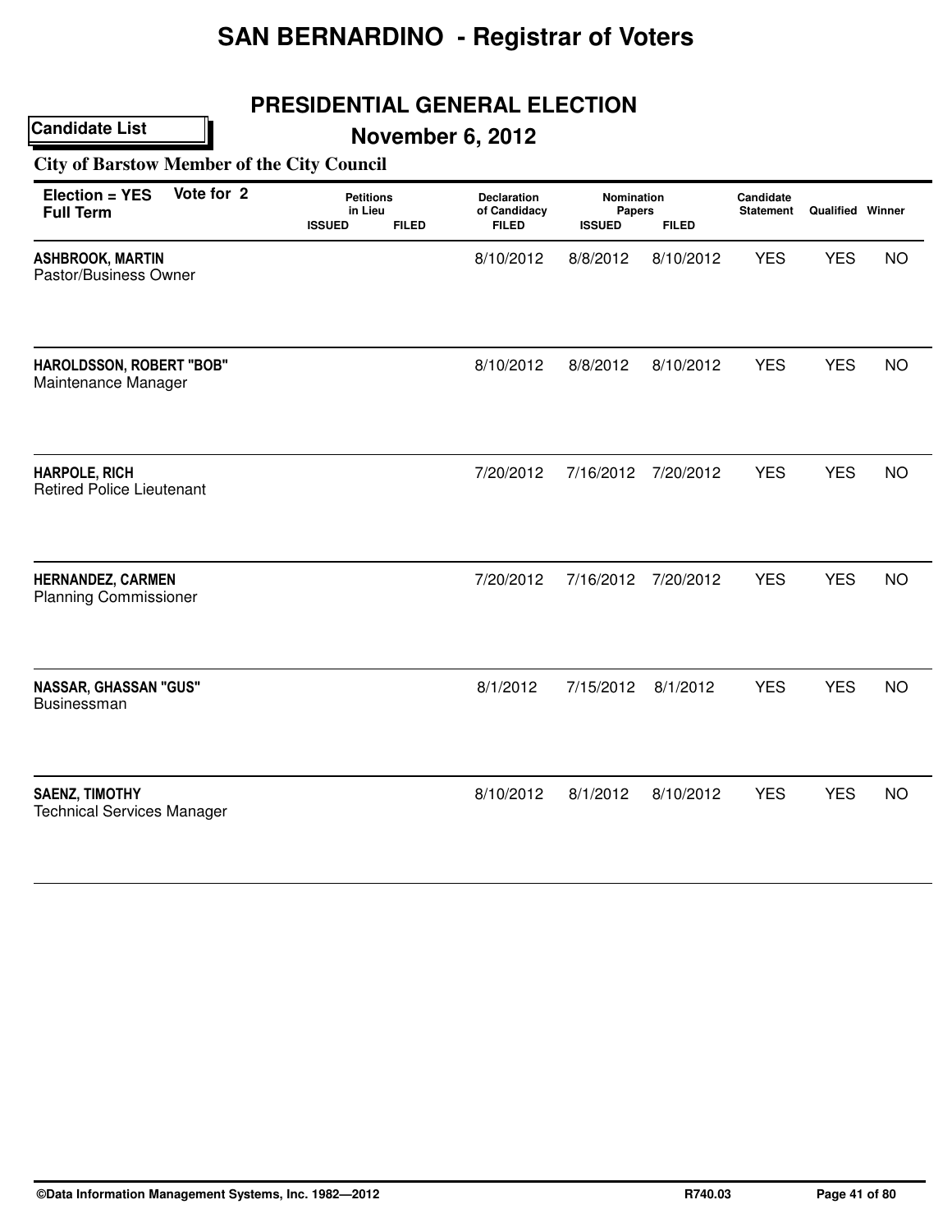# SAN BERNARDINO - Registrar of Voters

## PRESIDENTIAL GENERAL ELECTION

**Candidate List**

## November 6, 2012

### City of Barstow Member of the City Council

| Election = YES Full Term | Vote for 2 | Petitions in Lieu | | Declaration of Candidacy | Nomination Papers | | Candidate Statement | Qualified | Winner |
|---|---|---|---|---|---|---|---|---|---|
| | | ISSUED | FILED | FILED | ISSUED | FILED | | | |
| **ASHBROOK, MARTIN** Pastor/Business Owner | | | | 8/10/2012 | 8/8/2012 | 8/10/2012 | YES | YES | NO |
| **HAROLDSSON, ROBERT "BOB"** Maintenance Manager | | | | 8/10/2012 | 8/8/2012 | 8/10/2012 | YES | YES | NO |
| **HARPOLE, RICH** Retired Police Lieutenant | | | | 7/20/2012 | 7/16/2012 | 7/20/2012 | YES | YES | NO |
| **HERNANDEZ, CARMEN** Planning Commissioner | | | | 7/20/2012 | 7/16/2012 | 7/20/2012 | YES | YES | NO |
| **NASSAR, GHASSAN "GUS"** Businessman | | | | 8/1/2012 | 7/15/2012 | 8/1/2012 | YES | YES | NO |
| **SAENZ, TIMOTHY** Technical Services Manager | | | | 8/10/2012 | 8/1/2012 | 8/10/2012 | YES | YES | NO |

©Data Information Management Systems, Inc. 1982—2012 R740.03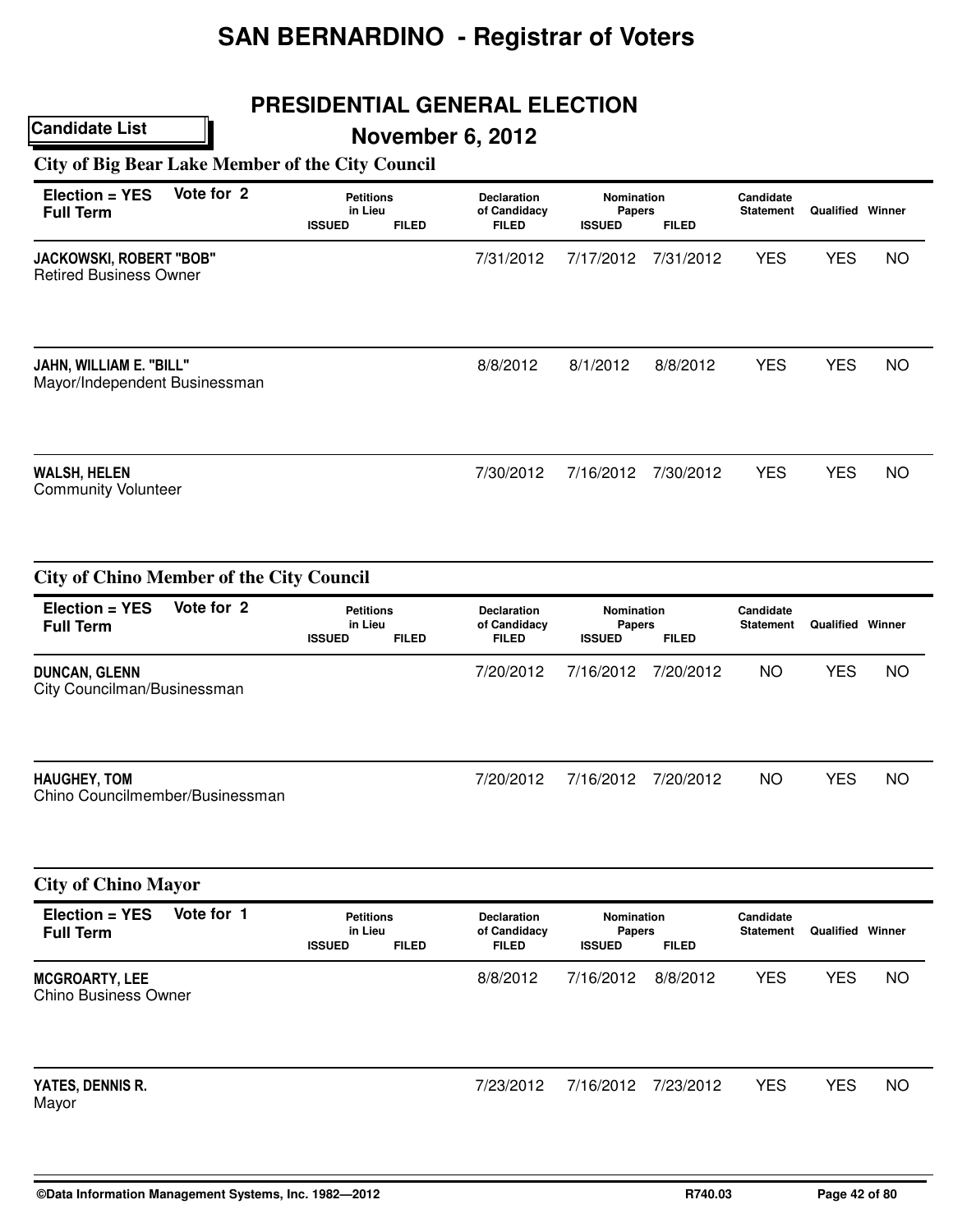# SAN BERNARDINO - Registrar of Voters

## PRESIDENTIAL GENERAL ELECTION

**Candidate List**

## November 6, 2012

### City of Big Bear Lake Member of the City Council

| Election = YES Full Term | Vote for 2 | Petitions in Lieu ISSUED | Petitions in Lieu FILED | Declaration of Candidacy FILED | Nomination Papers ISSUED | Nomination Papers FILED | Candidate Statement | Qualified | Winner |
|---|---|---|---|---|---|---|---|---|---|
| **JACKOWSKI, ROBERT "BOB"** Retired Business Owner | | | | 7/31/2012 | 7/17/2012 | 7/31/2012 | YES | YES | NO |
| **JAHN, WILLIAM E. "BILL"** Mayor/Independent Businessman | | | | 8/8/2012 | 8/1/2012 | 8/8/2012 | YES | YES | NO |
| **WALSH, HELEN** Community Volunteer | | | | 7/30/2012 | 7/16/2012 | 7/30/2012 | YES | YES | NO |

### City of Chino Member of the City Council

| Election = YES Full Term | Vote for 2 | Petitions in Lieu ISSUED | Petitions in Lieu FILED | Declaration of Candidacy FILED | Nomination Papers ISSUED | Nomination Papers FILED | Candidate Statement | Qualified | Winner |
|---|---|---|---|---|---|---|---|---|---|
| **DUNCAN, GLENN** City Councilman/Businessman | | | | 7/20/2012 | 7/16/2012 | 7/20/2012 | NO | YES | NO |
| **HAUGHEY, TOM** Chino Councilmember/Businessman | | | | 7/20/2012 | 7/16/2012 | 7/20/2012 | NO | YES | NO |

### City of Chino Mayor

| Election = YES Full Term | Vote for 1 | Petitions in Lieu ISSUED | Petitions in Lieu FILED | Declaration of Candidacy FILED | Nomination Papers ISSUED | Nomination Papers FILED | Candidate Statement | Qualified | Winner |
|---|---|---|---|---|---|---|---|---|---|
| **MCGROARTY, LEE** Chino Business Owner | | | | 8/8/2012 | 7/16/2012 | 8/8/2012 | YES | YES | NO |
| **YATES, DENNIS R.** Mayor | | | | 7/23/2012 | 7/16/2012 | 7/23/2012 | YES | YES | NO |

©Data Information Management Systems, Inc. 1982—2012 R740.03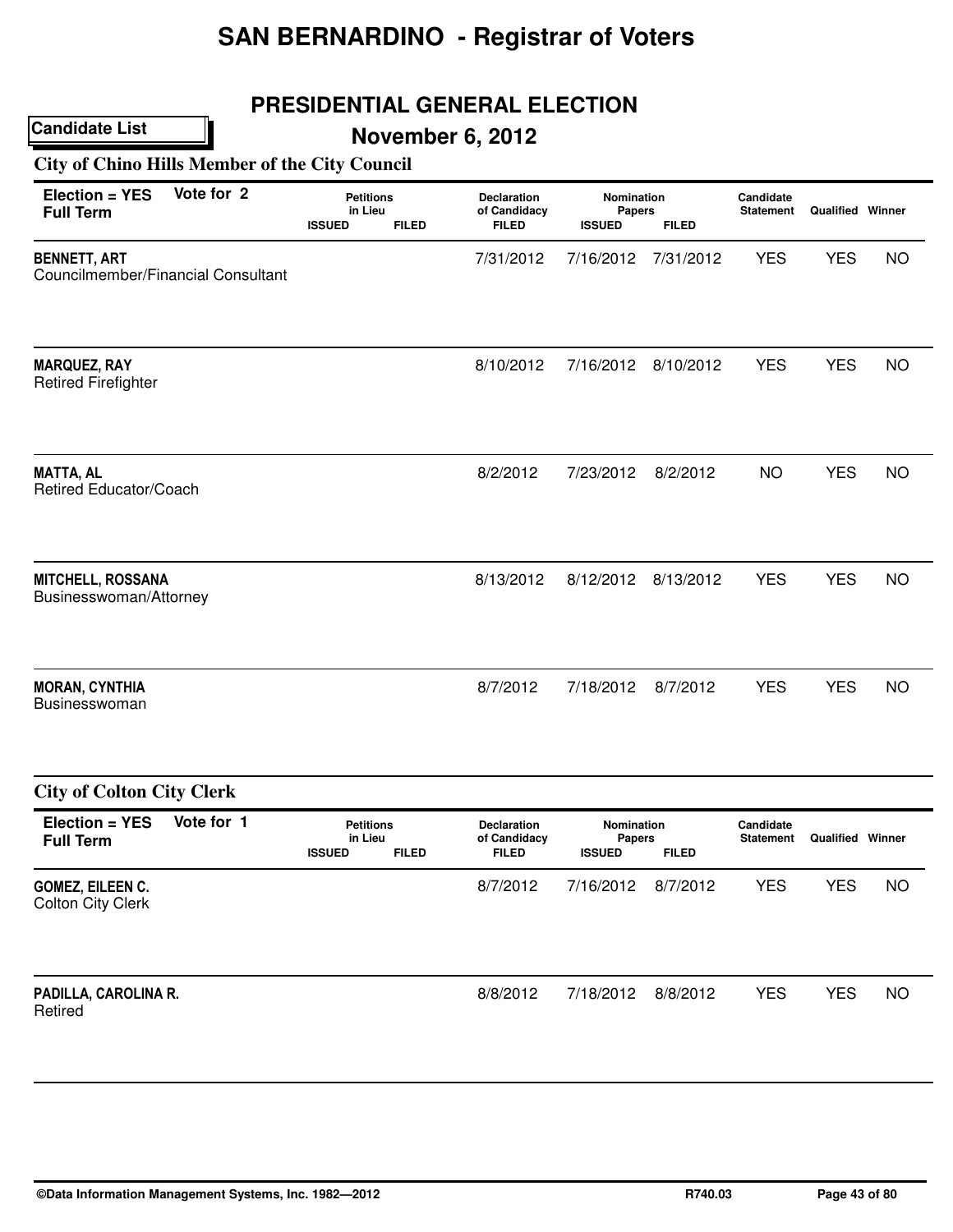# SAN BERNARDINO - Registrar of Voters

## PRESIDENTIAL GENERAL ELECTION

**Candidate List**

## November 6, 2012

### City of Chino Hills Member of the City Council

**Election = YES** **Vote for 2**
**Full Term**

| Candidate | Petitions in Lieu ISSUED | Petitions in Lieu FILED | Declaration of Candidacy FILED | Nomination Papers ISSUED | Nomination Papers FILED | Candidate Statement | Qualified | Winner |
|---|---|---|---|---|---|---|---|---|
| **BENNETT, ART** Councilmember/Financial Consultant | | | 7/31/2012 | 7/16/2012 | 7/31/2012 | YES | YES | NO |
| **MARQUEZ, RAY** Retired Firefighter | | | 8/10/2012 | 7/16/2012 | 8/10/2012 | YES | YES | NO |
| **MATTA, AL** Retired Educator/Coach | | | 8/2/2012 | 7/23/2012 | 8/2/2012 | NO | YES | NO |
| **MITCHELL, ROSSANA** Businesswoman/Attorney | | | 8/13/2012 | 8/12/2012 | 8/13/2012 | YES | YES | NO |
| **MORAN, CYNTHIA** Businesswoman | | | 8/7/2012 | 7/18/2012 | 8/7/2012 | YES | YES | NO |

### City of Colton City Clerk

**Election = YES** **Vote for 1**
**Full Term**

| Candidate | Petitions in Lieu ISSUED | Petitions in Lieu FILED | Declaration of Candidacy FILED | Nomination Papers ISSUED | Nomination Papers FILED | Candidate Statement | Qualified | Winner |
|---|---|---|---|---|---|---|---|---|
| **GOMEZ, EILEEN C.** Colton City Clerk | | | 8/7/2012 | 7/16/2012 | 8/7/2012 | YES | YES | NO |
| **PADILLA, CAROLINA R.** Retired | | | 8/8/2012 | 7/18/2012 | 8/8/2012 | YES | YES | NO |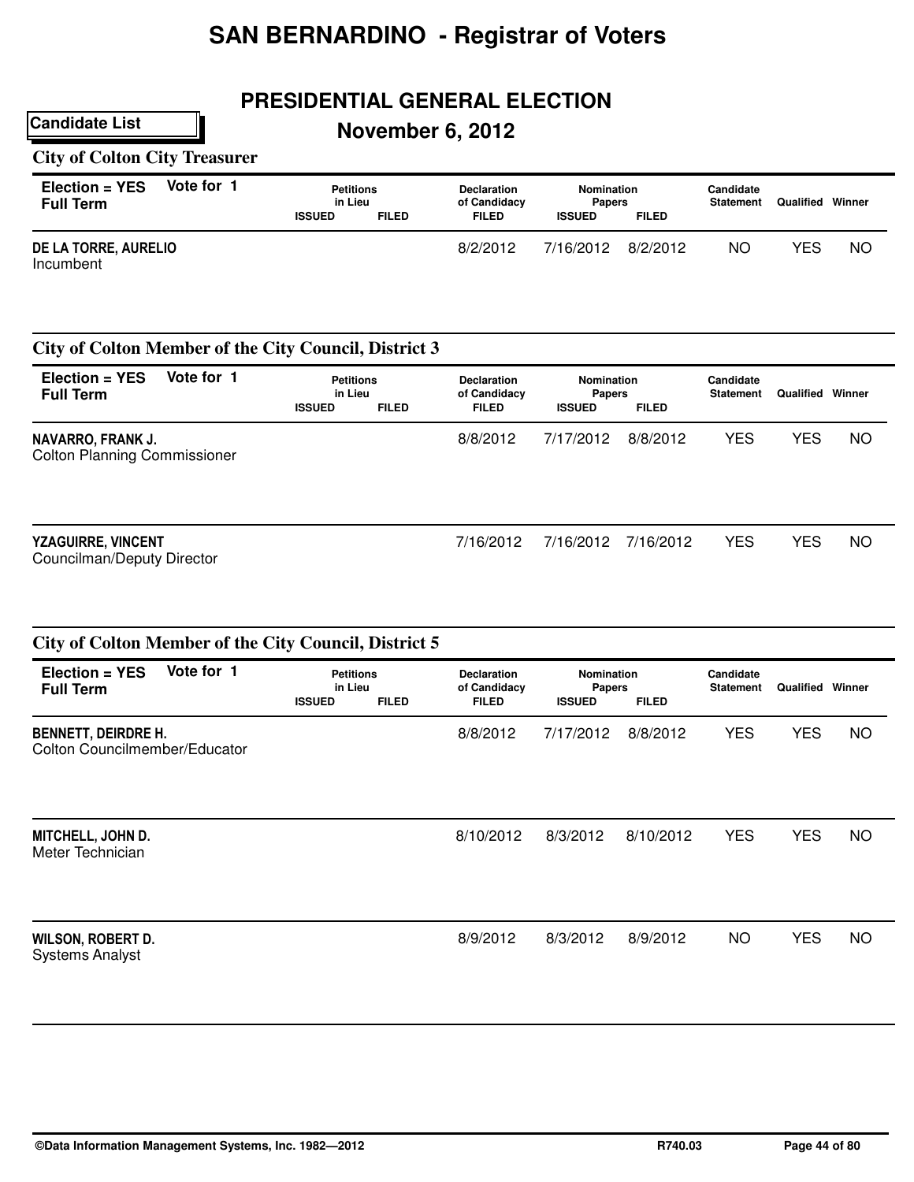# SAN BERNARDINO - Registrar of Voters

## PRESIDENTIAL GENERAL ELECTION

**Candidate List**

## November 6, 2012

### City of Colton City Treasurer

| Election = YES Full Term | Vote for 1 | Petitions in Lieu ISSUED | Petitions in Lieu FILED | Declaration of Candidacy FILED | Nomination Papers ISSUED | Nomination Papers FILED | Candidate Statement | Qualified | Winner |
|---|---|---|---|---|---|---|---|---|---|
| **DE LA TORRE, AURELIO** Incumbent | | | | 8/2/2012 | 7/16/2012 | 8/2/2012 | NO | YES | NO |

### City of Colton Member of the City Council, District 3

| Election = YES Full Term | Vote for 1 | Petitions in Lieu ISSUED | Petitions in Lieu FILED | Declaration of Candidacy FILED | Nomination Papers ISSUED | Nomination Papers FILED | Candidate Statement | Qualified | Winner |
|---|---|---|---|---|---|---|---|---|---|
| **NAVARRO, FRANK J.** Colton Planning Commissioner | | | | 8/8/2012 | 7/17/2012 | 8/8/2012 | YES | YES | NO |
| **YZAGUIRRE, VINCENT** Councilman/Deputy Director | | | | 7/16/2012 | 7/16/2012 | 7/16/2012 | YES | YES | NO |

### City of Colton Member of the City Council, District 5

| Election = YES Full Term | Vote for 1 | Petitions in Lieu ISSUED | Petitions in Lieu FILED | Declaration of Candidacy FILED | Nomination Papers ISSUED | Nomination Papers FILED | Candidate Statement | Qualified | Winner |
|---|---|---|---|---|---|---|---|---|---|
| **BENNETT, DEIRDRE H.** Colton Councilmember/Educator | | | | 8/8/2012 | 7/17/2012 | 8/8/2012 | YES | YES | NO |
| **MITCHELL, JOHN D.** Meter Technician | | | | 8/10/2012 | 8/3/2012 | 8/10/2012 | YES | YES | NO |
| **WILSON, ROBERT D.** Systems Analyst | | | | 8/9/2012 | 8/3/2012 | 8/9/2012 | NO | YES | NO |

©Data Information Management Systems, Inc. 1982—2012 R740.03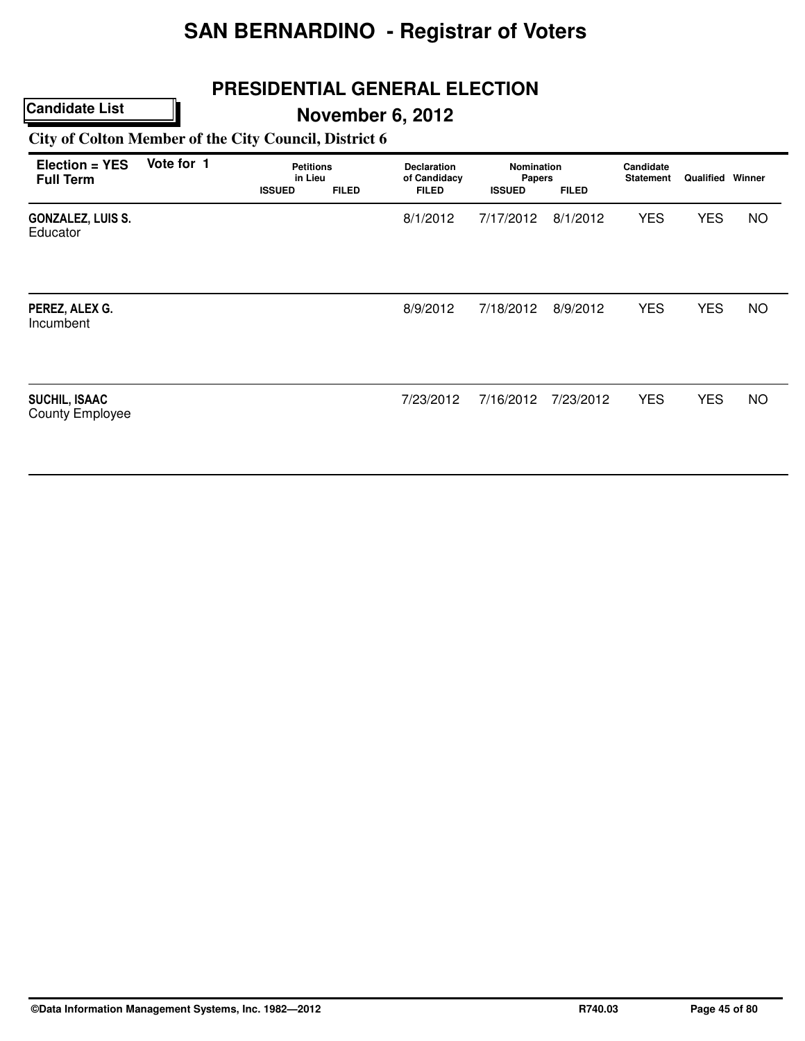# SAN BERNARDINO - Registrar of Voters

## PRESIDENTIAL GENERAL ELECTION

**Candidate List**

## November 6, 2012

### City of Colton Member of the City Council, District 6

| Election = YES Full Term | Vote for 1 | Petitions in Lieu ISSUED | Petitions in Lieu FILED | Declaration of Candidacy FILED | Nomination Papers ISSUED | Nomination Papers FILED | Candidate Statement | Qualified | Winner |
|---|---|---|---|---|---|---|---|---|---|
| **GONZALEZ, LUIS S.** Educator | | | | 8/1/2012 | 7/17/2012 | 8/1/2012 | YES | YES | NO |
| **PEREZ, ALEX G.** Incumbent | | | | 8/9/2012 | 7/18/2012 | 8/9/2012 | YES | YES | NO |
| **SUCHIL, ISAAC** County Employee | | | | 7/23/2012 | 7/16/2012 | 7/23/2012 | YES | YES | NO |

©Data Information Management Systems, Inc. 1982—2012 R740.03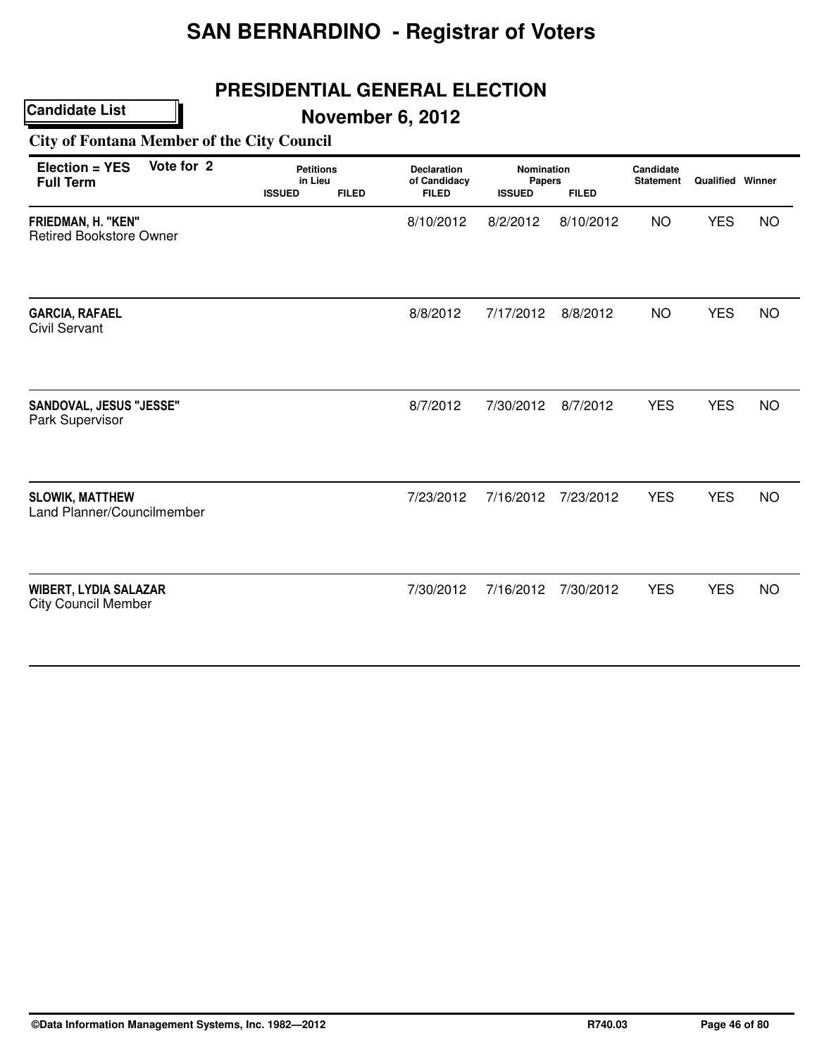# SAN BERNARDINO - Registrar of Voters

## PRESIDENTIAL GENERAL ELECTION

**Candidate List**

## November 6, 2012

### City of Fontana Member of the City Council

**Election = YES** **Vote for 2**
**Full Term**

| Candidate | Petitions in Lieu ISSUED | Petitions in Lieu FILED | Declaration of Candidacy FILED | Nomination Papers ISSUED | Nomination Papers FILED | Candidate Statement | Qualified | Winner |
|---|---|---|---|---|---|---|---|---|
| **FRIEDMAN, H. "KEN"** Retired Bookstore Owner | | | 8/10/2012 | 8/2/2012 | 8/10/2012 | NO | YES | NO |
| **GARCIA, RAFAEL** Civil Servant | | | 8/8/2012 | 7/17/2012 | 8/8/2012 | NO | YES | NO |
| **SANDOVAL, JESUS "JESSE"** Park Supervisor | | | 8/7/2012 | 7/30/2012 | 8/7/2012 | YES | YES | NO |
| **SLOWIK, MATTHEW** Land Planner/Councilmember | | | 7/23/2012 | 7/16/2012 | 7/23/2012 | YES | YES | NO |
| **WIBERT, LYDIA SALAZAR** City Council Member | | | 7/30/2012 | 7/16/2012 | 7/30/2012 | YES | YES | NO |

©Data Information Management Systems, Inc. 1982—2012 R740.03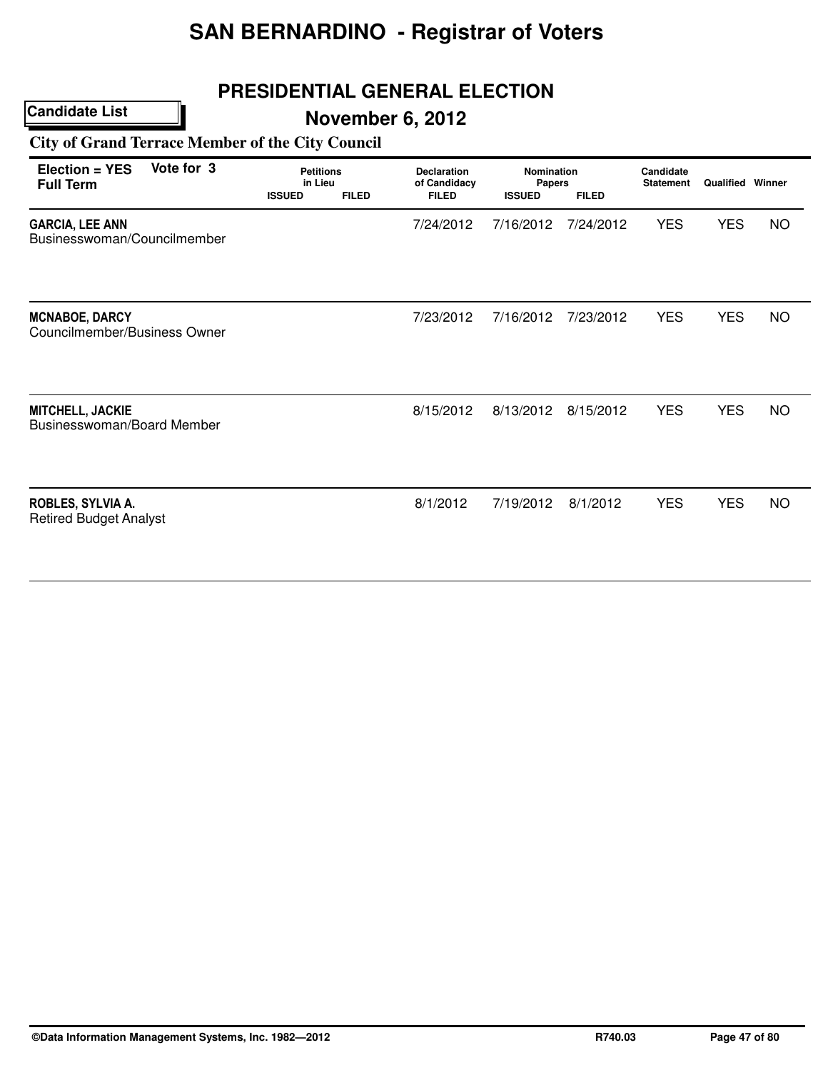# SAN BERNARDINO - Registrar of Voters

## PRESIDENTIAL GENERAL ELECTION

**Candidate List**

## November 6, 2012

### City of Grand Terrace Member of the City Council

| Election = YES Full Term Vote for 3 | Petitions in Lieu | | Declaration of Candidacy | Nomination Papers | | Candidate Statement | Qualified | Winner |
|---|---|---|---|---|---|---|---|---|
| | ISSUED | FILED | FILED | ISSUED | FILED | | | |
| **GARCIA, LEE ANN** Businesswoman/Councilmember | | | 7/24/2012 | 7/16/2012 | 7/24/2012 | YES | YES | NO |
| **MCNABOE, DARCY** Councilmember/Business Owner | | | 7/23/2012 | 7/16/2012 | 7/23/2012 | YES | YES | NO |
| **MITCHELL, JACKIE** Businesswoman/Board Member | | | 8/15/2012 | 8/13/2012 | 8/15/2012 | YES | YES | NO |
| **ROBLES, SYLVIA A.** Retired Budget Analyst | | | 8/1/2012 | 7/19/2012 | 8/1/2012 | YES | YES | NO |

©Data Information Management Systems, Inc. 1982—2012 R740.03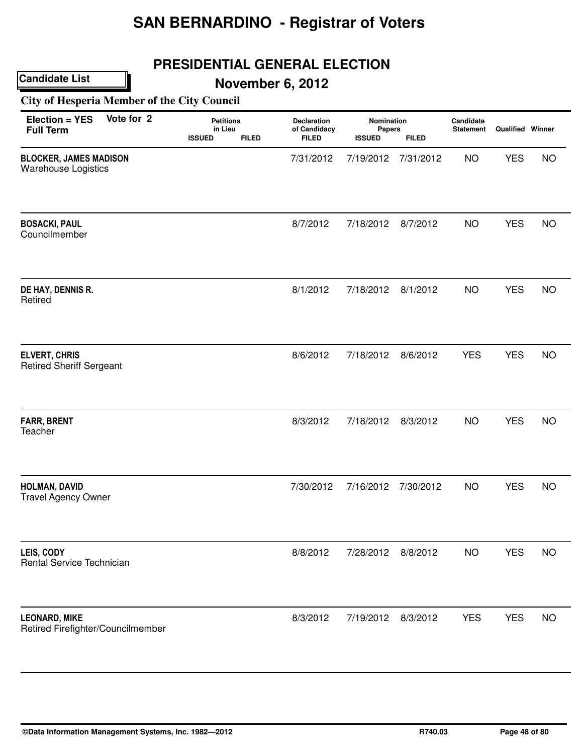# SAN BERNARDINO - Registrar of Voters

## PRESIDENTIAL GENERAL ELECTION

**Candidate List**

## November 6, 2012

### City of Hesperia Member of the City Council

**Election = YES** **Vote for 2**
**Full Term**

| Candidate | Petitions in Lieu ISSUED | Petitions in Lieu FILED | Declaration of Candidacy FILED | Nomination Papers ISSUED | Nomination Papers FILED | Candidate Statement | Qualified | Winner |
|---|---|---|---|---|---|---|---|---|
| **BLOCKER, JAMES MADISON** Warehouse Logistics | | | 7/31/2012 | 7/19/2012 | 7/31/2012 | NO | YES | NO |
| **BOSACKI, PAUL** Councilmember | | | 8/7/2012 | 7/18/2012 | 8/7/2012 | NO | YES | NO |
| **DE HAY, DENNIS R.** Retired | | | 8/1/2012 | 7/18/2012 | 8/1/2012 | NO | YES | NO |
| **ELVERT, CHRIS** Retired Sheriff Sergeant | | | 8/6/2012 | 7/18/2012 | 8/6/2012 | YES | YES | NO |
| **FARR, BRENT** Teacher | | | 8/3/2012 | 7/18/2012 | 8/3/2012 | NO | YES | NO |
| **HOLMAN, DAVID** Travel Agency Owner | | | 7/30/2012 | 7/16/2012 | 7/30/2012 | NO | YES | NO |
| **LEIS, CODY** Rental Service Technician | | | 8/8/2012 | 7/28/2012 | 8/8/2012 | NO | YES | NO |
| **LEONARD, MIKE** Retired Firefighter/Councilmember | | | 8/3/2012 | 7/19/2012 | 8/3/2012 | YES | YES | NO |

©Data Information Management Systems, Inc. 1982—2012 R740.03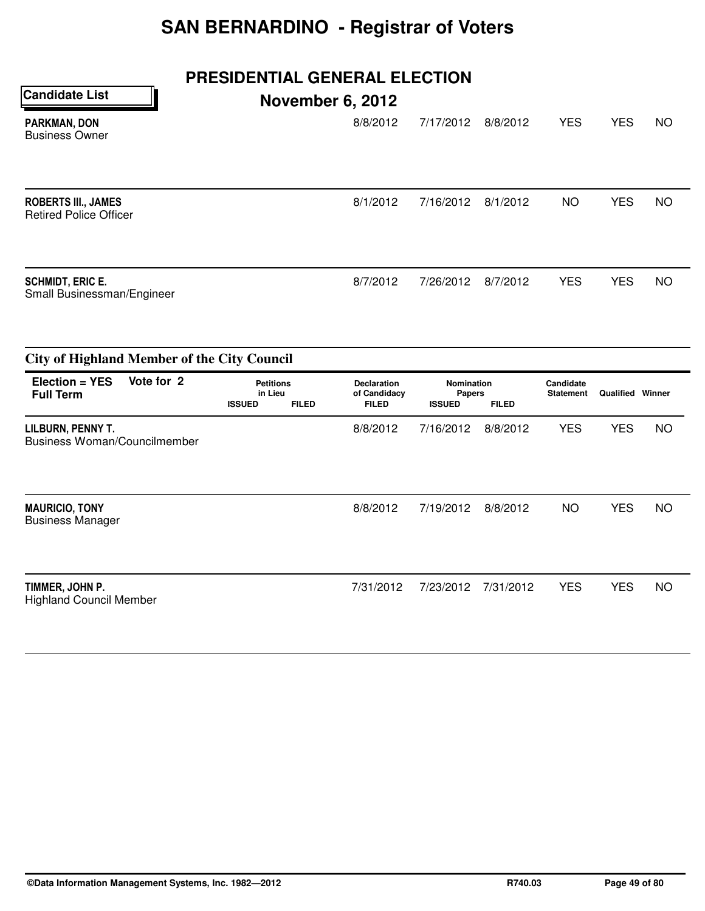# SAN BERNARDINO - Registrar of Voters

## PRESIDENTIAL GENERAL ELECTION

**Candidate List**

**November 6, 2012**

| Candidate | Petitions in Lieu ISSUED | Petitions in Lieu FILED | Declaration of Candidacy FILED | Nomination Papers ISSUED | Nomination Papers FILED | Candidate Statement | Qualified | Winner |
|---|---|---|---|---|---|---|---|---|
| **PARKMAN, DON**<br>Business Owner | | | 8/8/2012 | 7/17/2012 | 8/8/2012 | YES | YES | NO |
| **ROBERTS III., JAMES**<br>Retired Police Officer | | | 8/1/2012 | 7/16/2012 | 8/1/2012 | NO | YES | NO |
| **SCHMIDT, ERIC E.**<br>Small Businessman/Engineer | | | 8/7/2012 | 7/26/2012 | 8/7/2012 | YES | YES | NO |

### City of Highland Member of the City Council

**Election = YES** **Vote for 2**
**Full Term**

| Candidate | Petitions in Lieu ISSUED | Petitions in Lieu FILED | Declaration of Candidacy FILED | Nomination Papers ISSUED | Nomination Papers FILED | Candidate Statement | Qualified | Winner |
|---|---|---|---|---|---|---|---|---|
| **LILBURN, PENNY T.**<br>Business Woman/Councilmember | | | 8/8/2012 | 7/16/2012 | 8/8/2012 | YES | YES | NO |
| **MAURICIO, TONY**<br>Business Manager | | | 8/8/2012 | 7/19/2012 | 8/8/2012 | NO | YES | NO |
| **TIMMER, JOHN P.**<br>Highland Council Member | | | 7/31/2012 | 7/23/2012 | 7/31/2012 | YES | YES | NO |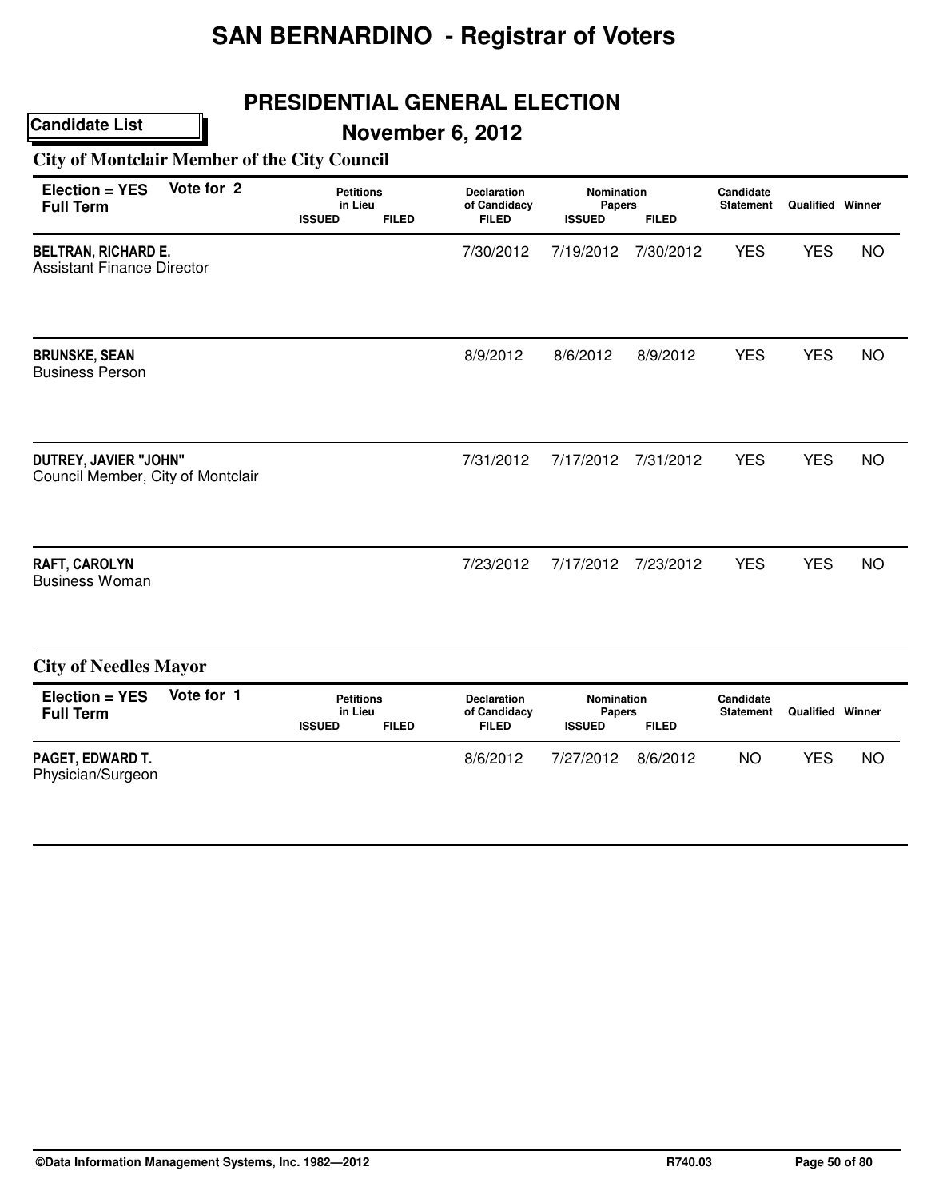# SAN BERNARDINO - Registrar of Voters

## PRESIDENTIAL GENERAL ELECTION

**Candidate List**

## November 6, 2012

### City of Montclair Member of the City Council

| Election = YES Full Term | Vote for 2 | Petitions in Lieu ISSUED | Petitions in Lieu FILED | Declaration of Candidacy FILED | Nomination Papers ISSUED | Nomination Papers FILED | Candidate Statement | Qualified | Winner |
|---|---|---|---|---|---|---|---|---|---|
| **BELTRAN, RICHARD E.** Assistant Finance Director | | | | 7/30/2012 | 7/19/2012 | 7/30/2012 | YES | YES | NO |
| **BRUNSKE, SEAN** Business Person | | | | 8/9/2012 | 8/6/2012 | 8/9/2012 | YES | YES | NO |
| **DUTREY, JAVIER "JOHN"** Council Member, City of Montclair | | | | 7/31/2012 | 7/17/2012 | 7/31/2012 | YES | YES | NO |
| **RAFT, CAROLYN** Business Woman | | | | 7/23/2012 | 7/17/2012 | 7/23/2012 | YES | YES | NO |

### City of Needles Mayor

| Election = YES Full Term | Vote for 1 | Petitions in Lieu ISSUED | Petitions in Lieu FILED | Declaration of Candidacy FILED | Nomination Papers ISSUED | Nomination Papers FILED | Candidate Statement | Qualified | Winner |
|---|---|---|---|---|---|---|---|---|---|
| **PAGET, EDWARD T.** Physician/Surgeon | | | | 8/6/2012 | 7/27/2012 | 8/6/2012 | NO | YES | NO |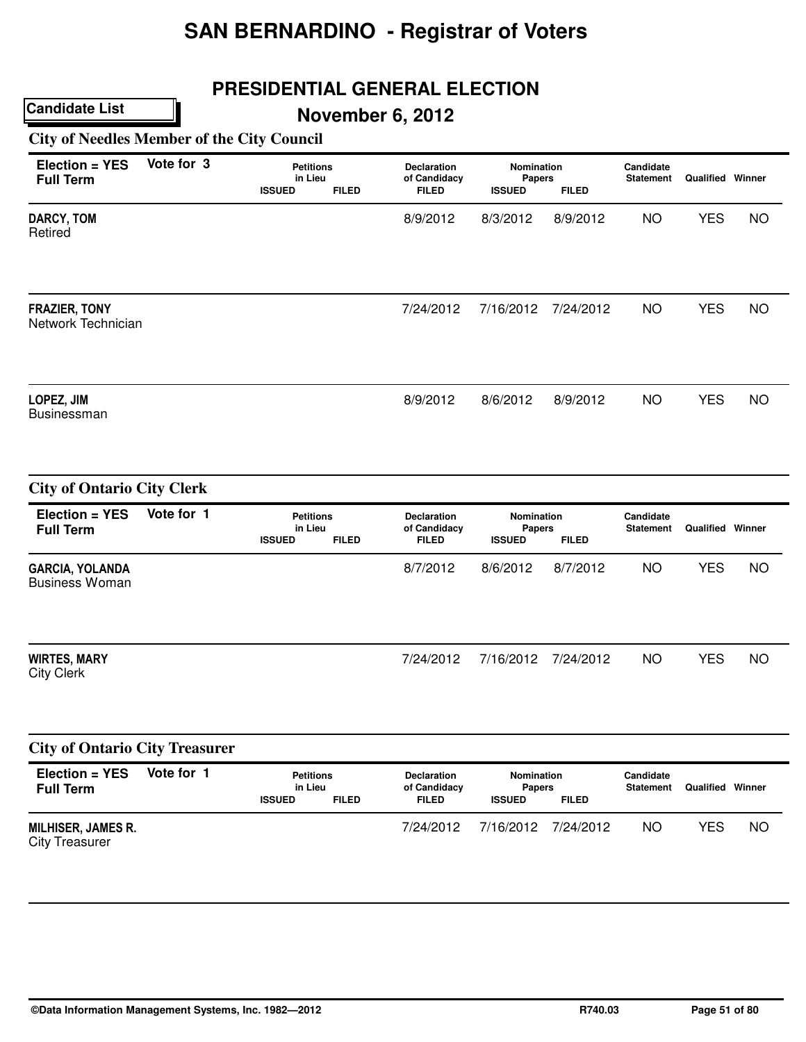# SAN BERNARDINO - Registrar of Voters

## PRESIDENTIAL GENERAL ELECTION

**Candidate List**

**November 6, 2012**

### City of Needles Member of the City Council

| Election = YES Full Term | Vote for 3 | Petitions in Lieu ISSUED | Petitions in Lieu FILED | Declaration of Candidacy FILED | Nomination Papers ISSUED | Nomination Papers FILED | Candidate Statement | Qualified | Winner |
|---|---|---|---|---|---|---|---|---|---|
| **DARCY, TOM** Retired | | | | 8/9/2012 | 8/3/2012 | 8/9/2012 | NO | YES | NO |
| **FRAZIER, TONY** Network Technician | | | | 7/24/2012 | 7/16/2012 | 7/24/2012 | NO | YES | NO |
| **LOPEZ, JIM** Businessman | | | | 8/9/2012 | 8/6/2012 | 8/9/2012 | NO | YES | NO |

### City of Ontario City Clerk

| Election = YES Full Term | Vote for 1 | Petitions in Lieu ISSUED | Petitions in Lieu FILED | Declaration of Candidacy FILED | Nomination Papers ISSUED | Nomination Papers FILED | Candidate Statement | Qualified | Winner |
|---|---|---|---|---|---|---|---|---|---|
| **GARCIA, YOLANDA** Business Woman | | | | 8/7/2012 | 8/6/2012 | 8/7/2012 | NO | YES | NO |
| **WIRTES, MARY** City Clerk | | | | 7/24/2012 | 7/16/2012 | 7/24/2012 | NO | YES | NO |

### City of Ontario City Treasurer

| Election = YES Full Term | Vote for 1 | Petitions in Lieu ISSUED | Petitions in Lieu FILED | Declaration of Candidacy FILED | Nomination Papers ISSUED | Nomination Papers FILED | Candidate Statement | Qualified | Winner |
|---|---|---|---|---|---|---|---|---|---|
| **MILHISER, JAMES R.** City Treasurer | | | | 7/24/2012 | 7/16/2012 | 7/24/2012 | NO | YES | NO |

©Data Information Management Systems, Inc. 1982—2012 R740.03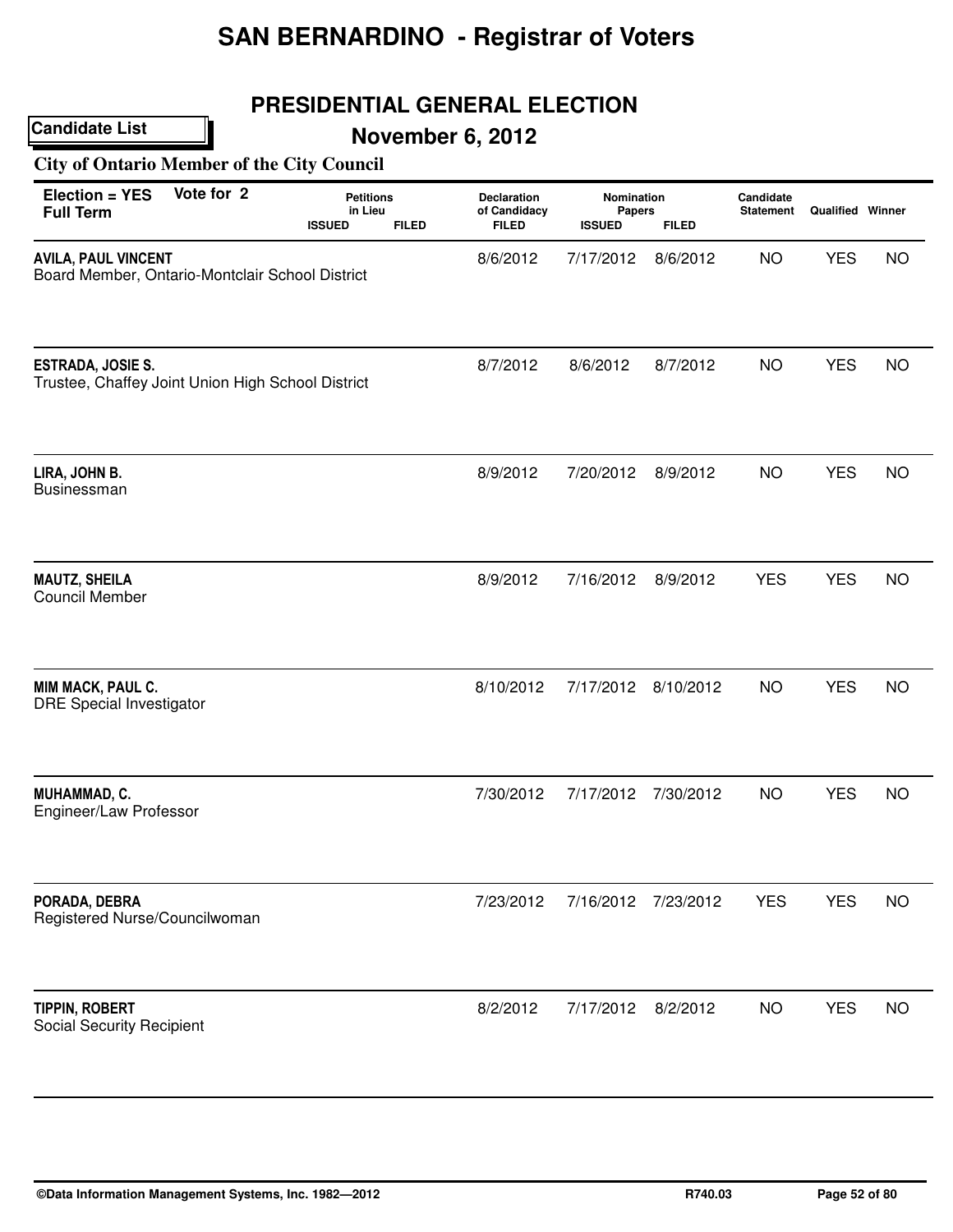# SAN BERNARDINO - Registrar of Voters

## PRESIDENTIAL GENERAL ELECTION

**Candidate List**

## November 6, 2012

### City of Ontario Member of the City Council

**Election = YES** **Vote for 2**
**Full Term**

| Candidate | Petitions in Lieu ISSUED | Petitions in Lieu FILED | Declaration of Candidacy FILED | Nomination Papers ISSUED | Nomination Papers FILED | Candidate Statement | Qualified | Winner |
|---|---|---|---|---|---|---|---|---|
| **AVILA, PAUL VINCENT** Board Member, Ontario-Montclair School District | | | 8/6/2012 | 7/17/2012 | 8/6/2012 | NO | YES | NO |
| **ESTRADA, JOSIE S.** Trustee, Chaffey Joint Union High School District | | | 8/7/2012 | 8/6/2012 | 8/7/2012 | NO | YES | NO |
| **LIRA, JOHN B.** Businessman | | | 8/9/2012 | 7/20/2012 | 8/9/2012 | NO | YES | NO |
| **MAUTZ, SHEILA** Council Member | | | 8/9/2012 | 7/16/2012 | 8/9/2012 | YES | YES | NO |
| **MIM MACK, PAUL C.** DRE Special Investigator | | | 8/10/2012 | 7/17/2012 | 8/10/2012 | NO | YES | NO |
| **MUHAMMAD, C.** Engineer/Law Professor | | | 7/30/2012 | 7/17/2012 | 7/30/2012 | NO | YES | NO |
| **PORADA, DEBRA** Registered Nurse/Councilwoman | | | 7/23/2012 | 7/16/2012 | 7/23/2012 | YES | YES | NO |
| **TIPPIN, ROBERT** Social Security Recipient | | | 8/2/2012 | 7/17/2012 | 8/2/2012 | NO | YES | NO |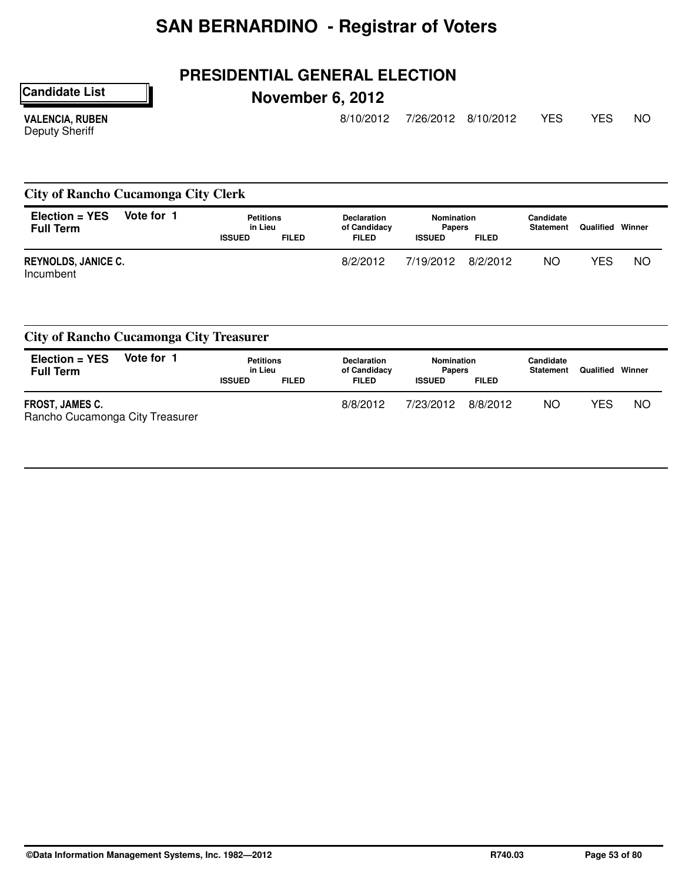# SAN BERNARDINO - Registrar of Voters

## PRESIDENTIAL GENERAL ELECTION

**Candidate List**

### November 6, 2012

| | Petitions in Lieu ISSUED | Petitions in Lieu FILED | Declaration of Candidacy FILED | Nomination Papers ISSUED | Nomination Papers FILED | Candidate Statement | Qualified | Winner |
|---|---|---|---|---|---|---|---|---|
| **VALENCIA, RUBEN**<br>Deputy Sheriff | | | 8/10/2012 | 7/26/2012 | 8/10/2012 | YES | YES | NO |

## City of Rancho Cucamonga City Clerk

**Election = YES** **Vote for 1**
**Full Term**

| | Petitions in Lieu ISSUED | Petitions in Lieu FILED | Declaration of Candidacy FILED | Nomination Papers ISSUED | Nomination Papers FILED | Candidate Statement | Qualified | Winner |
|---|---|---|---|---|---|---|---|---|
| **REYNOLDS, JANICE C.**<br>Incumbent | | | 8/2/2012 | 7/19/2012 | 8/2/2012 | NO | YES | NO |

## City of Rancho Cucamonga City Treasurer

**Election = YES** **Vote for 1**
**Full Term**

| | Petitions in Lieu ISSUED | Petitions in Lieu FILED | Declaration of Candidacy FILED | Nomination Papers ISSUED | Nomination Papers FILED | Candidate Statement | Qualified | Winner |
|---|---|---|---|---|---|---|---|---|
| **FROST, JAMES C.**<br>Rancho Cucamonga City Treasurer | | | 8/8/2012 | 7/23/2012 | 8/8/2012 | NO | YES | NO |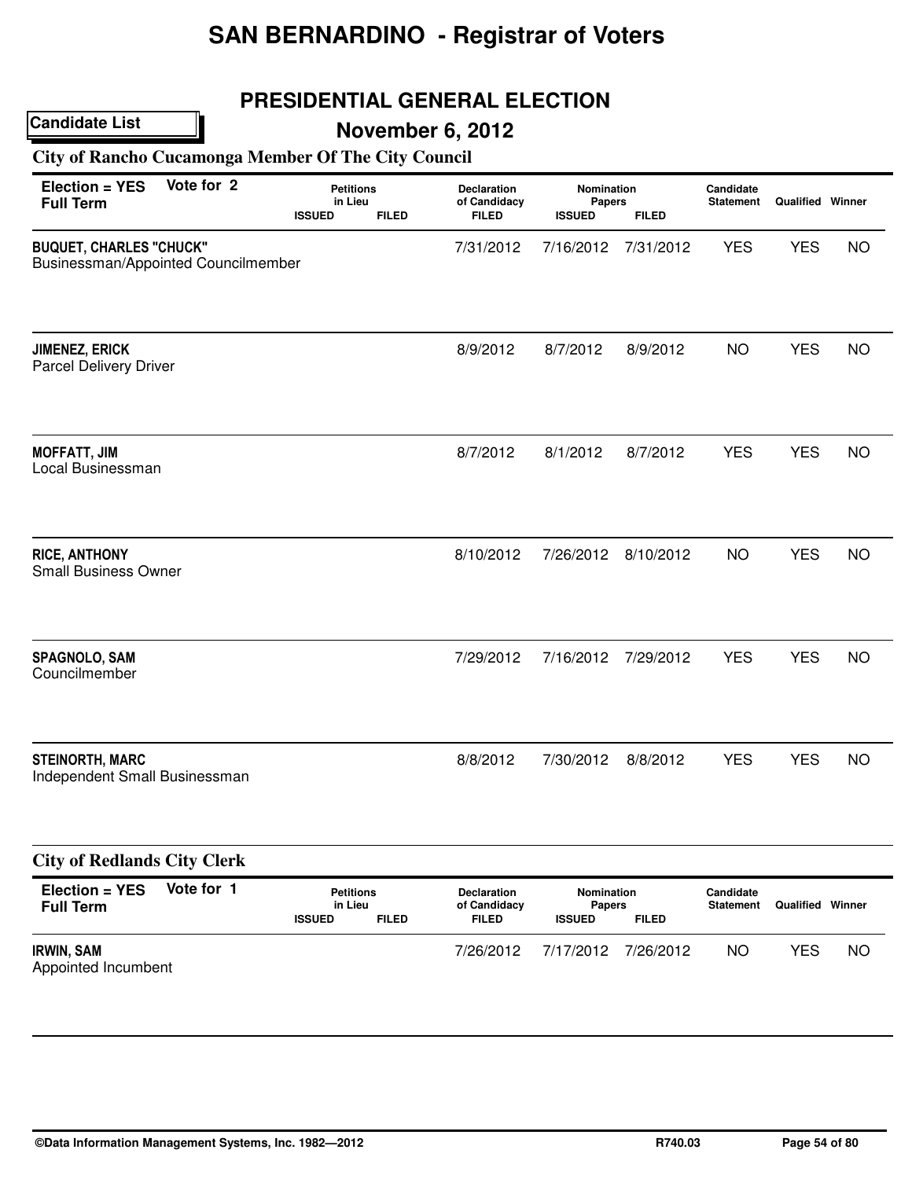# SAN BERNARDINO - Registrar of Voters

## PRESIDENTIAL GENERAL ELECTION

**Candidate List**

## November 6, 2012

### City of Rancho Cucamonga Member Of The City Council

| Election = YES Full Term | Vote for 2 | Petitions in Lieu ISSUED | Petitions in Lieu FILED | Declaration of Candidacy FILED | Nomination Papers ISSUED | Nomination Papers FILED | Candidate Statement | Qualified | Winner |
|---|---|---|---|---|---|---|---|---|---|
| **BUQUET, CHARLES "CHUCK"** Businessman/Appointed Councilmember | | | | 7/31/2012 | 7/16/2012 | 7/31/2012 | YES | YES | NO |
| **JIMENEZ, ERICK** Parcel Delivery Driver | | | | 8/9/2012 | 8/7/2012 | 8/9/2012 | NO | YES | NO |
| **MOFFATT, JIM** Local Businessman | | | | 8/7/2012 | 8/1/2012 | 8/7/2012 | YES | YES | NO |
| **RICE, ANTHONY** Small Business Owner | | | | 8/10/2012 | 7/26/2012 | 8/10/2012 | NO | YES | NO |
| **SPAGNOLO, SAM** Councilmember | | | | 7/29/2012 | 7/16/2012 | 7/29/2012 | YES | YES | NO |
| **STEINORTH, MARC** Independent Small Businessman | | | | 8/8/2012 | 7/30/2012 | 8/8/2012 | YES | YES | NO |

### City of Redlands City Clerk

| Election = YES Full Term | Vote for 1 | Petitions in Lieu ISSUED | Petitions in Lieu FILED | Declaration of Candidacy FILED | Nomination Papers ISSUED | Nomination Papers FILED | Candidate Statement | Qualified | Winner |
|---|---|---|---|---|---|---|---|---|---|
| **IRWIN, SAM** Appointed Incumbent | | | | 7/26/2012 | 7/17/2012 | 7/26/2012 | NO | YES | NO |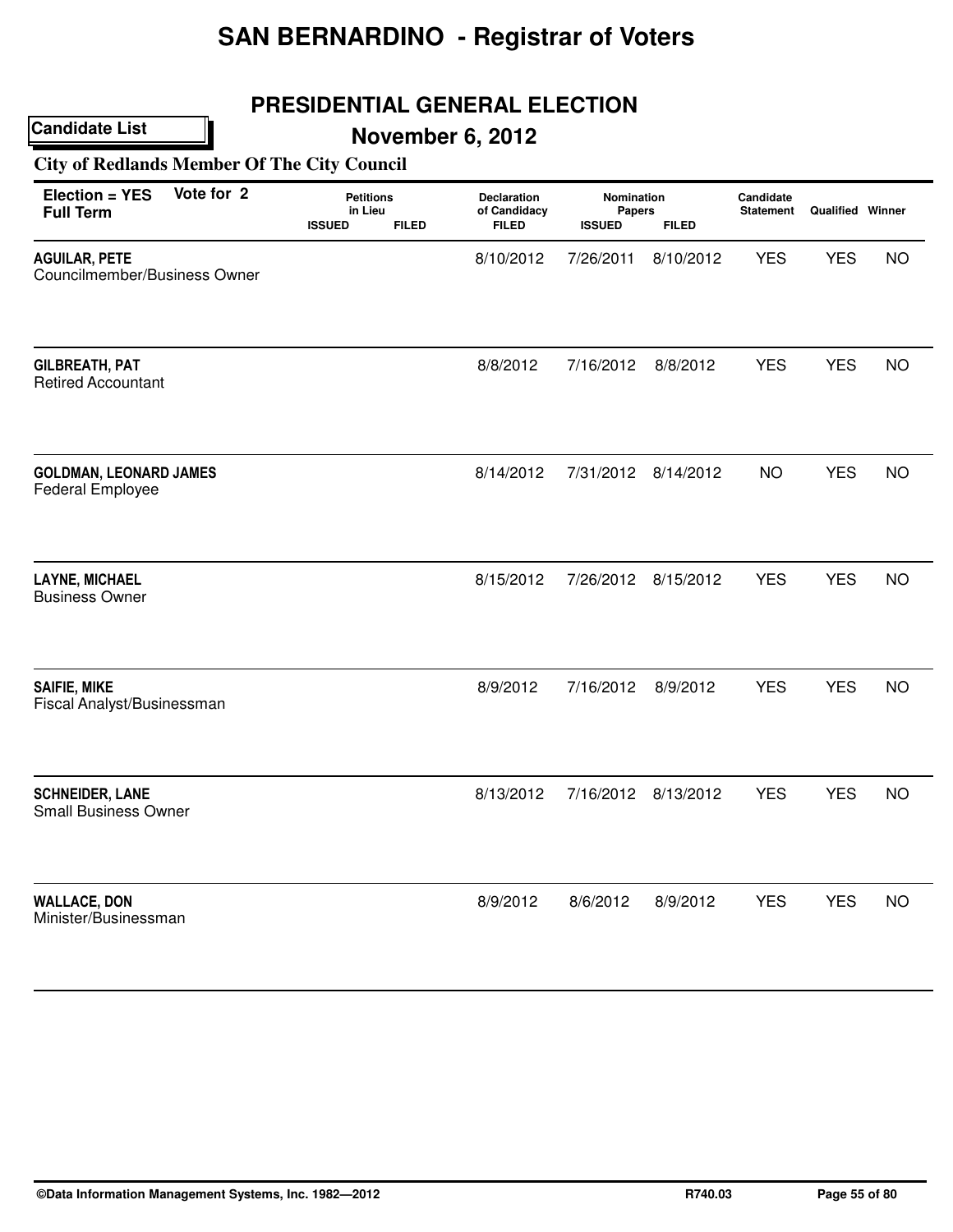# SAN BERNARDINO - Registrar of Voters

## PRESIDENTIAL GENERAL ELECTION

**Candidate List**

## November 6, 2012

### City of Redlands Member Of The City Council

| Election = YES Full Term Vote for 2 | Petitions in Lieu | | Declaration of Candidacy | Nomination Papers | | Candidate Statement | Qualified | Winner |
|---|---|---|---|---|---|---|---|---|
| | ISSUED | FILED | FILED | ISSUED | FILED | | | |
| **AGUILAR, PETE**<br>Councilmember/Business Owner | | | 8/10/2012 | 7/26/2011 | 8/10/2012 | YES | YES | NO |
| **GILBREATH, PAT**<br>Retired Accountant | | | 8/8/2012 | 7/16/2012 | 8/8/2012 | YES | YES | NO |
| **GOLDMAN, LEONARD JAMES**<br>Federal Employee | | | 8/14/2012 | 7/31/2012 | 8/14/2012 | NO | YES | NO |
| **LAYNE, MICHAEL**<br>Business Owner | | | 8/15/2012 | 7/26/2012 | 8/15/2012 | YES | YES | NO |
| **SAIFIE, MIKE**<br>Fiscal Analyst/Businessman | | | 8/9/2012 | 7/16/2012 | 8/9/2012 | YES | YES | NO |
| **SCHNEIDER, LANE**<br>Small Business Owner | | | 8/13/2012 | 7/16/2012 | 8/13/2012 | YES | YES | NO |
| **WALLACE, DON**<br>Minister/Businessman | | | 8/9/2012 | 8/6/2012 | 8/9/2012 | YES | YES | NO |

©Data Information Management Systems, Inc. 1982—2012 R740.03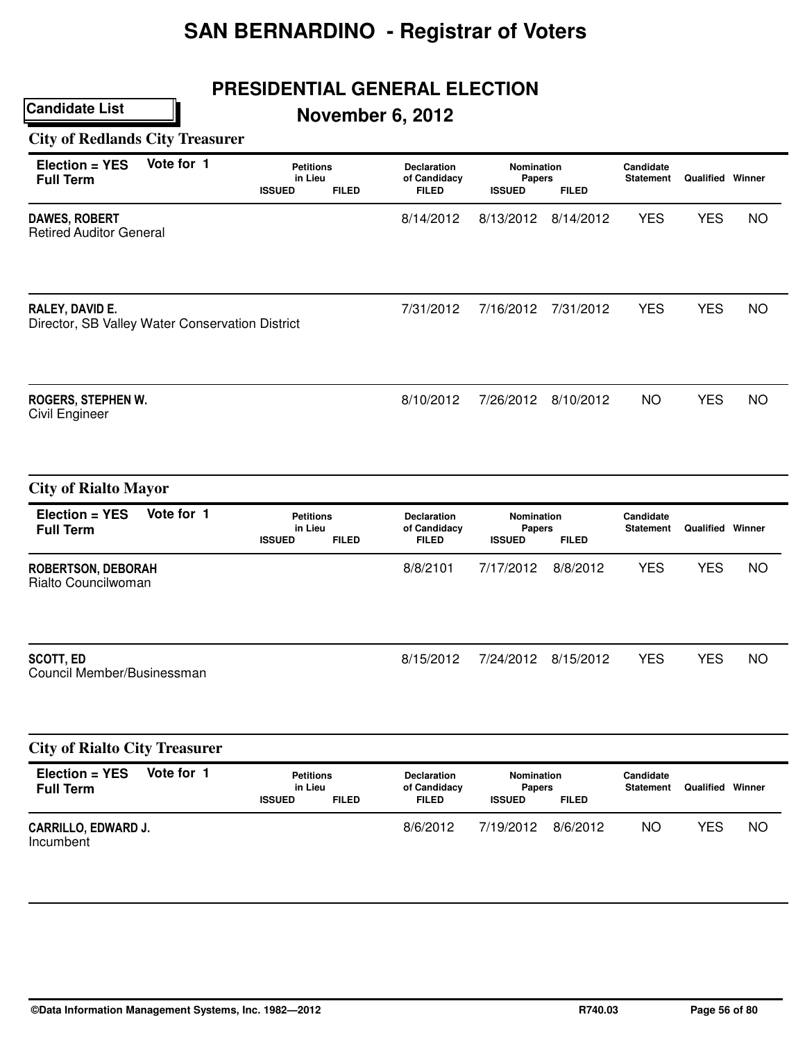# SAN BERNARDINO - Registrar of Voters

## PRESIDENTIAL GENERAL ELECTION

**Candidate List**

## November 6, 2012

### City of Redlands City Treasurer

| Election = YES Full Term | Vote for 1 | Petitions in Lieu ISSUED | Petitions in Lieu FILED | Declaration of Candidacy FILED | Nomination Papers ISSUED | Nomination Papers FILED | Candidate Statement | Qualified | Winner |
|---|---|---|---|---|---|---|---|---|---|
| **DAWES, ROBERT** Retired Auditor General | | | | 8/14/2012 | 8/13/2012 | 8/14/2012 | YES | YES | NO |
| **RALEY, DAVID E.** Director, SB Valley Water Conservation District | | | | 7/31/2012 | 7/16/2012 | 7/31/2012 | YES | YES | NO |
| **ROGERS, STEPHEN W.** Civil Engineer | | | | 8/10/2012 | 7/26/2012 | 8/10/2012 | NO | YES | NO |

### City of Rialto Mayor

| Election = YES Full Term | Vote for 1 | Petitions in Lieu ISSUED | Petitions in Lieu FILED | Declaration of Candidacy FILED | Nomination Papers ISSUED | Nomination Papers FILED | Candidate Statement | Qualified | Winner |
|---|---|---|---|---|---|---|---|---|---|
| **ROBERTSON, DEBORAH** Rialto Councilwoman | | | | 8/8/2101 | 7/17/2012 | 8/8/2012 | YES | YES | NO |
| **SCOTT, ED** Council Member/Businessman | | | | 8/15/2012 | 7/24/2012 | 8/15/2012 | YES | YES | NO |

### City of Rialto City Treasurer

| Election = YES Full Term | Vote for 1 | Petitions in Lieu ISSUED | Petitions in Lieu FILED | Declaration of Candidacy FILED | Nomination Papers ISSUED | Nomination Papers FILED | Candidate Statement | Qualified | Winner |
|---|---|---|---|---|---|---|---|---|---|
| **CARRILLO, EDWARD J.** Incumbent | | | | 8/6/2012 | 7/19/2012 | 8/6/2012 | NO | YES | NO |

©Data Information Management Systems, Inc. 1982—2012 R740.03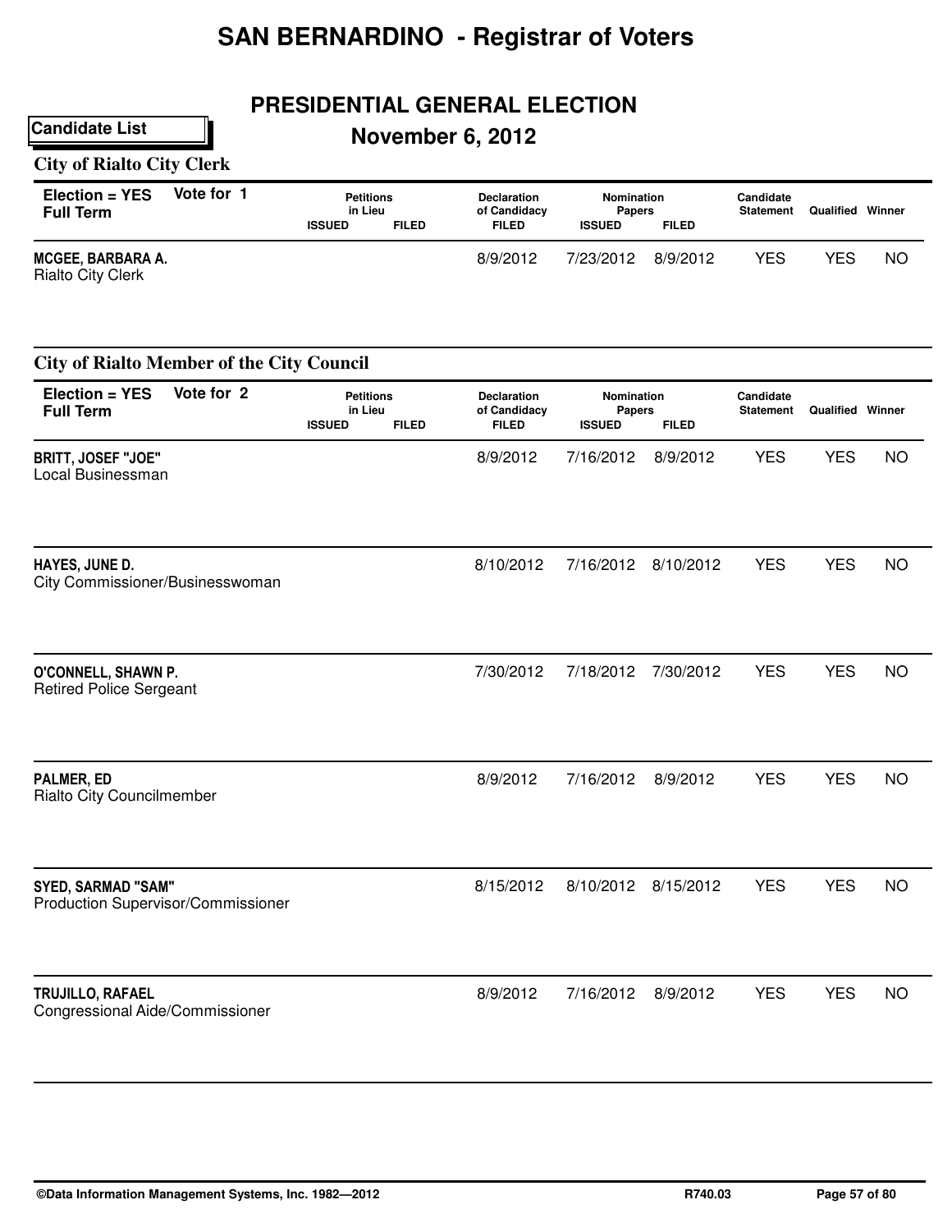# SAN BERNARDINO - Registrar of Voters

## PRESIDENTIAL GENERAL ELECTION

**Candidate List**

## November 6, 2012

### City of Rialto City Clerk

| Election = YES Full Term | Vote for 1 | Petitions in Lieu ISSUED | Petitions in Lieu FILED | Declaration of Candidacy FILED | Nomination Papers ISSUED | Nomination Papers FILED | Candidate Statement | Qualified | Winner |
|---|---|---|---|---|---|---|---|---|---|
| **MCGEE, BARBARA A.** Rialto City Clerk | | | | 8/9/2012 | 7/23/2012 | 8/9/2012 | YES | YES | NO |

### City of Rialto Member of the City Council

| Election = YES Full Term | Vote for 2 | Petitions in Lieu ISSUED | Petitions in Lieu FILED | Declaration of Candidacy FILED | Nomination Papers ISSUED | Nomination Papers FILED | Candidate Statement | Qualified | Winner |
|---|---|---|---|---|---|---|---|---|---|
| **BRITT, JOSEF "JOE"** Local Businessman | | | | 8/9/2012 | 7/16/2012 | 8/9/2012 | YES | YES | NO |
| **HAYES, JUNE D.** City Commissioner/Businesswoman | | | | 8/10/2012 | 7/16/2012 | 8/10/2012 | YES | YES | NO |
| **O'CONNELL, SHAWN P.** Retired Police Sergeant | | | | 7/30/2012 | 7/18/2012 | 7/30/2012 | YES | YES | NO |
| **PALMER, ED** Rialto City Councilmember | | | | 8/9/2012 | 7/16/2012 | 8/9/2012 | YES | YES | NO |
| **SYED, SARMAD "SAM"** Production Supervisor/Commissioner | | | | 8/15/2012 | 8/10/2012 | 8/15/2012 | YES | YES | NO |
| **TRUJILLO, RAFAEL** Congressional Aide/Commissioner | | | | 8/9/2012 | 7/16/2012 | 8/9/2012 | YES | YES | NO |

©Data Information Management Systems, Inc. 1982—2012 R740.03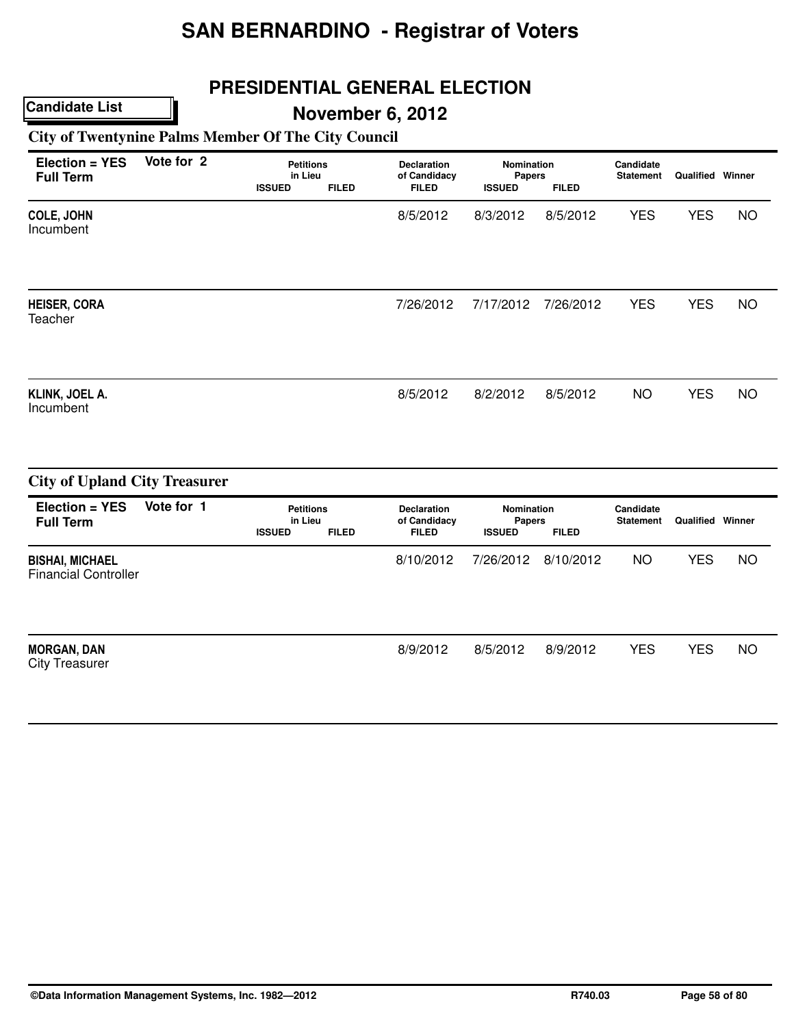# SAN BERNARDINO - Registrar of Voters

## PRESIDENTIAL GENERAL ELECTION

**Candidate List**

## November 6, 2012

### City of Twentynine Palms Member Of The City Council

| Election = YES Full Term | Vote for 2 | Petitions in Lieu ISSUED | Petitions in Lieu FILED | Declaration of Candidacy FILED | Nomination Papers ISSUED | Nomination Papers FILED | Candidate Statement | Qualified | Winner |
|---|---|---|---|---|---|---|---|---|---|
| **COLE, JOHN** Incumbent | | | | 8/5/2012 | 8/3/2012 | 8/5/2012 | YES | YES | NO |
| **HEISER, CORA** Teacher | | | | 7/26/2012 | 7/17/2012 | 7/26/2012 | YES | YES | NO |
| **KLINK, JOEL A.** Incumbent | | | | 8/5/2012 | 8/2/2012 | 8/5/2012 | NO | YES | NO |

### City of Upland City Treasurer

| Election = YES Full Term | Vote for 1 | Petitions in Lieu ISSUED | Petitions in Lieu FILED | Declaration of Candidacy FILED | Nomination Papers ISSUED | Nomination Papers FILED | Candidate Statement | Qualified | Winner |
|---|---|---|---|---|---|---|---|---|---|
| **BISHAI, MICHAEL** Financial Controller | | | | 8/10/2012 | 7/26/2012 | 8/10/2012 | NO | YES | NO |
| **MORGAN, DAN** City Treasurer | | | | 8/9/2012 | 8/5/2012 | 8/9/2012 | YES | YES | NO |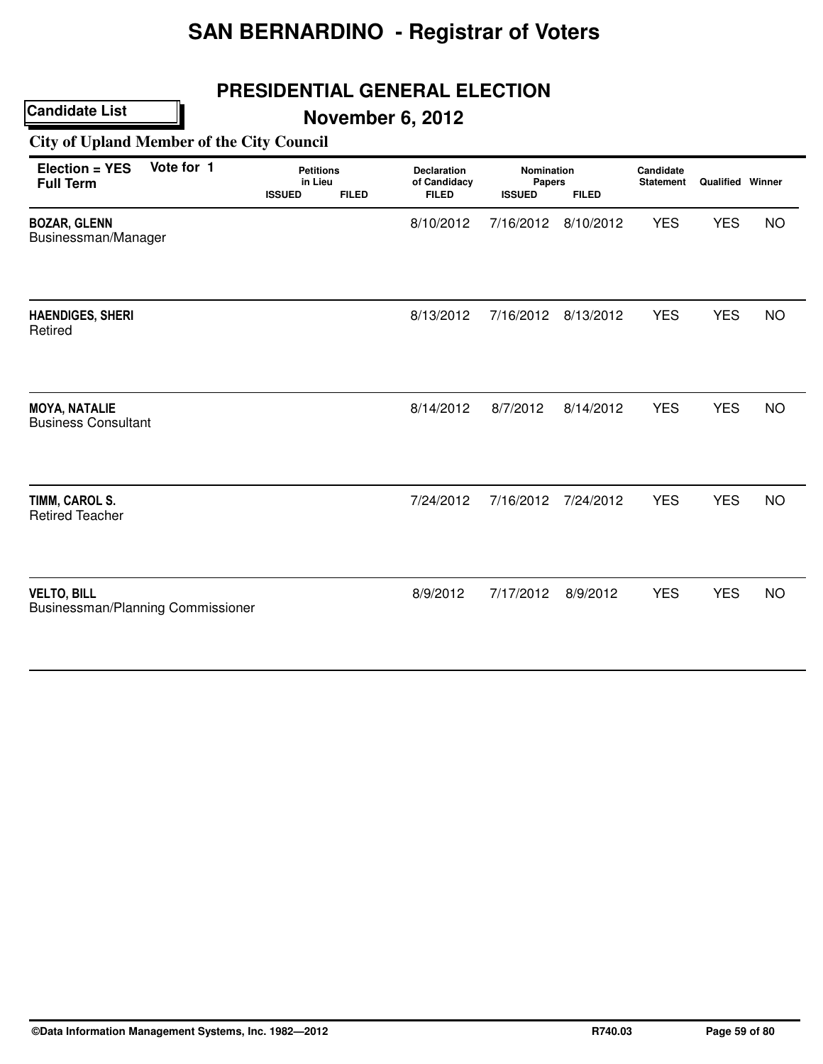# SAN BERNARDINO - Registrar of Voters

## PRESIDENTIAL GENERAL ELECTION

**Candidate List**

## November 6, 2012

### City of Upland Member of the City Council

| Election = YES Full Term Vote for 1 | Petitions in Lieu ISSUED | Petitions in Lieu FILED | Declaration of Candidacy FILED | Nomination Papers ISSUED | Nomination Papers FILED | Candidate Statement | Qualified | Winner |
|---|---|---|---|---|---|---|---|---|
| **BOZAR, GLENN**<br>Businessman/Manager | | | 8/10/2012 | 7/16/2012 | 8/10/2012 | YES | YES | NO |
| **HAENDIGES, SHERI**<br>Retired | | | 8/13/2012 | 7/16/2012 | 8/13/2012 | YES | YES | NO |
| **MOYA, NATALIE**<br>Business Consultant | | | 8/14/2012 | 8/7/2012 | 8/14/2012 | YES | YES | NO |
| **TIMM, CAROL S.**<br>Retired Teacher | | | 7/24/2012 | 7/16/2012 | 7/24/2012 | YES | YES | NO |
| **VELTO, BILL**<br>Businessman/Planning Commissioner | | | 8/9/2012 | 7/17/2012 | 8/9/2012 | YES | YES | NO |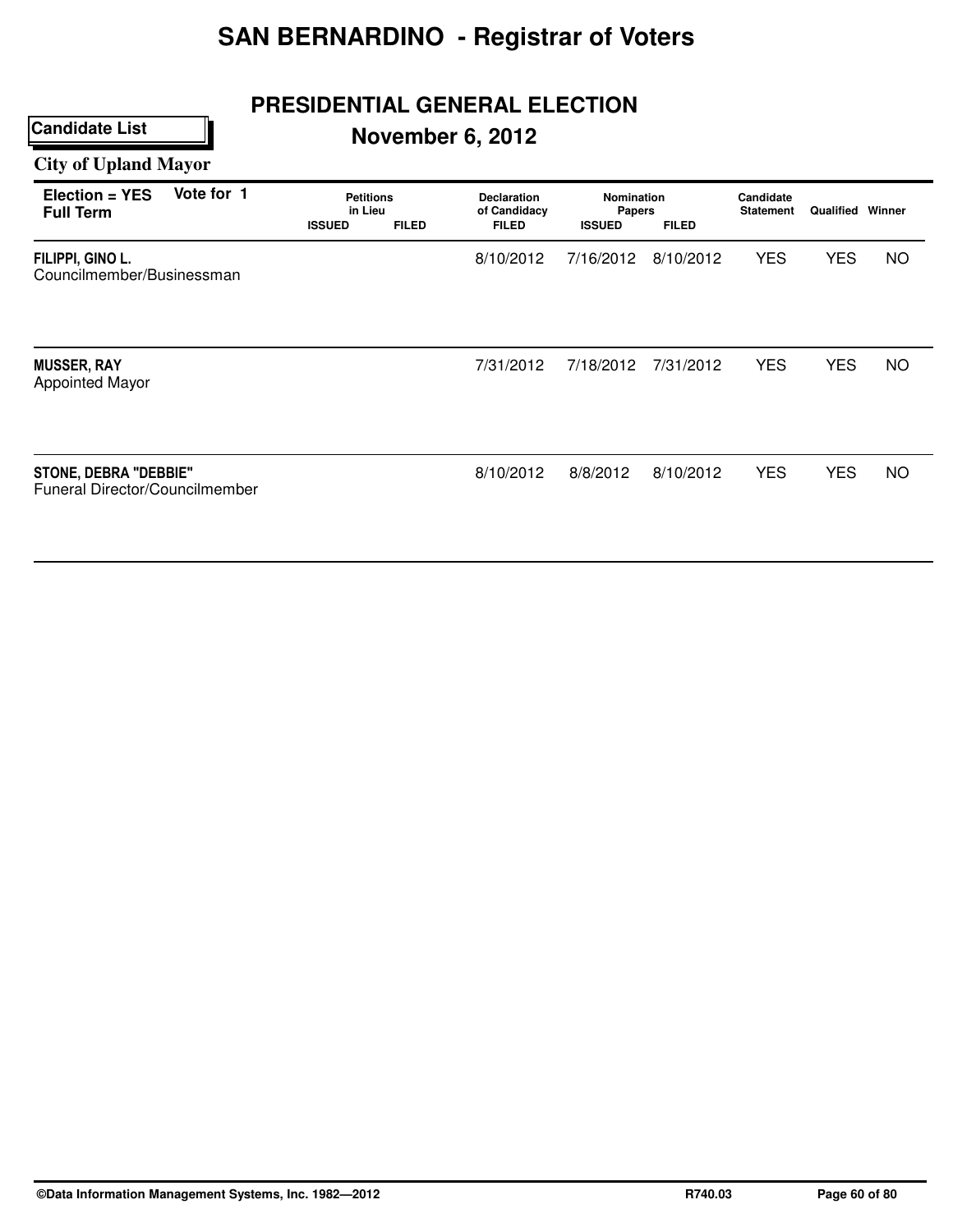# SAN BERNARDINO - Registrar of Voters

## PRESIDENTIAL GENERAL ELECTION

**Candidate List**

## November 6, 2012

### City of Upland Mayor

| Election = YES Full Term | Vote for 1 | Petitions in Lieu | | Declaration of Candidacy | Nomination Papers | | Candidate Statement | Qualified | Winner |
|---|---|---|---|---|---|---|---|---|---|
| | | ISSUED | FILED | FILED | ISSUED | FILED | | | |
| **FILIPPI, GINO L.** Councilmember/Businessman | | | | 8/10/2012 | 7/16/2012 | 8/10/2012 | YES | YES | NO |
| **MUSSER, RAY** Appointed Mayor | | | | 7/31/2012 | 7/18/2012 | 7/31/2012 | YES | YES | NO |
| **STONE, DEBRA "DEBBIE"** Funeral Director/Councilmember | | | | 8/10/2012 | 8/8/2012 | 8/10/2012 | YES | YES | NO |

©Data Information Management Systems, Inc. 1982—2012 R740.03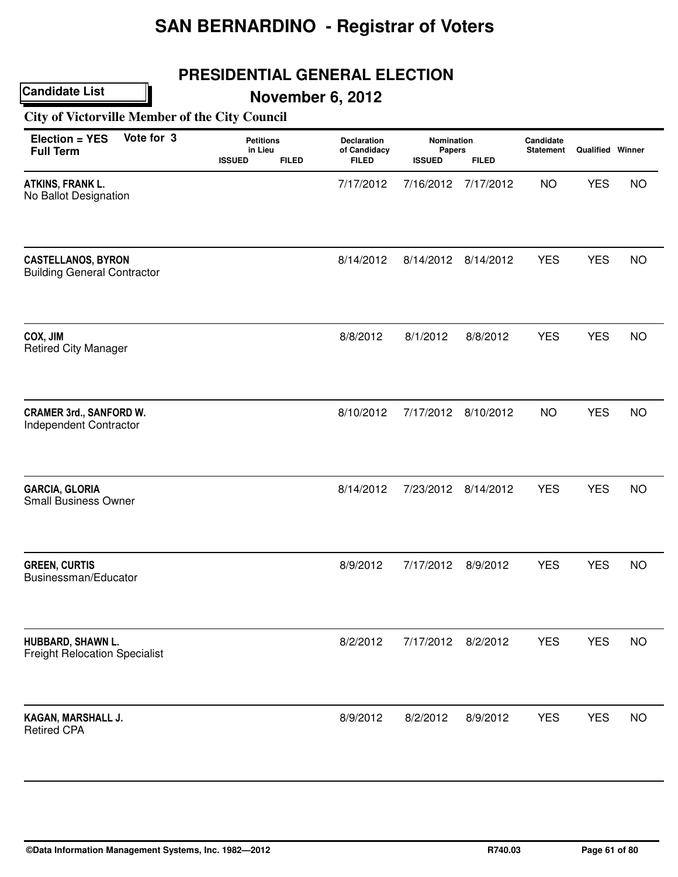# SAN BERNARDINO - Registrar of Voters

## PRESIDENTIAL GENERAL ELECTION

**Candidate List**

## November 6, 2012

### City of Victorville Member of the City Council

| Election = YES Full Term | Vote for 3 | Petitions in Lieu ISSUED | Petitions in Lieu FILED | Declaration of Candidacy FILED | Nomination Papers ISSUED | Nomination Papers FILED | Candidate Statement | Qualified | Winner |
|---|---|---|---|---|---|---|---|---|---|
| **ATKINS, FRANK L.** No Ballot Designation | | | | 7/17/2012 | 7/16/2012 | 7/17/2012 | NO | YES | NO |
| **CASTELLANOS, BYRON** Building General Contractor | | | | 8/14/2012 | 8/14/2012 | 8/14/2012 | YES | YES | NO |
| **COX, JIM** Retired City Manager | | | | 8/8/2012 | 8/1/2012 | 8/8/2012 | YES | YES | NO |
| **CRAMER 3rd., SANFORD W.** Independent Contractor | | | | 8/10/2012 | 7/17/2012 | 8/10/2012 | NO | YES | NO |
| **GARCIA, GLORIA** Small Business Owner | | | | 8/14/2012 | 7/23/2012 | 8/14/2012 | YES | YES | NO |
| **GREEN, CURTIS** Businessman/Educator | | | | 8/9/2012 | 7/17/2012 | 8/9/2012 | YES | YES | NO |
| **HUBBARD, SHAWN L.** Freight Relocation Specialist | | | | 8/2/2012 | 7/17/2012 | 8/2/2012 | YES | YES | NO |
| **KAGAN, MARSHALL J.** Retired CPA | | | | 8/9/2012 | 8/2/2012 | 8/9/2012 | YES | YES | NO |

©Data Information Management Systems, Inc. 1982—2012 R740.03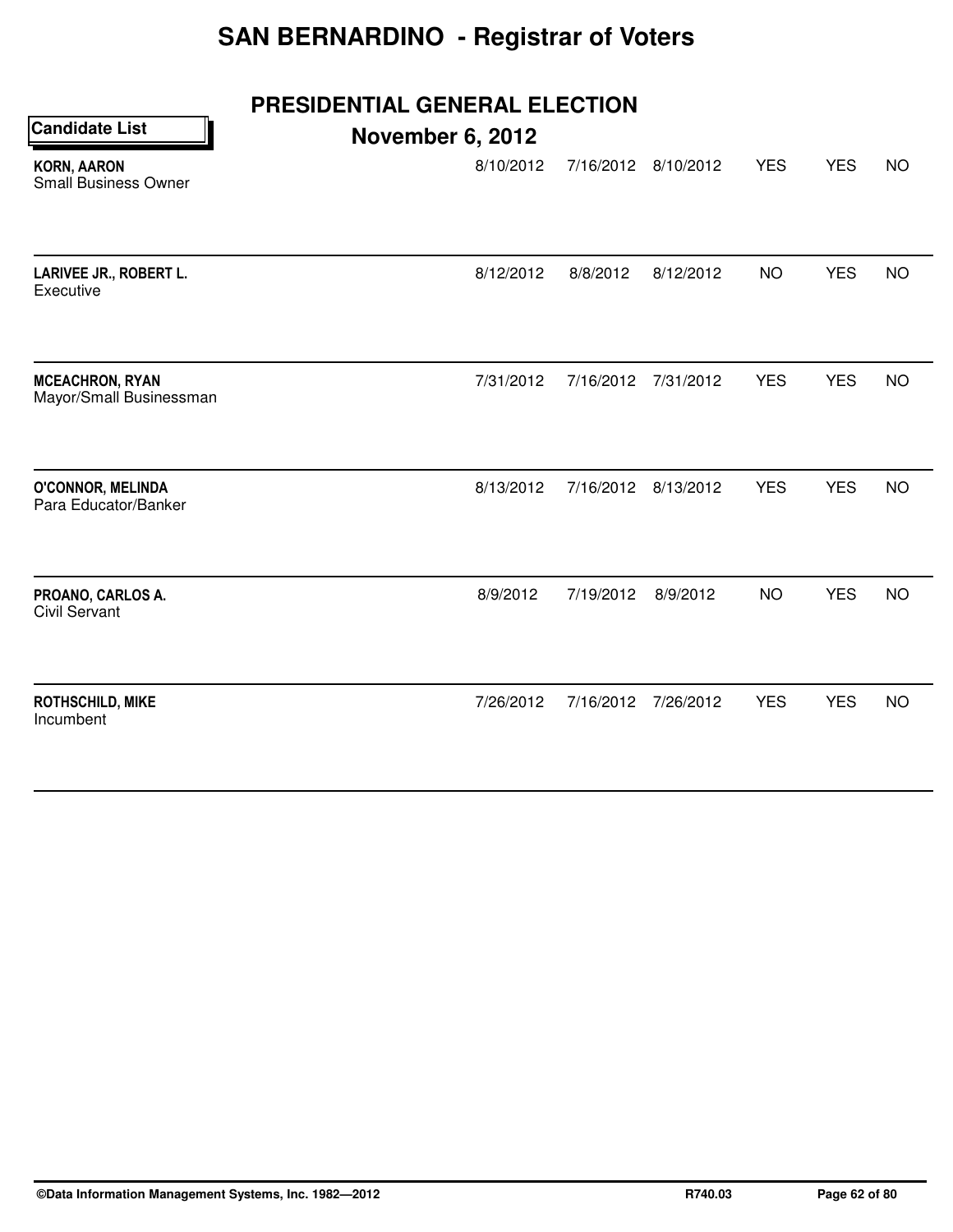# SAN BERNARDINO - Registrar of Voters

## PRESIDENTIAL GENERAL ELECTION

**Candidate List**

### November 6, 2012

| Candidate | | | | | | |
|---|---|---|---|---|---|---|
| **KORN, AARON**<br>Small Business Owner | 8/10/2012 | 7/16/2012 | 8/10/2012 | YES | YES | NO |
| **LARIVEE JR., ROBERT L.**<br>Executive | 8/12/2012 | 8/8/2012 | 8/12/2012 | NO | YES | NO |
| **MCEACHRON, RYAN**<br>Mayor/Small Businessman | 7/31/2012 | 7/16/2012 | 7/31/2012 | YES | YES | NO |
| **O'CONNOR, MELINDA**<br>Para Educator/Banker | 8/13/2012 | 7/16/2012 | 8/13/2012 | YES | YES | NO |
| **PROANO, CARLOS A.**<br>Civil Servant | 8/9/2012 | 7/19/2012 | 8/9/2012 | NO | YES | NO |
| **ROTHSCHILD, MIKE**<br>Incumbent | 7/26/2012 | 7/16/2012 | 7/26/2012 | YES | YES | NO |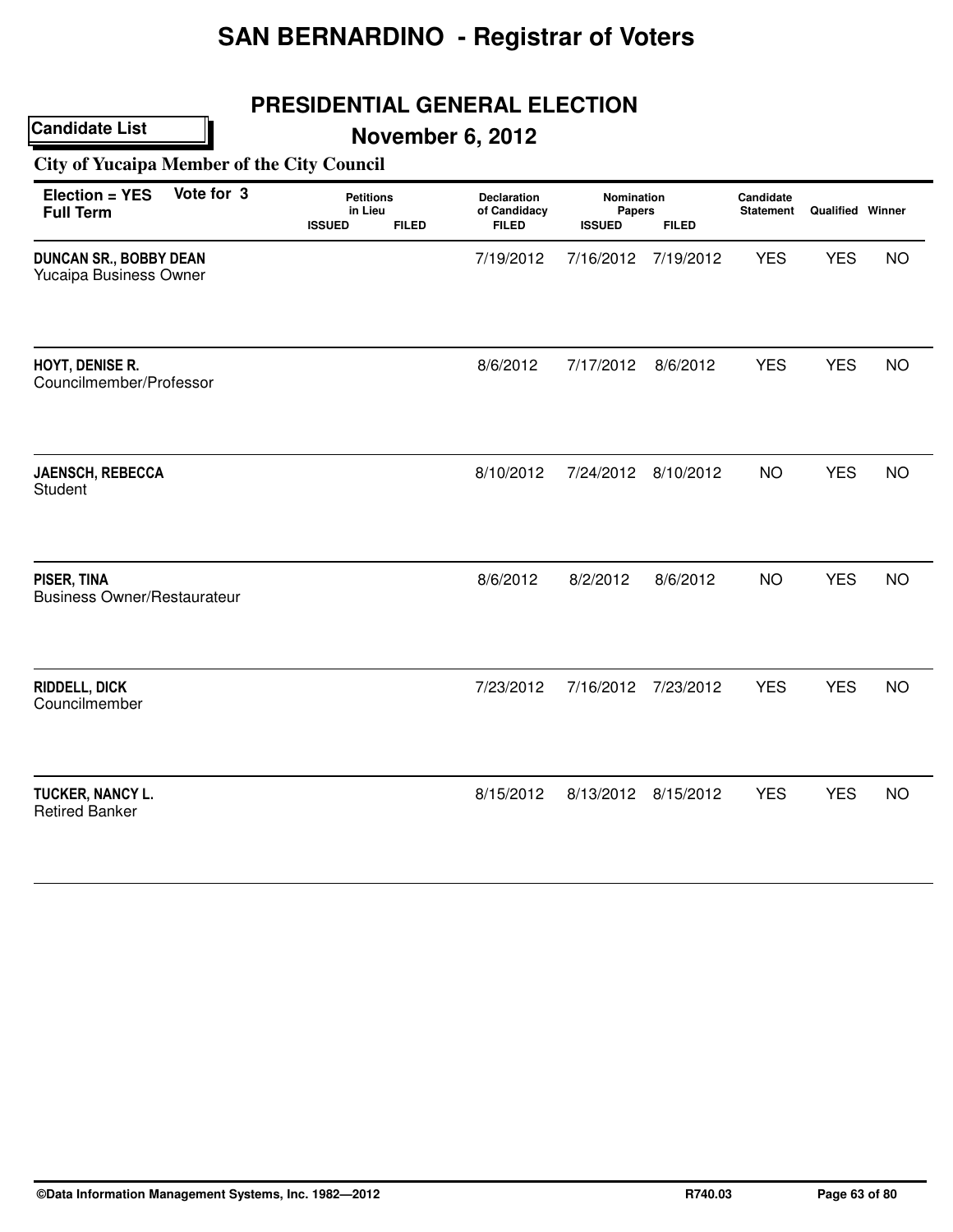# SAN BERNARDINO - Registrar of Voters

## PRESIDENTIAL GENERAL ELECTION

**Candidate List**

## November 6, 2012

### City of Yucaipa Member of the City Council

| Election = YES Full Term | Vote for 3 | Petitions in Lieu ISSUED | Petitions in Lieu FILED | Declaration of Candidacy FILED | Nomination Papers ISSUED | Nomination Papers FILED | Candidate Statement | Qualified | Winner |
|---|---|---|---|---|---|---|---|---|---|
| **DUNCAN SR., BOBBY DEAN** Yucaipa Business Owner | | | | 7/19/2012 | 7/16/2012 | 7/19/2012 | YES | YES | NO |
| **HOYT, DENISE R.** Councilmember/Professor | | | | 8/6/2012 | 7/17/2012 | 8/6/2012 | YES | YES | NO |
| **JAENSCH, REBECCA** Student | | | | 8/10/2012 | 7/24/2012 | 8/10/2012 | NO | YES | NO |
| **PISER, TINA** Business Owner/Restaurateur | | | | 8/6/2012 | 8/2/2012 | 8/6/2012 | NO | YES | NO |
| **RIDDELL, DICK** Councilmember | | | | 7/23/2012 | 7/16/2012 | 7/23/2012 | YES | YES | NO |
| **TUCKER, NANCY L.** Retired Banker | | | | 8/15/2012 | 8/13/2012 | 8/15/2012 | YES | YES | NO |

©Data Information Management Systems, Inc. 1982—2012 R740.03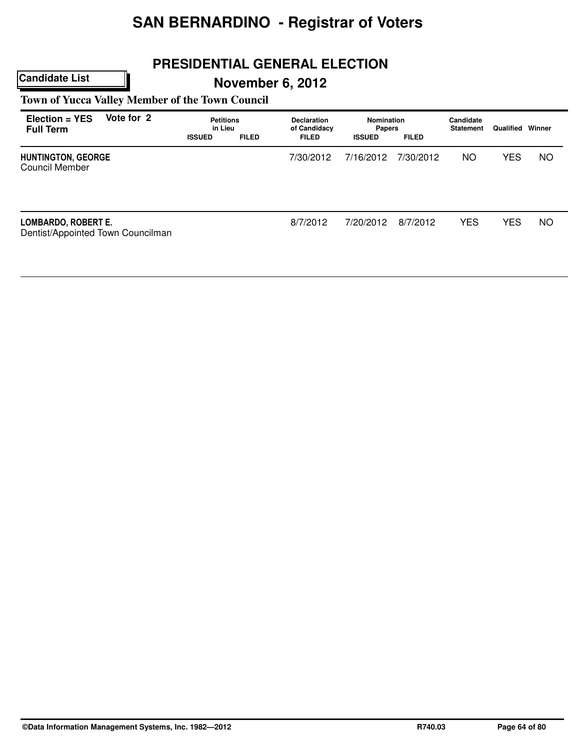# SAN BERNARDINO - Registrar of Voters

## PRESIDENTIAL GENERAL ELECTION

**Candidate List**

## November 6, 2012

### Town of Yucca Valley Member of the Town Council

| Election = YES Full Term | Vote for 2 | Petitions in Lieu ISSUED | Petitions in Lieu FILED | Declaration of Candidacy FILED | Nomination Papers ISSUED | Nomination Papers FILED | Candidate Statement | Qualified | Winner |
|---|---|---|---|---|---|---|---|---|---|
| **HUNTINGTON, GEORGE** Council Member | | | | 7/30/2012 | 7/16/2012 | 7/30/2012 | NO | YES | NO |
| **LOMBARDO, ROBERT E.** Dentist/Appointed Town Councilman | | | | 8/7/2012 | 7/20/2012 | 8/7/2012 | YES | YES | NO |

©Data Information Management Systems, Inc. 1982—2012 R740.03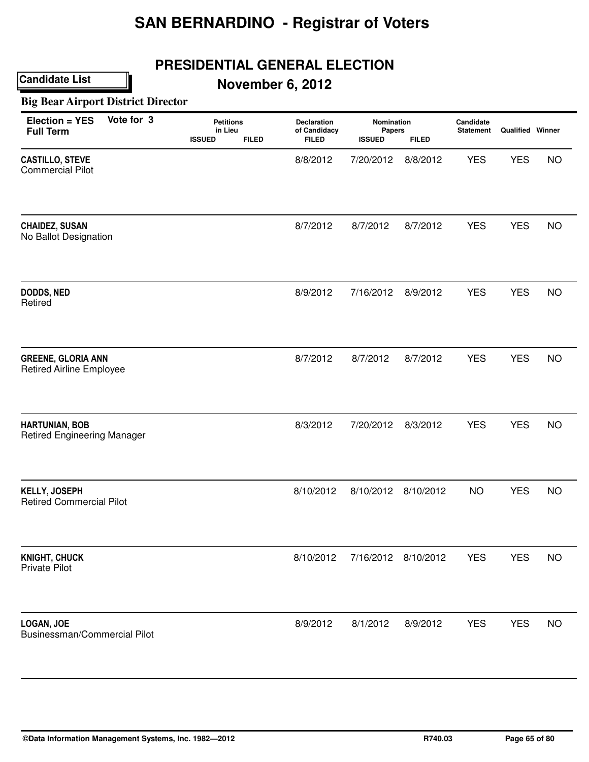# SAN BERNARDINO - Registrar of Voters

## PRESIDENTIAL GENERAL ELECTION

**Candidate List**

## November 6, 2012

### Big Bear Airport District Director

**Election = YES** Vote for 3
**Full Term**

| Candidate | Petitions in Lieu ISSUED | Petitions in Lieu FILED | Declaration of Candidacy FILED | Nomination Papers ISSUED | Nomination Papers FILED | Candidate Statement | Qualified | Winner |
|---|---|---|---|---|---|---|---|---|
| **CASTILLO, STEVE**<br>Commercial Pilot | | | 8/8/2012 | 7/20/2012 | 8/8/2012 | YES | YES | NO |
| **CHAIDEZ, SUSAN**<br>No Ballot Designation | | | 8/7/2012 | 8/7/2012 | 8/7/2012 | YES | YES | NO |
| **DODDS, NED**<br>Retired | | | 8/9/2012 | 7/16/2012 | 8/9/2012 | YES | YES | NO |
| **GREENE, GLORIA ANN**<br>Retired Airline Employee | | | 8/7/2012 | 8/7/2012 | 8/7/2012 | YES | YES | NO |
| **HARTUNIAN, BOB**<br>Retired Engineering Manager | | | 8/3/2012 | 7/20/2012 | 8/3/2012 | YES | YES | NO |
| **KELLY, JOSEPH**<br>Retired Commercial Pilot | | | 8/10/2012 | 8/10/2012 | 8/10/2012 | NO | YES | NO |
| **KNIGHT, CHUCK**<br>Private Pilot | | | 8/10/2012 | 7/16/2012 | 8/10/2012 | YES | YES | NO |
| **LOGAN, JOE**<br>Businessman/Commercial Pilot | | | 8/9/2012 | 8/1/2012 | 8/9/2012 | YES | YES | NO |

©Data Information Management Systems, Inc. 1982—2012 R740.03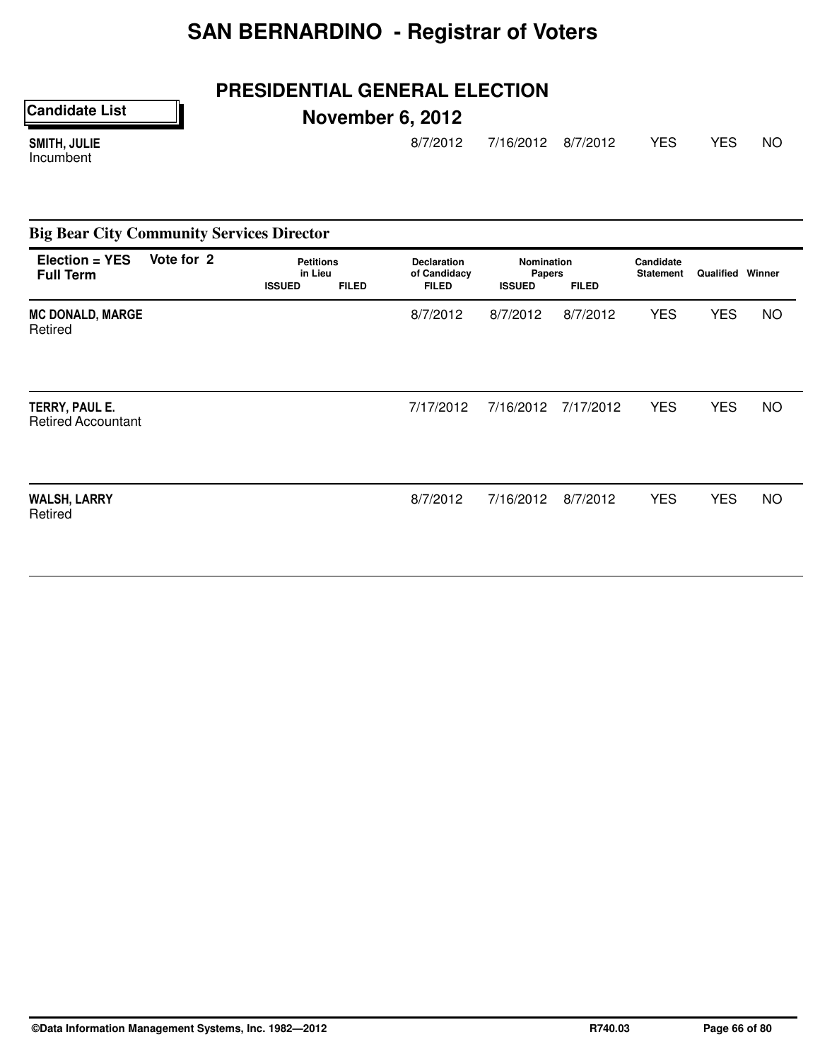# SAN BERNARDINO - Registrar of Voters

## PRESIDENTIAL GENERAL ELECTION

**Candidate List**

### November 6, 2012

| | | | | | | | | | |
|---|---|---|---|---|---|---|---|---|---|
| **SMITH, JULIE**<br>Incumbent | | | 8/7/2012 | 7/16/2012 | 8/7/2012 | YES | YES | NO |

## Big Bear City Community Services Director

| Election = YES Full Term | Vote for 2 | Petitions in Lieu ISSUED | Petitions in Lieu FILED | Declaration of Candidacy FILED | Nomination Papers ISSUED | Nomination Papers FILED | Candidate Statement | Qualified | Winner |
|---|---|---|---|---|---|---|---|---|---|
| **MC DONALD, MARGE**<br>Retired | | | | 8/7/2012 | 8/7/2012 | 8/7/2012 | YES | YES | NO |
| **TERRY, PAUL E.**<br>Retired Accountant | | | | 7/17/2012 | 7/16/2012 | 7/17/2012 | YES | YES | NO |
| **WALSH, LARRY**<br>Retired | | | | 8/7/2012 | 7/16/2012 | 8/7/2012 | YES | YES | NO |

©Data Information Management Systems, Inc. 1982—2012 R740.03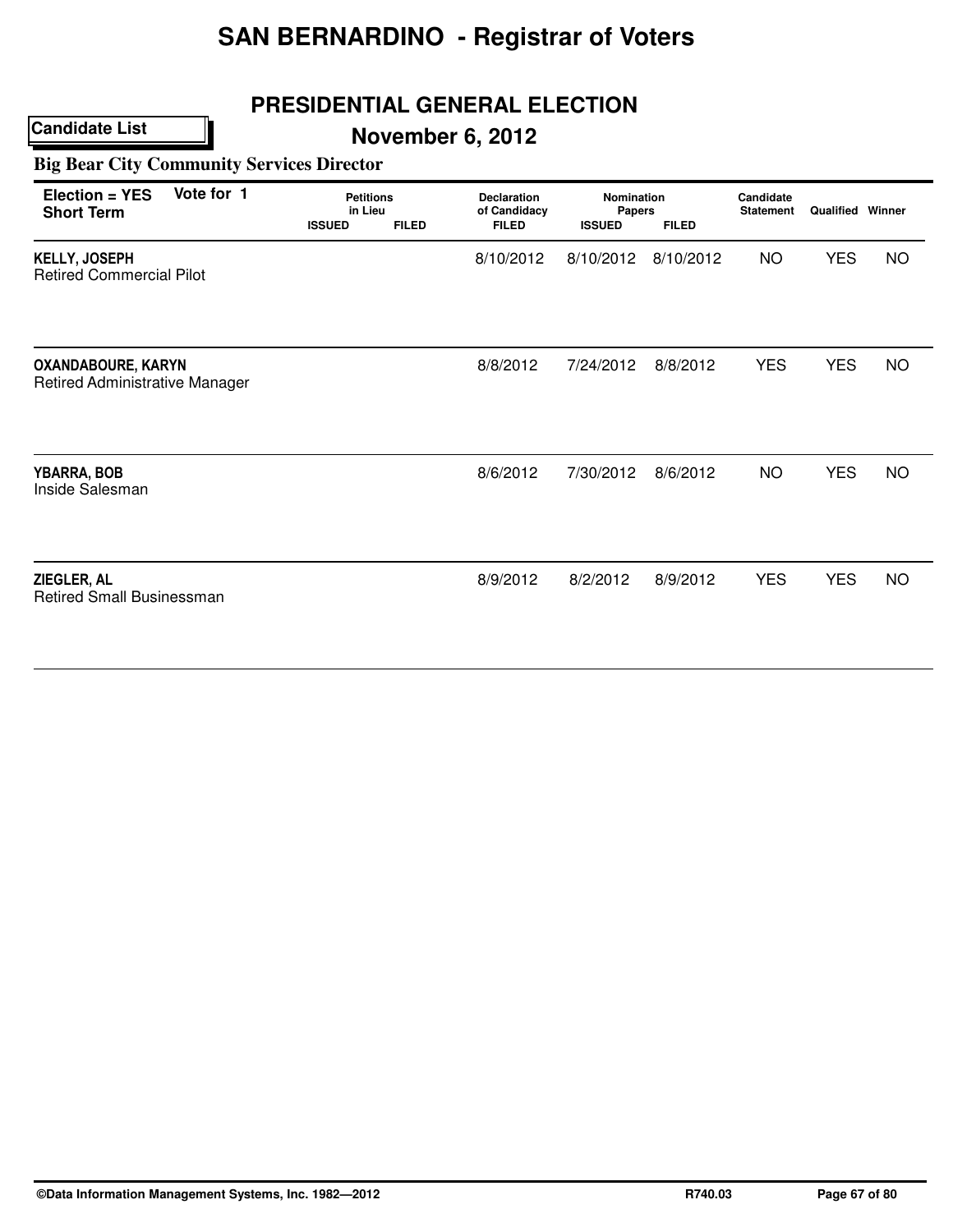# SAN BERNARDINO - Registrar of Voters

## PRESIDENTIAL GENERAL ELECTION

**Candidate List**

## November 6, 2012

### Big Bear City Community Services Director

**Election = YES** **Vote for 1**
**Short Term**

| Candidate | Petitions in Lieu ISSUED | Petitions in Lieu FILED | Declaration of Candidacy FILED | Nomination Papers ISSUED | Nomination Papers FILED | Candidate Statement | Qualified | Winner |
|---|---|---|---|---|---|---|---|---|
| **KELLY, JOSEPH**<br>Retired Commercial Pilot | | | 8/10/2012 | 8/10/2012 | 8/10/2012 | NO | YES | NO |
| **OXANDABOURE, KARYN**<br>Retired Administrative Manager | | | 8/8/2012 | 7/24/2012 | 8/8/2012 | YES | YES | NO |
| **YBARRA, BOB**<br>Inside Salesman | | | 8/6/2012 | 7/30/2012 | 8/6/2012 | NO | YES | NO |
| **ZIEGLER, AL**<br>Retired Small Businessman | | | 8/9/2012 | 8/2/2012 | 8/9/2012 | YES | YES | NO |

©Data Information Management Systems, Inc. 1982—2012 R740.03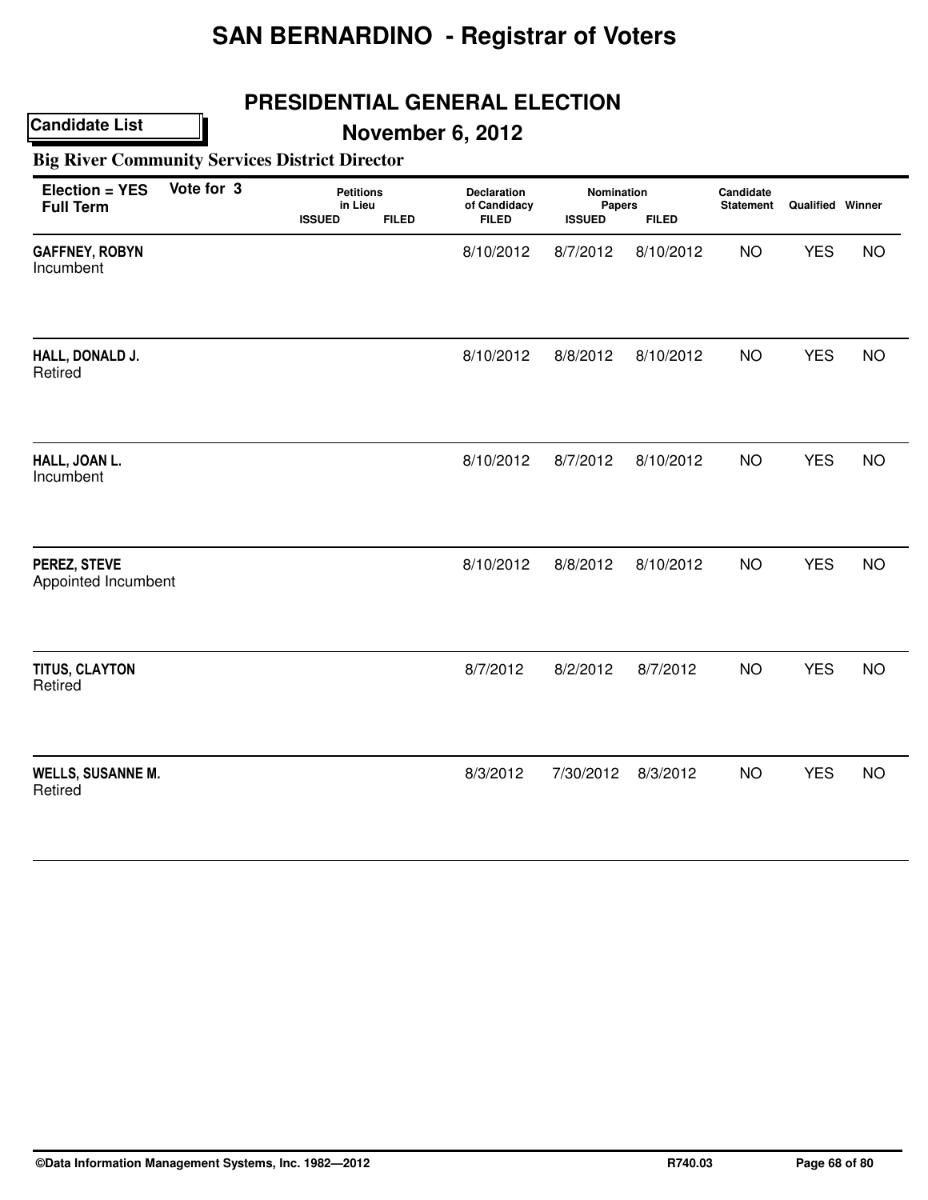# SAN BERNARDINO - Registrar of Voters

## PRESIDENTIAL GENERAL ELECTION

**Candidate List**

## November 6, 2012

### Big River Community Services District Director

| Election = YES Full Term | Vote for 3 | Petitions in Lieu ISSUED | Petitions in Lieu FILED | Declaration of Candidacy FILED | Nomination Papers ISSUED | Nomination Papers FILED | Candidate Statement | Qualified | Winner |
|---|---|---|---|---|---|---|---|---|---|
| **GAFFNEY, ROBYN** Incumbent | | | | 8/10/2012 | 8/7/2012 | 8/10/2012 | NO | YES | NO |
| **HALL, DONALD J.** Retired | | | | 8/10/2012 | 8/8/2012 | 8/10/2012 | NO | YES | NO |
| **HALL, JOAN L.** Incumbent | | | | 8/10/2012 | 8/7/2012 | 8/10/2012 | NO | YES | NO |
| **PEREZ, STEVE** Appointed Incumbent | | | | 8/10/2012 | 8/8/2012 | 8/10/2012 | NO | YES | NO |
| **TITUS, CLAYTON** Retired | | | | 8/7/2012 | 8/2/2012 | 8/7/2012 | NO | YES | NO |
| **WELLS, SUSANNE M.** Retired | | | | 8/3/2012 | 7/30/2012 | 8/3/2012 | NO | YES | NO |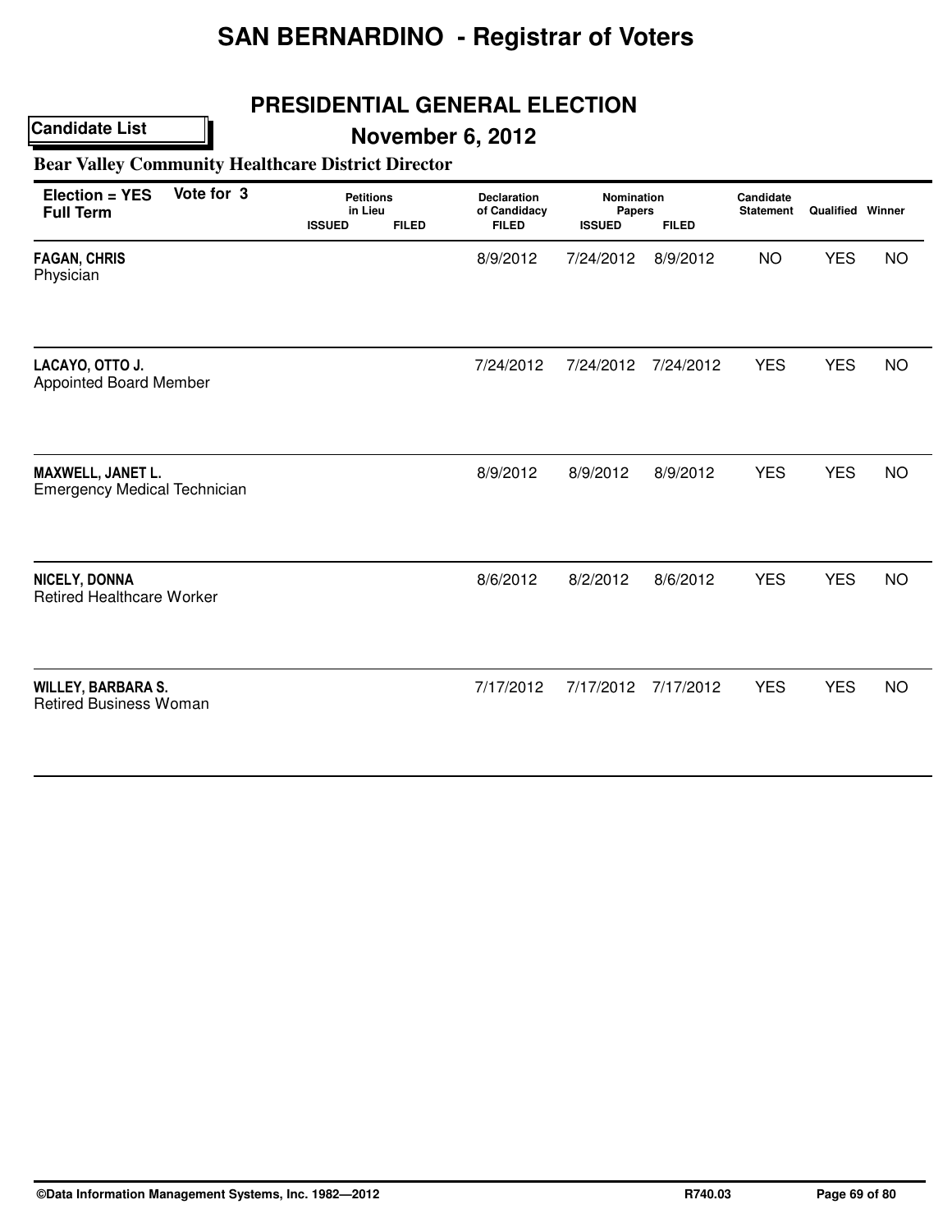# SAN BERNARDINO - Registrar of Voters

## PRESIDENTIAL GENERAL ELECTION

**Candidate List**

## November 6, 2012

### Bear Valley Community Healthcare District Director

| Election = YES Full Term | Vote for 3 | Petitions in Lieu ISSUED | Petitions in Lieu FILED | Declaration of Candidacy FILED | Nomination Papers ISSUED | Nomination Papers FILED | Candidate Statement | Qualified | Winner |
|---|---|---|---|---|---|---|---|---|---|
| **FAGAN, CHRIS** Physician | | | | 8/9/2012 | 7/24/2012 | 8/9/2012 | NO | YES | NO |
| **LACAYO, OTTO J.** Appointed Board Member | | | | 7/24/2012 | 7/24/2012 | 7/24/2012 | YES | YES | NO |
| **MAXWELL, JANET L.** Emergency Medical Technician | | | | 8/9/2012 | 8/9/2012 | 8/9/2012 | YES | YES | NO |
| **NICELY, DONNA** Retired Healthcare Worker | | | | 8/6/2012 | 8/2/2012 | 8/6/2012 | YES | YES | NO |
| **WILLEY, BARBARA S.** Retired Business Woman | | | | 7/17/2012 | 7/17/2012 | 7/17/2012 | YES | YES | NO |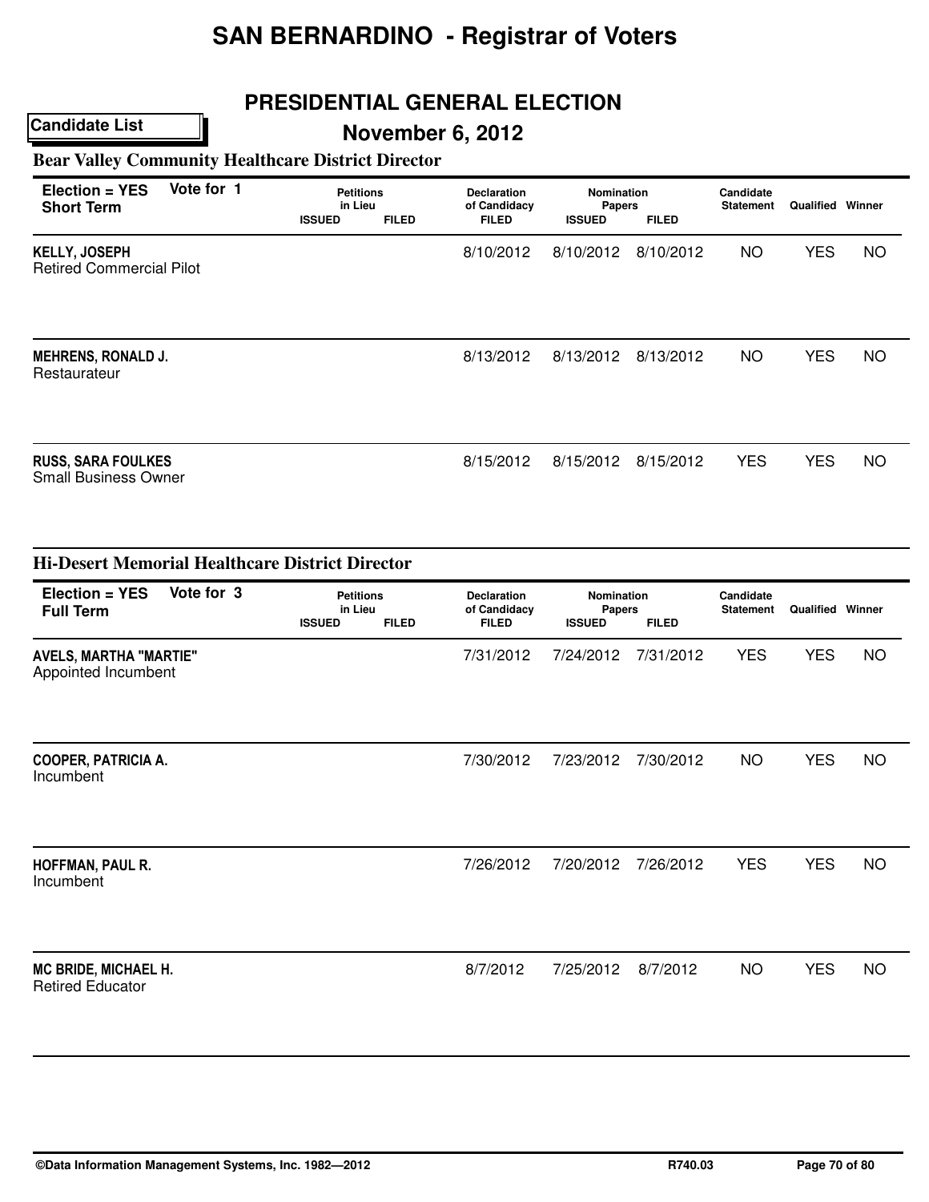# SAN BERNARDINO - Registrar of Voters

## PRESIDENTIAL GENERAL ELECTION

**Candidate List**

### November 6, 2012

### Bear Valley Community Healthcare District Director

**Election = YES** **Vote for 1**
**Short Term**

| Candidate | Petitions in Lieu ISSUED | Petitions in Lieu FILED | Declaration of Candidacy FILED | Nomination Papers ISSUED | Nomination Papers FILED | Candidate Statement | Qualified | Winner |
|---|---|---|---|---|---|---|---|---|
| **KELLY, JOSEPH** Retired Commercial Pilot | | | 8/10/2012 | 8/10/2012 | 8/10/2012 | NO | YES | NO |
| **MEHRENS, RONALD J.** Restaurateur | | | 8/13/2012 | 8/13/2012 | 8/13/2012 | NO | YES | NO |
| **RUSS, SARA FOULKES** Small Business Owner | | | 8/15/2012 | 8/15/2012 | 8/15/2012 | YES | YES | NO |

### Hi-Desert Memorial Healthcare District Director

**Election = YES** **Vote for 3**
**Full Term**

| Candidate | Petitions in Lieu ISSUED | Petitions in Lieu FILED | Declaration of Candidacy FILED | Nomination Papers ISSUED | Nomination Papers FILED | Candidate Statement | Qualified | Winner |
|---|---|---|---|---|---|---|---|---|
| **AVELS, MARTHA "MARTIE"** Appointed Incumbent | | | 7/31/2012 | 7/24/2012 | 7/31/2012 | YES | YES | NO |
| **COOPER, PATRICIA A.** Incumbent | | | 7/30/2012 | 7/23/2012 | 7/30/2012 | NO | YES | NO |
| **HOFFMAN, PAUL R.** Incumbent | | | 7/26/2012 | 7/20/2012 | 7/26/2012 | YES | YES | NO |
| **MC BRIDE, MICHAEL H.** Retired Educator | | | 8/7/2012 | 7/25/2012 | 8/7/2012 | NO | YES | NO |

©Data Information Management Systems, Inc. 1982—2012 R740.03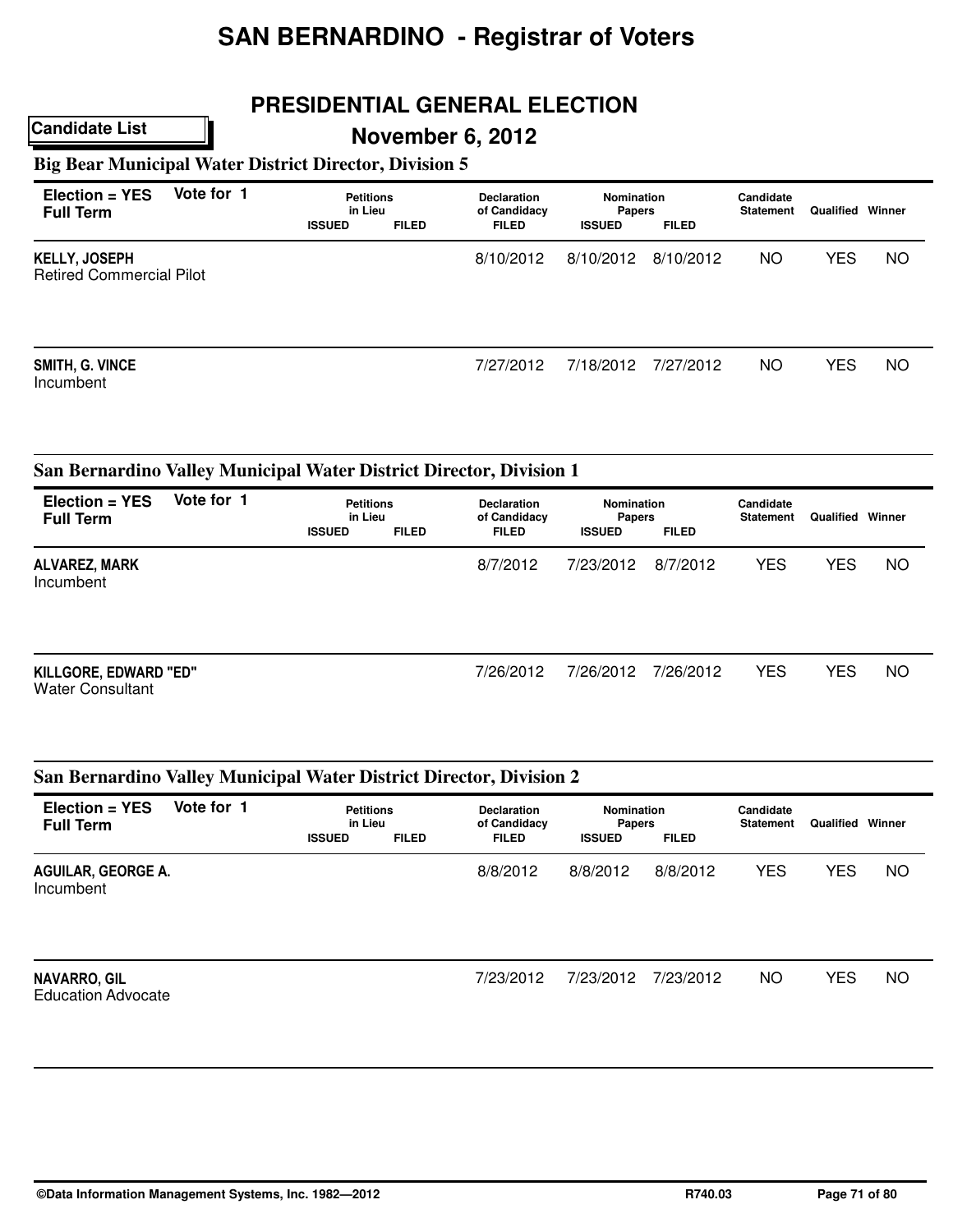# SAN BERNARDINO - Registrar of Voters

## PRESIDENTIAL GENERAL ELECTION

**Candidate List**

## November 6, 2012

### Big Bear Municipal Water District Director, Division 5

| Election = YES Full Term | Vote for 1 | Petitions in Lieu ISSUED | Petitions in Lieu FILED | Declaration of Candidacy FILED | Nomination Papers ISSUED | Nomination Papers FILED | Candidate Statement | Qualified | Winner |
|---|---|---|---|---|---|---|---|---|---|
| **KELLY, JOSEPH** Retired Commercial Pilot | | | | 8/10/2012 | 8/10/2012 | 8/10/2012 | NO | YES | NO |
| **SMITH, G. VINCE** Incumbent | | | | 7/27/2012 | 7/18/2012 | 7/27/2012 | NO | YES | NO |

### San Bernardino Valley Municipal Water District Director, Division 1

| Election = YES Full Term | Vote for 1 | Petitions in Lieu ISSUED | Petitions in Lieu FILED | Declaration of Candidacy FILED | Nomination Papers ISSUED | Nomination Papers FILED | Candidate Statement | Qualified | Winner |
|---|---|---|---|---|---|---|---|---|---|
| **ALVAREZ, MARK** Incumbent | | | | 8/7/2012 | 7/23/2012 | 8/7/2012 | YES | YES | NO |
| **KILLGORE, EDWARD "ED"** Water Consultant | | | | 7/26/2012 | 7/26/2012 | 7/26/2012 | YES | YES | NO |

### San Bernardino Valley Municipal Water District Director, Division 2

| Election = YES Full Term | Vote for 1 | Petitions in Lieu ISSUED | Petitions in Lieu FILED | Declaration of Candidacy FILED | Nomination Papers ISSUED | Nomination Papers FILED | Candidate Statement | Qualified | Winner |
|---|---|---|---|---|---|---|---|---|---|
| **AGUILAR, GEORGE A.** Incumbent | | | | 8/8/2012 | 8/8/2012 | 8/8/2012 | YES | YES | NO |
| **NAVARRO, GIL** Education Advocate | | | | 7/23/2012 | 7/23/2012 | 7/23/2012 | NO | YES | NO |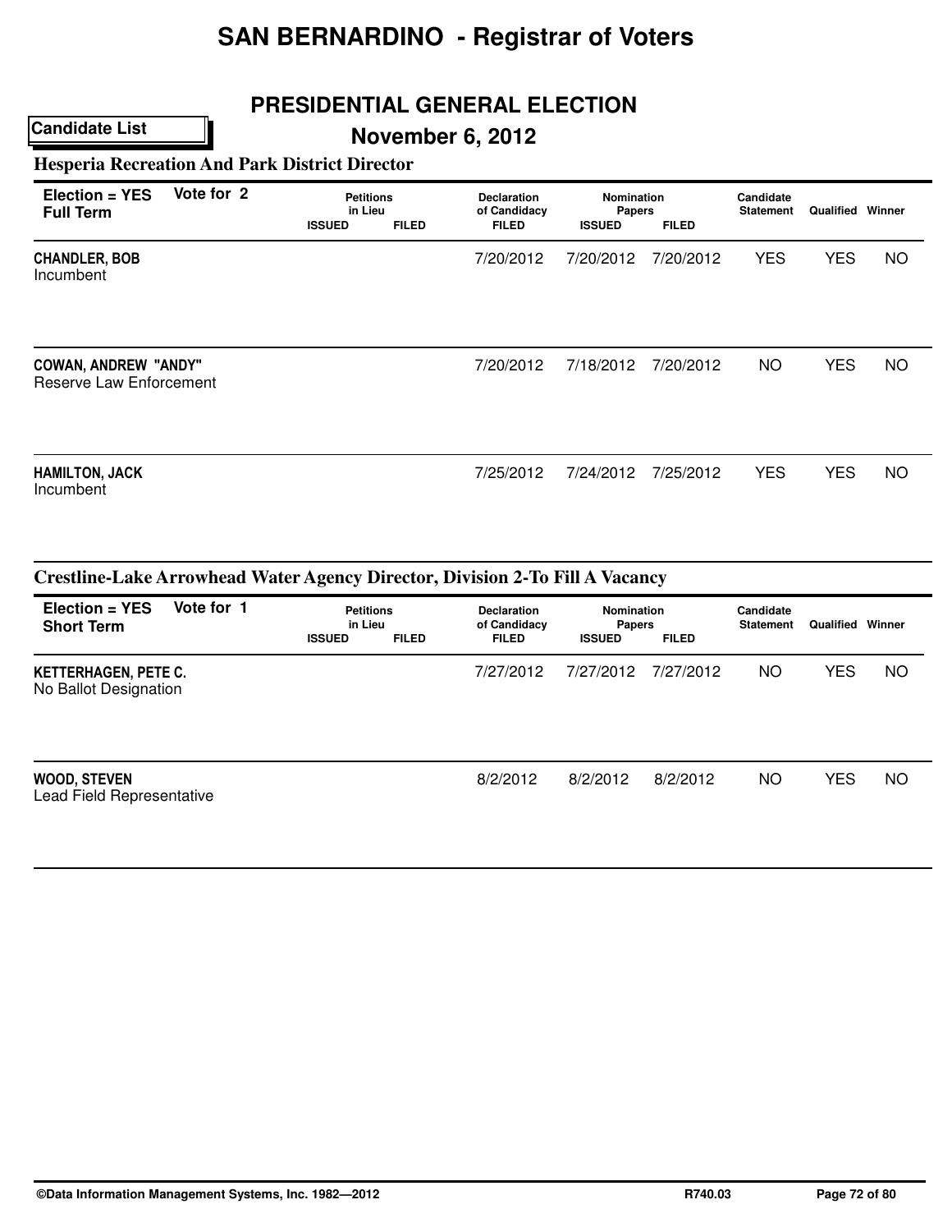# SAN BERNARDINO - Registrar of Voters

## PRESIDENTIAL GENERAL ELECTION

**Candidate List**

## November 6, 2012

### Hesperia Recreation And Park District Director

| Election = YES Full Term | Vote for 2 | Petitions in Lieu ISSUED | Petitions in Lieu FILED | Declaration of Candidacy FILED | Nomination Papers ISSUED | Nomination Papers FILED | Candidate Statement | Qualified | Winner |
|---|---|---|---|---|---|---|---|---|---|
| **CHANDLER, BOB** Incumbent | | | | 7/20/2012 | 7/20/2012 | 7/20/2012 | YES | YES | NO |
| **COWAN, ANDREW "ANDY"** Reserve Law Enforcement | | | | 7/20/2012 | 7/18/2012 | 7/20/2012 | NO | YES | NO |
| **HAMILTON, JACK** Incumbent | | | | 7/25/2012 | 7/24/2012 | 7/25/2012 | YES | YES | NO |

### Crestline-Lake Arrowhead Water Agency Director, Division 2-To Fill A Vacancy

| Election = YES Short Term | Vote for 1 | Petitions in Lieu ISSUED | Petitions in Lieu FILED | Declaration of Candidacy FILED | Nomination Papers ISSUED | Nomination Papers FILED | Candidate Statement | Qualified | Winner |
|---|---|---|---|---|---|---|---|---|---|
| **KETTERHAGEN, PETE C.** No Ballot Designation | | | | 7/27/2012 | 7/27/2012 | 7/27/2012 | NO | YES | NO |
| **WOOD, STEVEN** Lead Field Representative | | | | 8/2/2012 | 8/2/2012 | 8/2/2012 | NO | YES | NO |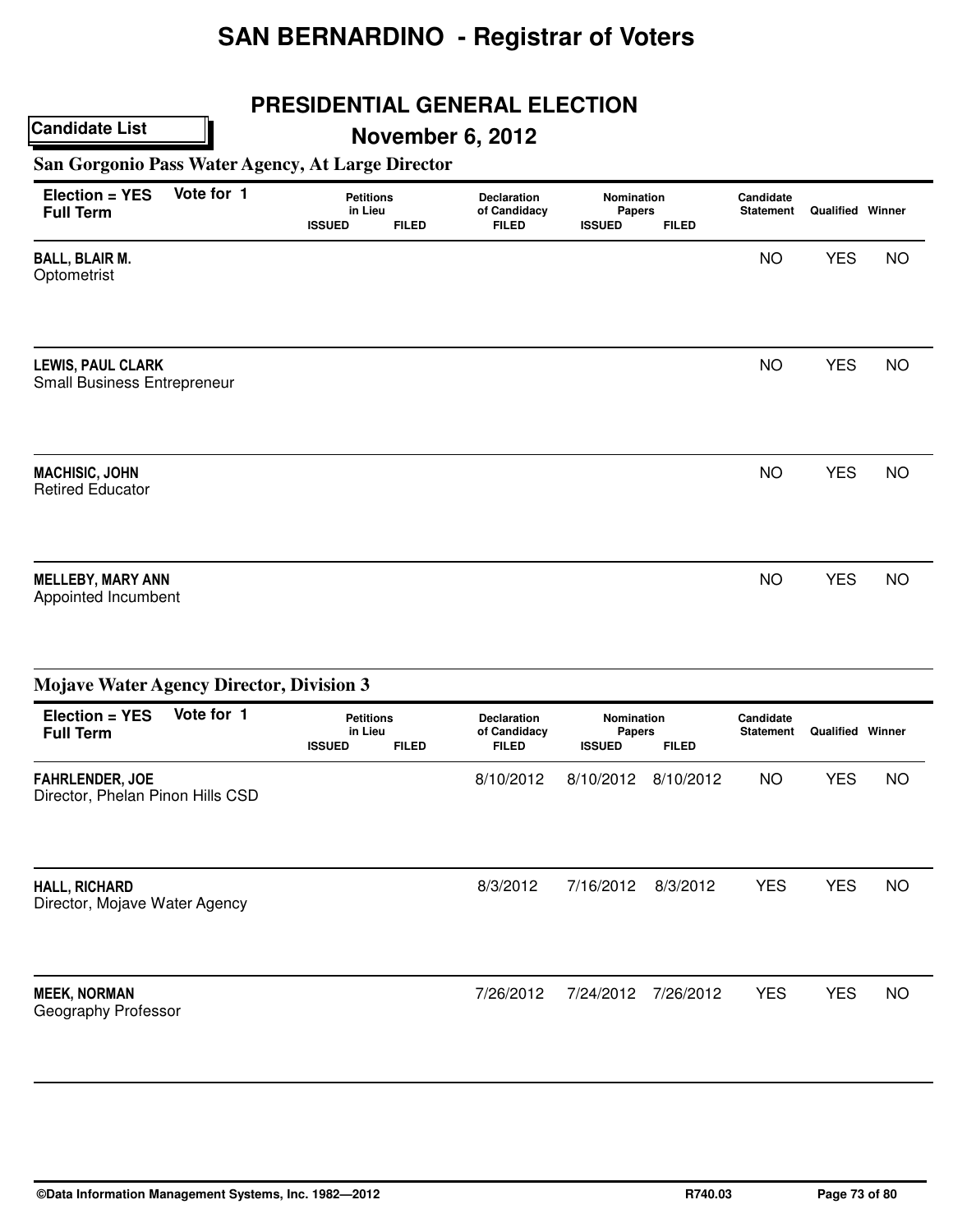# SAN BERNARDINO - Registrar of Voters

## PRESIDENTIAL GENERAL ELECTION

**Candidate List**

## November 6, 2012

### San Gorgonio Pass Water Agency, At Large Director

| Election = YES Full Term | Vote for 1 | Petitions in Lieu | | Declaration of Candidacy | Nomination Papers | | Candidate Statement | Qualified | Winner |
|---|---|---|---|---|---|---|---|---|---|
| | | ISSUED | FILED | FILED | ISSUED | FILED | | | |
| **BALL, BLAIR M.** Optometrist | | | | | | | NO | YES | NO |
| **LEWIS, PAUL CLARK** Small Business Entrepreneur | | | | | | | NO | YES | NO |
| **MACHISIC, JOHN** Retired Educator | | | | | | | NO | YES | NO |
| **MELLEBY, MARY ANN** Appointed Incumbent | | | | | | | NO | YES | NO |

### Mojave Water Agency Director, Division 3

| Election = YES Full Term | Vote for 1 | Petitions in Lieu | | Declaration of Candidacy | Nomination Papers | | Candidate Statement | Qualified | Winner |
|---|---|---|---|---|---|---|---|---|---|
| | | ISSUED | FILED | FILED | ISSUED | FILED | | | |
| **FAHRLENDER, JOE** Director, Phelan Pinon Hills CSD | | | | 8/10/2012 | 8/10/2012 | 8/10/2012 | NO | YES | NO |
| **HALL, RICHARD** Director, Mojave Water Agency | | | | 8/3/2012 | 7/16/2012 | 8/3/2012 | YES | YES | NO |
| **MEEK, NORMAN** Geography Professor | | | | 7/26/2012 | 7/24/2012 | 7/26/2012 | YES | YES | NO |

©Data Information Management Systems, Inc. 1982—2012 R740.03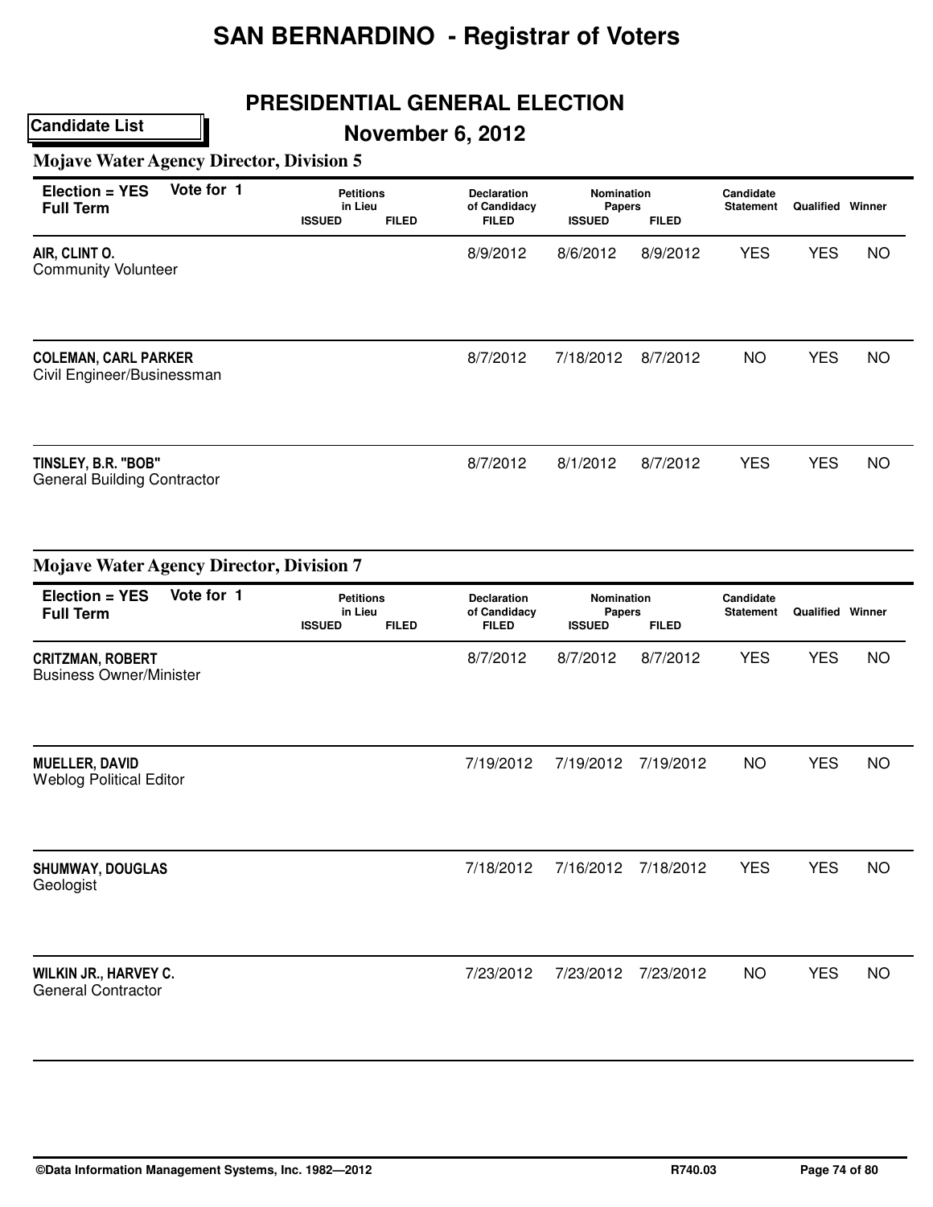# SAN BERNARDINO - Registrar of Voters

## PRESIDENTIAL GENERAL ELECTION

**Candidate List**

## November 6, 2012

### Mojave Water Agency Director, Division 5

| Election = YES Full Term | Vote for 1 | Petitions in Lieu ISSUED | Petitions in Lieu FILED | Declaration of Candidacy FILED | Nomination Papers ISSUED | Nomination Papers FILED | Candidate Statement | Qualified | Winner |
|---|---|---|---|---|---|---|---|---|---|
| **AIR, CLINT O.** Community Volunteer | | | | 8/9/2012 | 8/6/2012 | 8/9/2012 | YES | YES | NO |
| **COLEMAN, CARL PARKER** Civil Engineer/Businessman | | | | 8/7/2012 | 7/18/2012 | 8/7/2012 | NO | YES | NO |
| **TINSLEY, B.R. "BOB"** General Building Contractor | | | | 8/7/2012 | 8/1/2012 | 8/7/2012 | YES | YES | NO |

### Mojave Water Agency Director, Division 7

| Election = YES Full Term | Vote for 1 | Petitions in Lieu ISSUED | Petitions in Lieu FILED | Declaration of Candidacy FILED | Nomination Papers ISSUED | Nomination Papers FILED | Candidate Statement | Qualified | Winner |
|---|---|---|---|---|---|---|---|---|---|
| **CRITZMAN, ROBERT** Business Owner/Minister | | | | 8/7/2012 | 8/7/2012 | 8/7/2012 | YES | YES | NO |
| **MUELLER, DAVID** Weblog Political Editor | | | | 7/19/2012 | 7/19/2012 | 7/19/2012 | NO | YES | NO |
| **SHUMWAY, DOUGLAS** Geologist | | | | 7/18/2012 | 7/16/2012 | 7/18/2012 | YES | YES | NO |
| **WILKIN JR., HARVEY C.** General Contractor | | | | 7/23/2012 | 7/23/2012 | 7/23/2012 | NO | YES | NO |

©Data Information Management Systems, Inc. 1982—2012 R740.03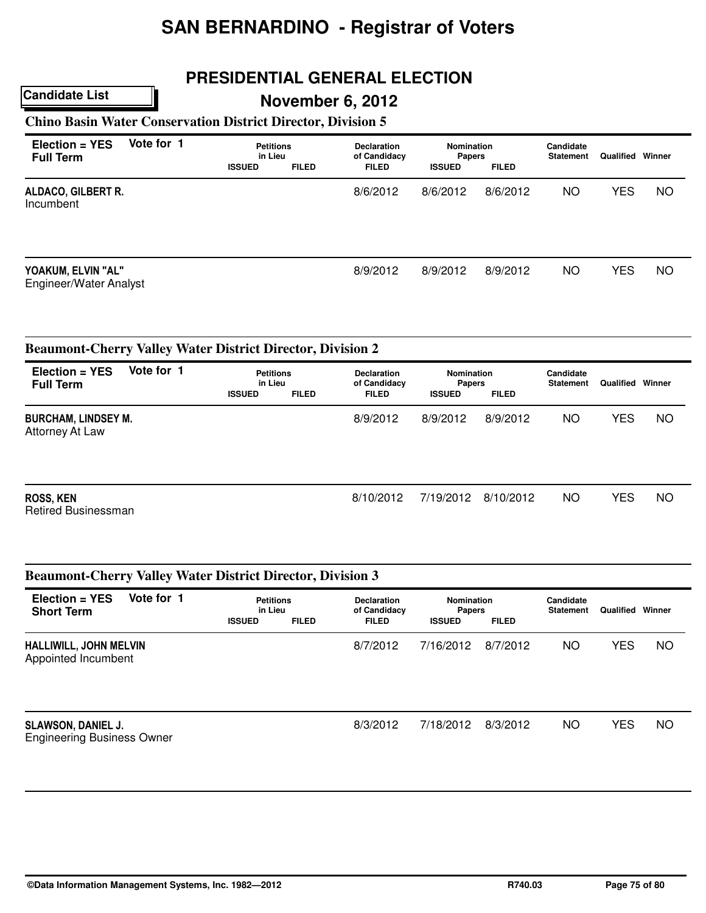# SAN BERNARDINO - Registrar of Voters

## PRESIDENTIAL GENERAL ELECTION

**Candidate List**

## November 6, 2012

### Chino Basin Water Conservation District Director, Division 5

| Election = YES Full Term | Vote for 1 | Petitions in Lieu ISSUED | Petitions in Lieu FILED | Declaration of Candidacy FILED | Nomination Papers ISSUED | Nomination Papers FILED | Candidate Statement | Qualified | Winner |
|---|---|---|---|---|---|---|---|---|---|
| **ALDACO, GILBERT R.** Incumbent | | | | 8/6/2012 | 8/6/2012 | 8/6/2012 | NO | YES | NO |
| **YOAKUM, ELVIN "AL"** Engineer/Water Analyst | | | | 8/9/2012 | 8/9/2012 | 8/9/2012 | NO | YES | NO |

### Beaumont-Cherry Valley Water District Director, Division 2

| Election = YES Full Term | Vote for 1 | Petitions in Lieu ISSUED | Petitions in Lieu FILED | Declaration of Candidacy FILED | Nomination Papers ISSUED | Nomination Papers FILED | Candidate Statement | Qualified | Winner |
|---|---|---|---|---|---|---|---|---|---|
| **BURCHAM, LINDSEY M.** Attorney At Law | | | | 8/9/2012 | 8/9/2012 | 8/9/2012 | NO | YES | NO |
| **ROSS, KEN** Retired Businessman | | | | 8/10/2012 | 7/19/2012 | 8/10/2012 | NO | YES | NO |

### Beaumont-Cherry Valley Water District Director, Division 3

| Election = YES Short Term | Vote for 1 | Petitions in Lieu ISSUED | Petitions in Lieu FILED | Declaration of Candidacy FILED | Nomination Papers ISSUED | Nomination Papers FILED | Candidate Statement | Qualified | Winner |
|---|---|---|---|---|---|---|---|---|---|
| **HALLIWILL, JOHN MELVIN** Appointed Incumbent | | | | 8/7/2012 | 7/16/2012 | 8/7/2012 | NO | YES | NO |
| **SLAWSON, DANIEL J.** Engineering Business Owner | | | | 8/3/2012 | 7/18/2012 | 8/3/2012 | NO | YES | NO |

©Data Information Management Systems, Inc. 1982—2012 R740.03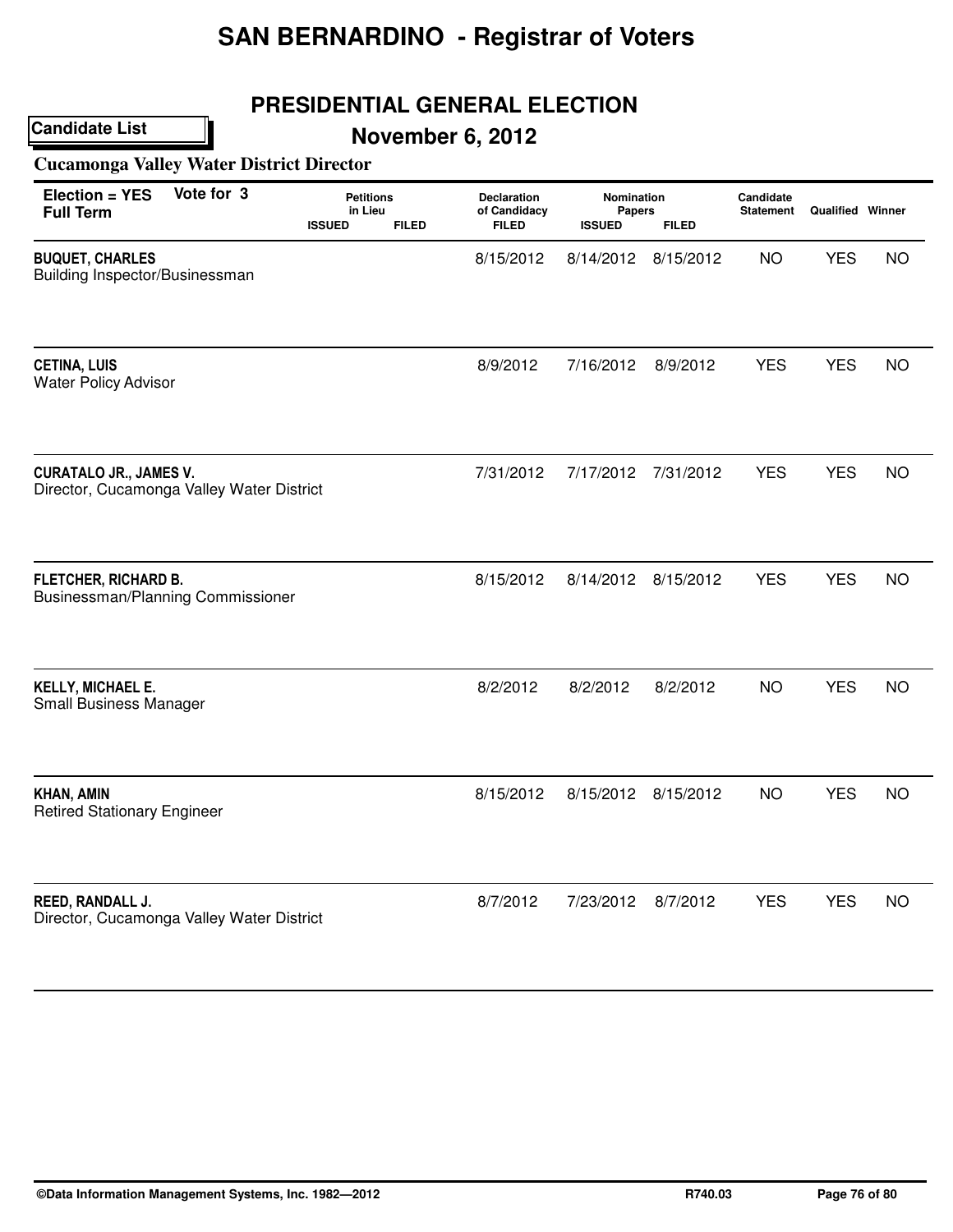# SAN BERNARDINO - Registrar of Voters

## PRESIDENTIAL GENERAL ELECTION

**Candidate List**

## November 6, 2012

### Cucamonga Valley Water District Director

| Election = YES Full Term | Vote for 3 | Petitions in Lieu ISSUED | Petitions in Lieu FILED | Declaration of Candidacy FILED | Nomination Papers ISSUED | Nomination Papers FILED | Candidate Statement | Qualified | Winner |
|---|---|---|---|---|---|---|---|---|---|
| **BUQUET, CHARLES** Building Inspector/Businessman | | | | 8/15/2012 | 8/14/2012 | 8/15/2012 | NO | YES | NO |
| **CETINA, LUIS** Water Policy Advisor | | | | 8/9/2012 | 7/16/2012 | 8/9/2012 | YES | YES | NO |
| **CURATALO JR., JAMES V.** Director, Cucamonga Valley Water District | | | | 7/31/2012 | 7/17/2012 | 7/31/2012 | YES | YES | NO |
| **FLETCHER, RICHARD B.** Businessman/Planning Commissioner | | | | 8/15/2012 | 8/14/2012 | 8/15/2012 | YES | YES | NO |
| **KELLY, MICHAEL E.** Small Business Manager | | | | 8/2/2012 | 8/2/2012 | 8/2/2012 | NO | YES | NO |
| **KHAN, AMIN** Retired Stationary Engineer | | | | 8/15/2012 | 8/15/2012 | 8/15/2012 | NO | YES | NO |
| **REED, RANDALL J.** Director, Cucamonga Valley Water District | | | | 8/7/2012 | 7/23/2012 | 8/7/2012 | YES | YES | NO |

©Data Information Management Systems, Inc. 1982—2012 R740.03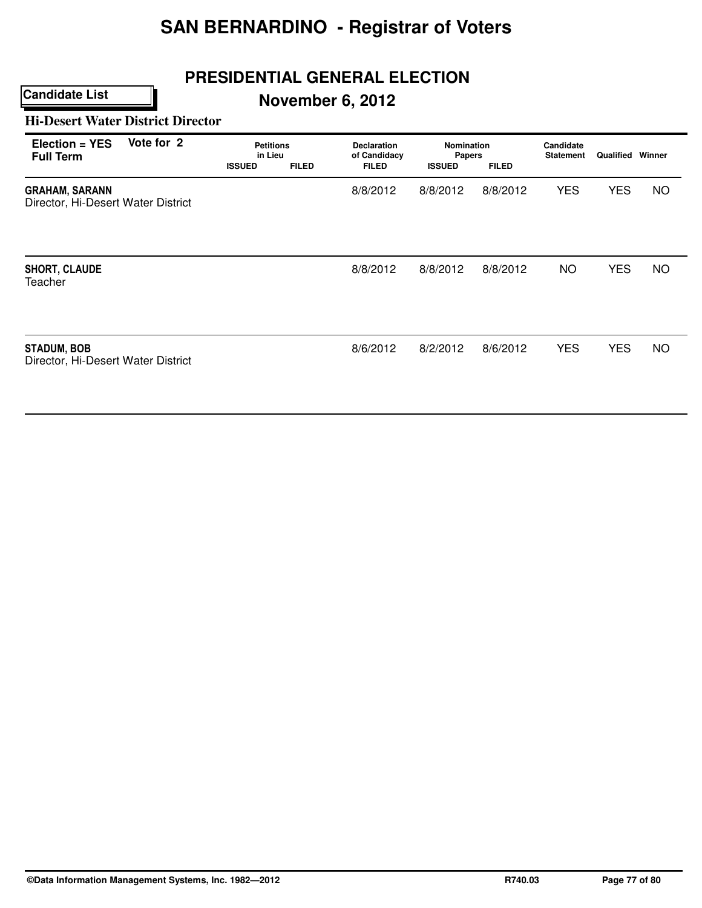# SAN BERNARDINO - Registrar of Voters

## PRESIDENTIAL GENERAL ELECTION

**Candidate List**

## November 6, 2012

### Hi-Desert Water District Director

**Election = YES** **Vote for 2**
**Full Term**

| Candidate | Petitions in Lieu ISSUED | Petitions in Lieu FILED | Declaration of Candidacy FILED | Nomination Papers ISSUED | Nomination Papers FILED | Candidate Statement | Qualified | Winner |
|---|---|---|---|---|---|---|---|---|
| **GRAHAM, SARANN**<br>Director, Hi-Desert Water District | | | 8/8/2012 | 8/8/2012 | 8/8/2012 | YES | YES | NO |
| **SHORT, CLAUDE**<br>Teacher | | | 8/8/2012 | 8/8/2012 | 8/8/2012 | NO | YES | NO |
| **STADUM, BOB**<br>Director, Hi-Desert Water District | | | 8/6/2012 | 8/2/2012 | 8/6/2012 | YES | YES | NO |

©Data Information Management Systems, Inc. 1982—2012 R740.03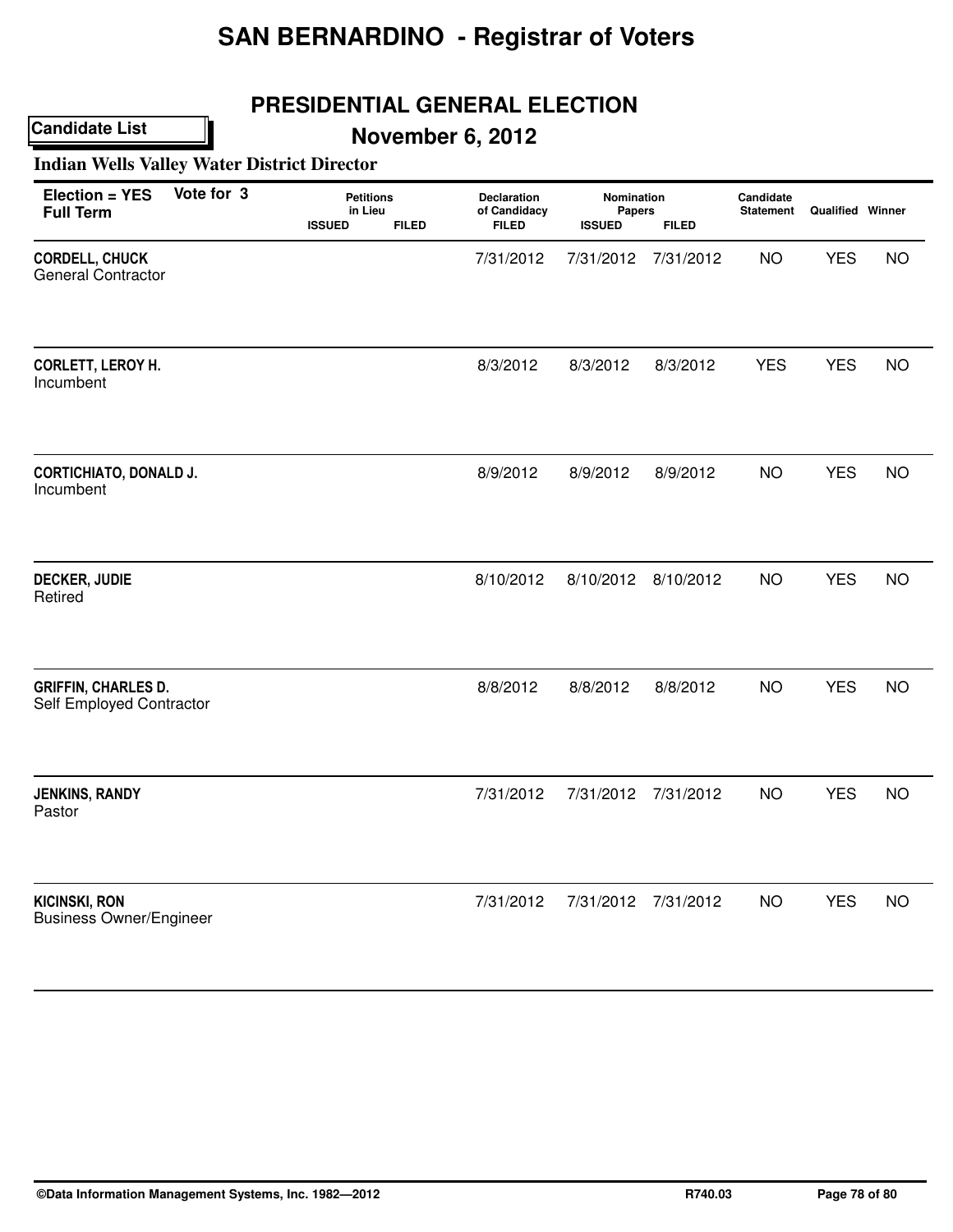# SAN BERNARDINO - Registrar of Voters

## PRESIDENTIAL GENERAL ELECTION

**Candidate List**

## November 6, 2012

### Indian Wells Valley Water District Director

| Election = YES Full Term | Vote for 3 | Petitions in Lieu ISSUED | Petitions in Lieu FILED | Declaration of Candidacy FILED | Nomination Papers ISSUED | Nomination Papers FILED | Candidate Statement | Qualified | Winner |
|---|---|---|---|---|---|---|---|---|---|
| **CORDELL, CHUCK** General Contractor | | | | 7/31/2012 | 7/31/2012 | 7/31/2012 | NO | YES | NO |
| **CORLETT, LEROY H.** Incumbent | | | | 8/3/2012 | 8/3/2012 | 8/3/2012 | YES | YES | NO |
| **CORTICHIATO, DONALD J.** Incumbent | | | | 8/9/2012 | 8/9/2012 | 8/9/2012 | NO | YES | NO |
| **DECKER, JUDIE** Retired | | | | 8/10/2012 | 8/10/2012 | 8/10/2012 | NO | YES | NO |
| **GRIFFIN, CHARLES D.** Self Employed Contractor | | | | 8/8/2012 | 8/8/2012 | 8/8/2012 | NO | YES | NO |
| **JENKINS, RANDY** Pastor | | | | 7/31/2012 | 7/31/2012 | 7/31/2012 | NO | YES | NO |
| **KICINSKI, RON** Business Owner/Engineer | | | | 7/31/2012 | 7/31/2012 | 7/31/2012 | NO | YES | NO |

©Data Information Management Systems, Inc. 1982—2012 R740.03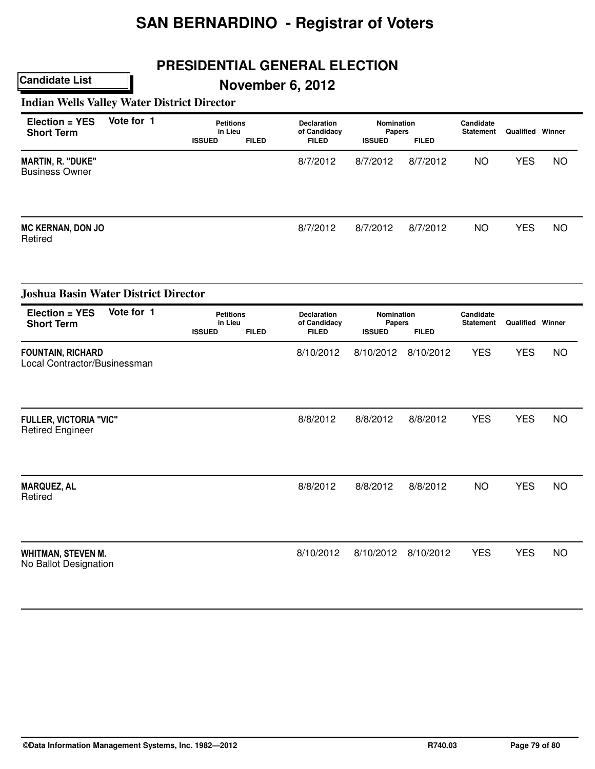# SAN BERNARDINO - Registrar of Voters

## PRESIDENTIAL GENERAL ELECTION

**Candidate List**

## November 6, 2012

### Indian Wells Valley Water District Director

**Election = YES Short Term** — Vote for 1

| Candidate | Petitions in Lieu ISSUED | Petitions in Lieu FILED | Declaration of Candidacy FILED | Nomination Papers ISSUED | Nomination Papers FILED | Candidate Statement | Qualified | Winner |
|---|---|---|---|---|---|---|---|---|
| **MARTIN, R. "DUKE"** Business Owner | | | 8/7/2012 | 8/7/2012 | 8/7/2012 | NO | YES | NO |
| **MC KERNAN, DON JO** Retired | | | 8/7/2012 | 8/7/2012 | 8/7/2012 | NO | YES | NO |

### Joshua Basin Water District Director

**Election = YES Short Term** — Vote for 1

| Candidate | Petitions in Lieu ISSUED | Petitions in Lieu FILED | Declaration of Candidacy FILED | Nomination Papers ISSUED | Nomination Papers FILED | Candidate Statement | Qualified | Winner |
|---|---|---|---|---|---|---|---|---|
| **FOUNTAIN, RICHARD** Local Contractor/Businessman | | | 8/10/2012 | 8/10/2012 | 8/10/2012 | YES | YES | NO |
| **FULLER, VICTORIA "VIC"** Retired Engineer | | | 8/8/2012 | 8/8/2012 | 8/8/2012 | YES | YES | NO |
| **MARQUEZ, AL** Retired | | | 8/8/2012 | 8/8/2012 | 8/8/2012 | NO | YES | NO |
| **WHITMAN, STEVEN M.** No Ballot Designation | | | 8/10/2012 | 8/10/2012 | 8/10/2012 | YES | YES | NO |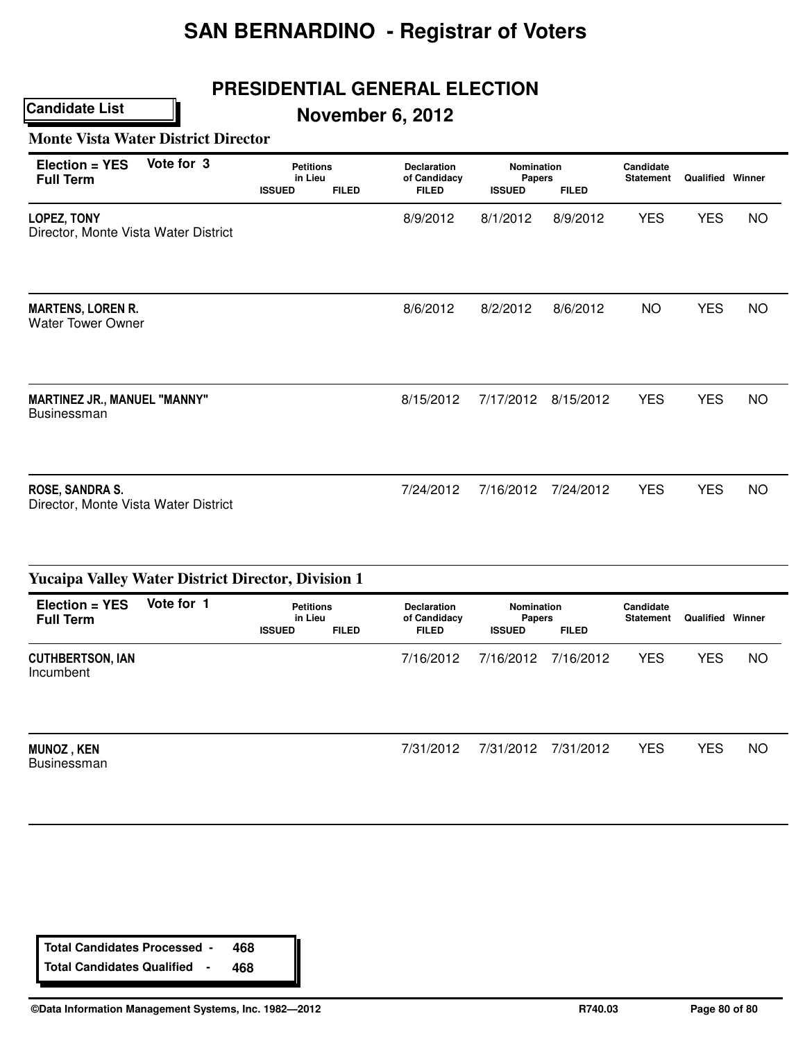# SAN BERNARDINO - Registrar of Voters

## PRESIDENTIAL GENERAL ELECTION

**Candidate List**

## November 6, 2012

### Monte Vista Water District Director

| Election = YES Full Term | Vote for 3 | Petitions in Lieu ISSUED | Petitions in Lieu FILED | Declaration of Candidacy FILED | Nomination Papers ISSUED | Nomination Papers FILED | Candidate Statement | Qualified | Winner |
|---|---|---|---|---|---|---|---|---|---|
| **LOPEZ, TONY** Director, Monte Vista Water District | | | | 8/9/2012 | 8/1/2012 | 8/9/2012 | YES | YES | NO |
| **MARTENS, LOREN R.** Water Tower Owner | | | | 8/6/2012 | 8/2/2012 | 8/6/2012 | NO | YES | NO |
| **MARTINEZ JR., MANUEL "MANNY"** Businessman | | | | 8/15/2012 | 7/17/2012 | 8/15/2012 | YES | YES | NO |
| **ROSE, SANDRA S.** Director, Monte Vista Water District | | | | 7/24/2012 | 7/16/2012 | 7/24/2012 | YES | YES | NO |

### Yucaipa Valley Water District Director, Division 1

| Election = YES Full Term | Vote for 1 | Petitions in Lieu ISSUED | Petitions in Lieu FILED | Declaration of Candidacy FILED | Nomination Papers ISSUED | Nomination Papers FILED | Candidate Statement | Qualified | Winner |
|---|---|---|---|---|---|---|---|---|---|
| **CUTHBERTSON, IAN** Incumbent | | | | 7/16/2012 | 7/16/2012 | 7/16/2012 | YES | YES | NO |
| **MUNOZ , KEN** Businessman | | | | 7/31/2012 | 7/31/2012 | 7/31/2012 | YES | YES | NO |

| | |
|---|---|
| Total Candidates Processed - | 468 |
| Total Candidates Qualified - | 468 |

©Data Information Management Systems, Inc. 1982—2012 R740.03